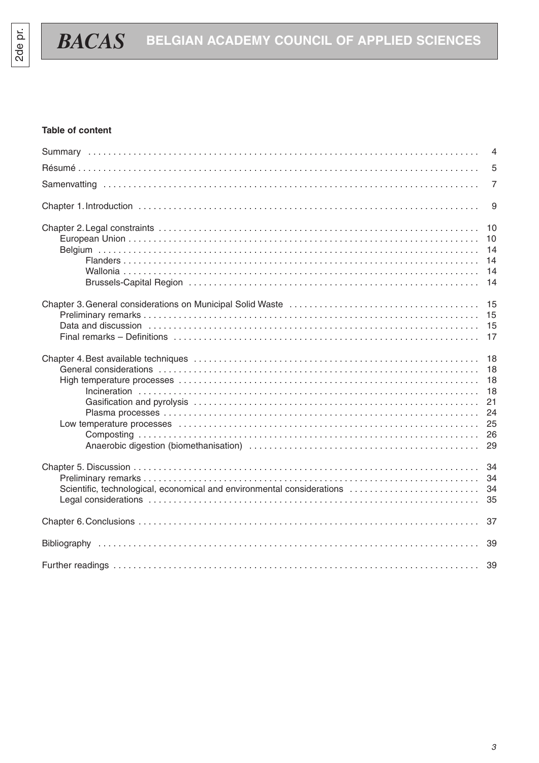**Table of content**

| | |
|---|---|
| Summary | 4 |
| Résumé | 5 |
| Samenvatting | 7 |
| Chapter 1. Introduction | 9 |
| Chapter 2. Legal constraints | 10 |
| European Union | 10 |
| Belgium | 14 |
| Flanders | 14 |
| Wallonia | 14 |
| Brussels-Capital Region | 14 |
| Chapter 3. General considerations on Municipal Solid Waste | 15 |
| Preliminary remarks | 15 |
| Data and discussion | 15 |
| Final remarks – Definitions | 17 |
| Chapter 4. Best available techniques | 18 |
| General considerations | 18 |
| High temperature processes | 18 |
| Incineration | 18 |
| Gasification and pyrolysis | 21 |
| Plasma processes | 24 |
| Low temperature processes | 25 |
| Composting | 26 |
| Anaerobic digestion (biomethanisation) | 29 |
| Chapter 5. Discussion | 34 |
| Preliminary remarks | 34 |
| Scientific, technological, economical and environmental considerations | 34 |
| Legal considerations | 35 |
| Chapter 6. Conclusions | 37 |
| Bibliography | 39 |
| Further readings | 39 |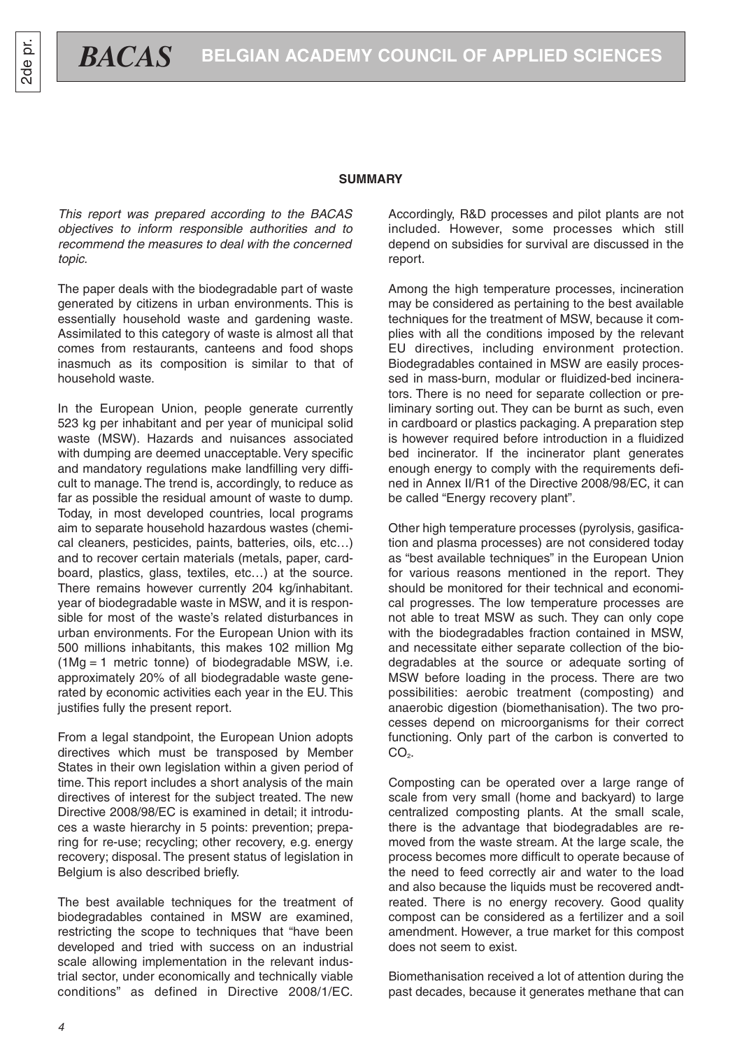## SUMMARY

*This report was prepared according to the BACAS objectives to inform responsible authorities and to recommend the measures to deal with the concerned topic.*

The paper deals with the biodegradable part of waste generated by citizens in urban environments. This is essentially household waste and gardening waste. Assimilated to this category of waste is almost all that comes from restaurants, canteens and food shops inasmuch as its composition is similar to that of household waste.

In the European Union, people generate currently 523 kg per inhabitant and per year of municipal solid waste (MSW). Hazards and nuisances associated with dumping are deemed unacceptable. Very specific and mandatory regulations make landfilling very difficult to manage. The trend is, accordingly, to reduce as far as possible the residual amount of waste to dump. Today, in most developed countries, local programs aim to separate household hazardous wastes (chemical cleaners, pesticides, paints, batteries, oils, etc…) and to recover certain materials (metals, paper, cardboard, plastics, glass, textiles, etc…) at the source. There remains however currently 204 kg/inhabitant. year of biodegradable waste in MSW, and it is responsible for most of the waste's related disturbances in urban environments. For the European Union with its 500 millions inhabitants, this makes 102 million Mg (1Mg = 1 metric tonne) of biodegradable MSW, i.e. approximately 20% of all biodegradable waste generated by economic activities each year in the EU. This justifies fully the present report.

From a legal standpoint, the European Union adopts directives which must be transposed by Member States in their own legislation within a given period of time. This report includes a short analysis of the main directives of interest for the subject treated. The new Directive 2008/98/EC is examined in detail; it introduces a waste hierarchy in 5 points: prevention; preparing for re-use; recycling; other recovery, e.g. energy recovery; disposal. The present status of legislation in Belgium is also described briefly.

The best available techniques for the treatment of biodegradables contained in MSW are examined, restricting the scope to techniques that "have been developed and tried with success on an industrial scale allowing implementation in the relevant industrial sector, under economically and technically viable conditions" as defined in Directive 2008/1/EC. Accordingly, R&D processes and pilot plants are not included. However, some processes which still depend on subsidies for survival are discussed in the report.

Among the high temperature processes, incineration may be considered as pertaining to the best available techniques for the treatment of MSW, because it complies with all the conditions imposed by the relevant EU directives, including environment protection. Biodegradables contained in MSW are easily processed in mass-burn, modular or fluidized-bed incinerators. There is no need for separate collection or preliminary sorting out. They can be burnt as such, even in cardboard or plastics packaging. A preparation step is however required before introduction in a fluidized bed incinerator. If the incinerator plant generates enough energy to comply with the requirements defined in Annex II/R1 of the Directive 2008/98/EC, it can be called "Energy recovery plant".

Other high temperature processes (pyrolysis, gasification and plasma processes) are not considered today as "best available techniques" in the European Union for various reasons mentioned in the report. They should be monitored for their technical and economical progresses. The low temperature processes are not able to treat MSW as such. They can only cope with the biodegradables fraction contained in MSW, and necessitate either separate collection of the biodegradables at the source or adequate sorting of MSW before loading in the process. There are two possibilities: aerobic treatment (composting) and anaerobic digestion (biomethanisation). The two processes depend on microorganisms for their correct functioning. Only part of the carbon is converted to $CO_2$.

Composting can be operated over a large range of scale from very small (home and backyard) to large centralized composting plants. At the small scale, there is the advantage that biodegradables are removed from the waste stream. At the large scale, the process becomes more difficult to operate because of the need to feed correctly air and water to the load and also because the liquids must be recovered andtreated. There is no energy recovery. Good quality compost can be considered as a fertilizer and a soil amendment. However, a true market for this compost does not seem to exist.

Biomethanisation received a lot of attention during the past decades, because it generates methane that can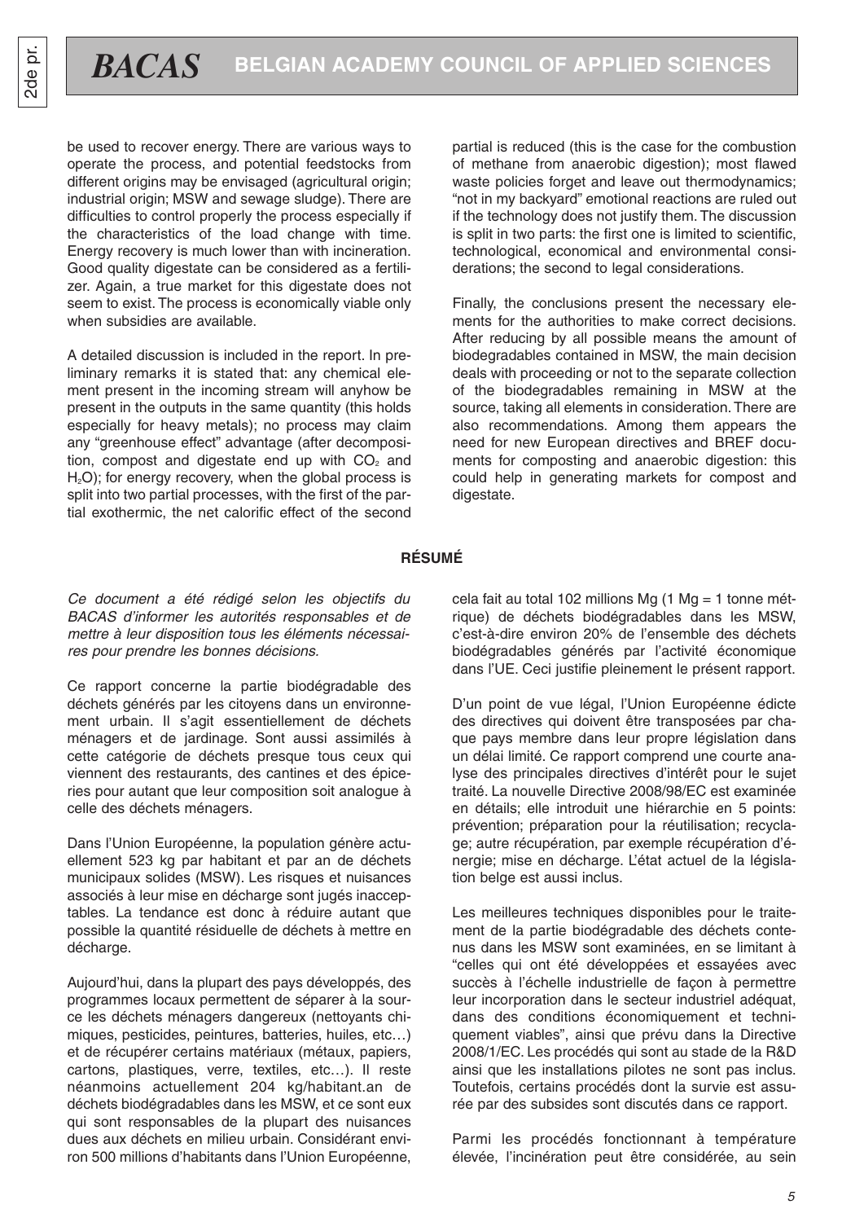be used to recover energy. There are various ways to operate the process, and potential feedstocks from different origins may be envisaged (agricultural origin; industrial origin; MSW and sewage sludge). There are difficulties to control properly the process especially if the characteristics of the load change with time. Energy recovery is much lower than with incineration. Good quality digestate can be considered as a fertilizer. Again, a true market for this digestate does not seem to exist. The process is economically viable only when subsidies are available.

A detailed discussion is included in the report. In preliminary remarks it is stated that: any chemical element present in the incoming stream will anyhow be present in the outputs in the same quantity (this holds especially for heavy metals); no process may claim any "greenhouse effect" advantage (after decomposition, compost and digestate end up with $CO_2$ and $H_2O$); for energy recovery, when the global process is split into two partial processes, with the first of the partial exothermic, the net calorific effect of the second partial is reduced (this is the case for the combustion of methane from anaerobic digestion); most flawed waste policies forget and leave out thermodynamics; "not in my backyard" emotional reactions are ruled out if the technology does not justify them. The discussion is split in two parts: the first one is limited to scientific, technological, economical and environmental considerations; the second to legal considerations.

Finally, the conclusions present the necessary elements for the authorities to make correct decisions. After reducing by all possible means the amount of biodegradables contained in MSW, the main decision deals with proceeding or not to the separate collection of the biodegradables remaining in MSW at the source, taking all elements in consideration. There are also recommendations. Among them appears the need for new European directives and BREF documents for composting and anaerobic digestion: this could help in generating markets for compost and digestate.

## RÉSUMÉ

*Ce document a été rédigé selon les objectifs du BACAS d'informer les autorités responsables et de mettre à leur disposition tous les éléments nécessaires pour prendre les bonnes décisions.*

Ce rapport concerne la partie biodégradable des déchets générés par les citoyens dans un environnement urbain. Il s'agit essentiellement de déchets ménagers et de jardinage. Sont aussi assimilés à cette catégorie de déchets presque tous ceux qui viennent des restaurants, des cantines et des épiceries pour autant que leur composition soit analogue à celle des déchets ménagers.

Dans l'Union Européenne, la population génère actuellement 523 kg par habitant et par an de déchets municipaux solides (MSW). Les risques et nuisances associés à leur mise en décharge sont jugés inacceptables. La tendance est donc à réduire autant que possible la quantité résiduelle de déchets à mettre en décharge.

Aujourd'hui, dans la plupart des pays développés, des programmes locaux permettent de séparer à la source les déchets ménagers dangereux (nettoyants chimiques, pesticides, peintures, batteries, huiles, etc…) et de récupérer certains matériaux (métaux, papiers, cartons, plastiques, verre, textiles, etc…). Il reste néanmoins actuellement 204 kg/habitant.an de déchets biodégradables dans les MSW, et ce sont eux qui sont responsables de la plupart des nuisances dues aux déchets en milieu urbain. Considérant environ 500 millions d'habitants dans l'Union Européenne, cela fait au total 102 millions Mg (1 Mg = 1 tonne métrique) de déchets biodégradables dans les MSW, c'est-à-dire environ 20% de l'ensemble des déchets biodégradables générés par l'activité économique dans l'UE. Ceci justifie pleinement le présent rapport.

D'un point de vue légal, l'Union Européenne édicte des directives qui doivent être transposées par chaque pays membre dans leur propre législation dans un délai limité. Ce rapport comprend une courte analyse des principales directives d'intérêt pour le sujet traité. La nouvelle Directive 2008/98/EC est examinée en détails; elle introduit une hiérarchie en 5 points: prévention; préparation pour la réutilisation; recyclage; autre récupération, par exemple récupération d'énergie; mise en décharge. L'état actuel de la législation belge est aussi inclus.

Les meilleures techniques disponibles pour le traitement de la partie biodégradable des déchets contenus dans les MSW sont examinées, en se limitant à "celles qui ont été développées et essayées avec succès à l'échelle industrielle de façon à permettre leur incorporation dans le secteur industriel adéquat, dans des conditions économiquement et techniquement viables", ainsi que prévu dans la Directive 2008/1/EC. Les procédés qui sont au stade de la R&D ainsi que les installations pilotes ne sont pas inclus. Toutefois, certains procédés dont la survie est assurée par des subsides sont discutés dans ce rapport.

Parmi les procédés fonctionnant à température élevée, l'incinération peut être considérée, au sein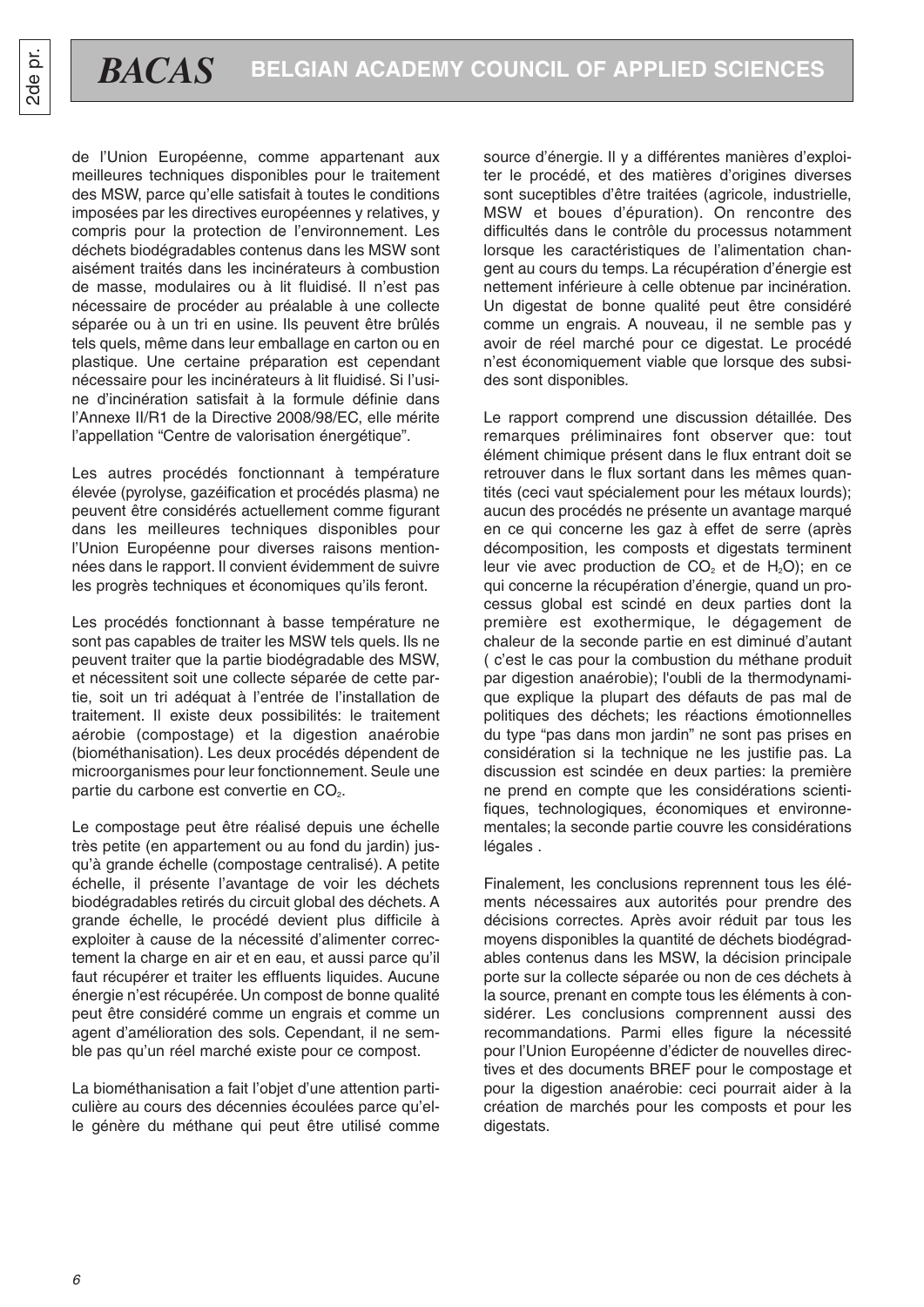de l'Union Européenne, comme appartenant aux meilleures techniques disponibles pour le traitement des MSW, parce qu'elle satisfait à toutes le conditions imposées par les directives européennes y relatives, y compris pour la protection de l'environnement. Les déchets biodégradables contenus dans les MSW sont aisément traités dans les incinérateurs à combustion de masse, modulaires ou à lit fluidisé. Il n'est pas nécessaire de procéder au préalable à une collecte séparée ou à un tri en usine. Ils peuvent être brûlés tels quels, même dans leur emballage en carton ou en plastique. Une certaine préparation est cependant nécessaire pour les incinérateurs à lit fluidisé. Si l'usine d'incinération satisfait à la formule définie dans l'Annexe II/R1 de la Directive 2008/98/EC, elle mérite l'appellation "Centre de valorisation énergétique".

Les autres procédés fonctionnant à température élevée (pyrolyse, gazéification et procédés plasma) ne peuvent être considérés actuellement comme figurant dans les meilleures techniques disponibles pour l'Union Européenne pour diverses raisons mentionnées dans le rapport. Il convient évidemment de suivre les progrès techniques et économiques qu'ils feront.

Les procédés fonctionnant à basse température ne sont pas capables de traiter les MSW tels quels. Ils ne peuvent traiter que la partie biodégradable des MSW, et nécessitent soit une collecte séparée de cette partie, soit un tri adéquat à l'entrée de l'installation de traitement. Il existe deux possibilités: le traitement aérobie (compostage) et la digestion anaérobie (biométhanisation). Les deux procédés dépendent de microorganismes pour leur fonctionnement. Seule une partie du carbone est convertie en $CO_2$.

Le compostage peut être réalisé depuis une échelle très petite (en appartement ou au fond du jardin) jusqu'à grande échelle (compostage centralisé). A petite échelle, il présente l'avantage de voir les déchets biodégradables retirés du circuit global des déchets. A grande échelle, le procédé devient plus difficile à exploiter à cause de la nécessité d'alimenter correctement la charge en air et en eau, et aussi parce qu'il faut récupérer et traiter les effluents liquides. Aucune énergie n'est récupérée. Un compost de bonne qualité peut être considéré comme un engrais et comme un agent d'amélioration des sols. Cependant, il ne semble pas qu'un réel marché existe pour ce compost.

La biométhanisation a fait l'objet d'une attention particulière au cours des décennies écoulées parce qu'elle génère du méthane qui peut être utilisé comme source d'énergie. Il y a différentes manières d'exploiter le procédé, et des matières d'origines diverses sont suceptibles d'être traitées (agricole, industrielle, MSW et boues d'épuration). On rencontre des difficultés dans le contrôle du processus notamment lorsque les caractéristiques de l'alimentation changent au cours du temps. La récupération d'énergie est nettement inférieure à celle obtenue par incinération. Un digestat de bonne qualité peut être considéré comme un engrais. A nouveau, il ne semble pas y avoir de réel marché pour ce digestat. Le procédé n'est économiquement viable que lorsque des subsides sont disponibles.

Le rapport comprend une discussion détaillée. Des remarques préliminaires font observer que: tout élément chimique présent dans le flux entrant doit se retrouver dans le flux sortant dans les mêmes quantités (ceci vaut spécialement pour les métaux lourds); aucun des procédés ne présente un avantage marqué en ce qui concerne les gaz à effet de serre (après décomposition, les composts et digestats terminent leur vie avec production de $CO_2$ et de $H_2O$); en ce qui concerne la récupération d'énergie, quand un processus global est scindé en deux parties dont la première est exothermique, le dégagement de chaleur de la seconde partie en est diminué d'autant ( c'est le cas pour la combustion du méthane produit par digestion anaérobie); l'oubli de la thermodynamique explique la plupart des défauts de pas mal de politiques des déchets; les réactions émotionnelles du type "pas dans mon jardin" ne sont pas prises en considération si la technique ne les justifie pas. La discussion est scindée en deux parties: la première ne prend en compte que les considérations scientifiques, technologiques, économiques et environnementales; la seconde partie couvre les considérations légales .

Finalement, les conclusions reprennent tous les éléments nécessaires aux autorités pour prendre des décisions correctes. Après avoir réduit par tous les moyens disponibles la quantité de déchets biodégradables contenus dans les MSW, la décision principale porte sur la collecte séparée ou non de ces déchets à la source, prenant en compte tous les éléments à considérer. Les conclusions comprennent aussi des recommandations. Parmi elles figure la nécessité pour l'Union Européenne d'édicter de nouvelles directives et des documents BREF pour le compostage et pour la digestion anaérobie: ceci pourrait aider à la création de marchés pour les composts et pour les digestats.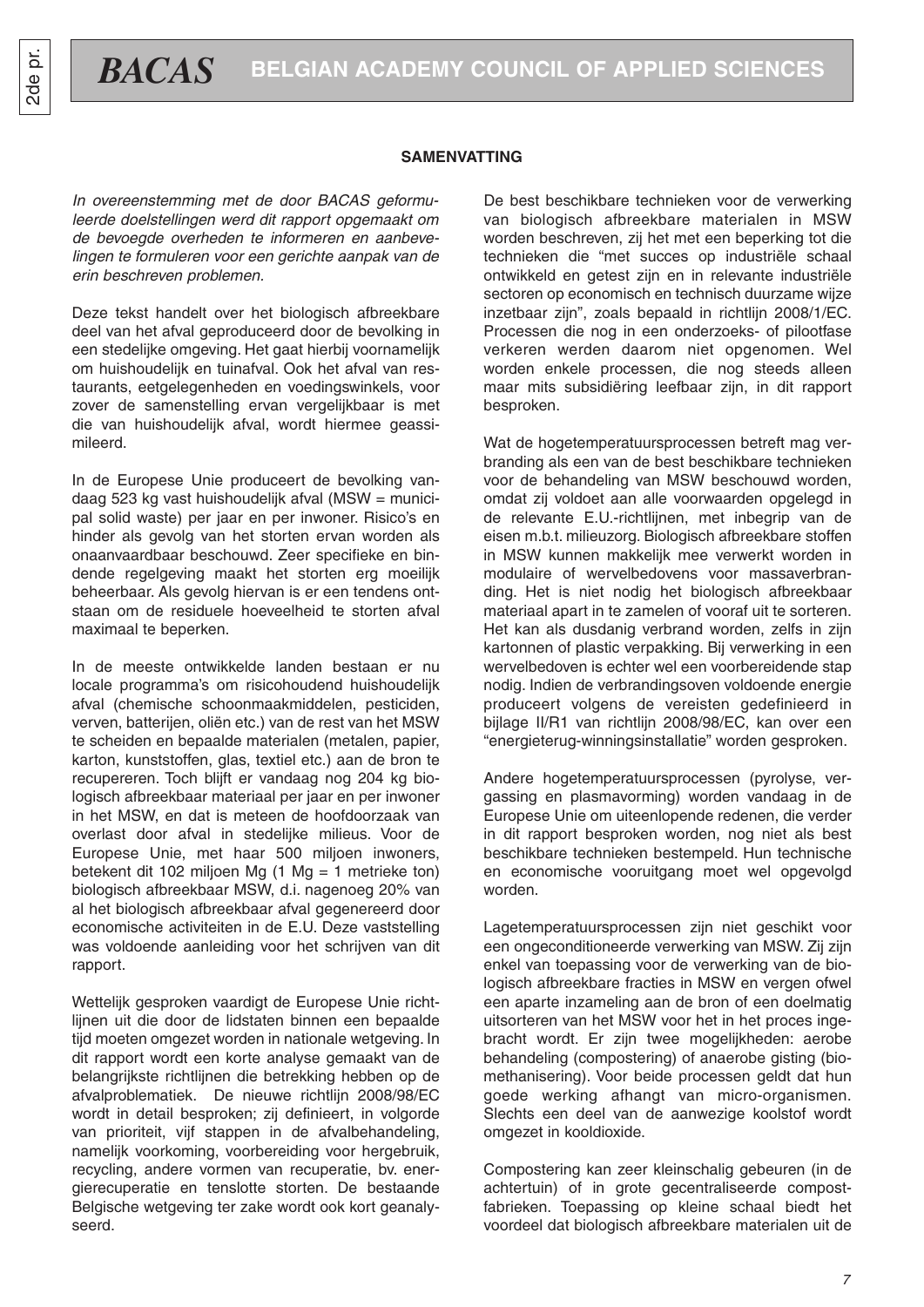### SAMENVATTING

*In overeenstemming met de door BACAS geformuleerde doelstellingen werd dit rapport opgemaakt om de bevoegde overheden te informeren en aanbevelingen te formuleren voor een gerichte aanpak van de erin beschreven problemen.*

Deze tekst handelt over het biologisch afbreekbare deel van het afval geproduceerd door de bevolking in een stedelijke omgeving. Het gaat hierbij voornamelijk om huishoudelijk en tuinafval. Ook het afval van restaurants, eetgelegenheden en voedingswinkels, voor zover de samenstelling ervan vergelijkbaar is met die van huishoudelijk afval, wordt hiermee geassimileerd.

In de Europese Unie produceert de bevolking vandaag 523 kg vast huishoudelijk afval (MSW = municipal solid waste) per jaar en per inwoner. Risico's en hinder als gevolg van het storten ervan worden als onaanvaardbaar beschouwd. Zeer specifieke en bindende regelgeving maakt het storten erg moeilijk beheerbaar. Als gevolg hiervan is er een tendens ontstaan om de residuele hoeveelheid te storten afval maximaal te beperken.

In de meeste ontwikkelde landen bestaan er nu locale programma's om risicohoudend huishoudelijk afval (chemische schoonmaakmiddelen, pesticiden, verven, batterijen, oliën etc.) van de rest van het MSW te scheiden en bepaalde materialen (metalen, papier, karton, kunststoffen, glas, textiel etc.) aan de bron te recupereren. Toch blijft er vandaag nog 204 kg biologisch afbreekbaar materiaal per jaar en per inwoner in het MSW, en dat is meteen de hoofdoorzaak van overlast door afval in stedelijke milieus. Voor de Europese Unie, met haar 500 miljoen inwoners, betekent dit 102 miljoen Mg (1 Mg = 1 metrieke ton) biologisch afbreekbaar MSW, d.i. nagenoeg 20% van al het biologisch afbreekbaar afval gegenereerd door economische activiteiten in de E.U. Deze vaststelling was voldoende aanleiding voor het schrijven van dit rapport.

Wettelijk gesproken vaardigt de Europese Unie richtlijnen uit die door de lidstaten binnen een bepaalde tijd moeten omgezet worden in nationale wetgeving. In dit rapport wordt een korte analyse gemaakt van de belangrijkste richtlijnen die betrekking hebben op de afvalproblematiek. De nieuwe richtlijn 2008/98/EC wordt in detail besproken; zij definieert, in volgorde van prioriteit, vijf stappen in de afvalbehandeling, namelijk voorkoming, voorbereiding voor hergebruik, recycling, andere vormen van recuperatie, bv. energierecuperatie en tenslotte storten. De bestaande Belgische wetgeving ter zake wordt ook kort geanalyseerd.

De best beschikbare technieken voor de verwerking van biologisch afbreekbare materialen in MSW worden beschreven, zij het met een beperking tot die technieken die "met succes op industriële schaal ontwikkeld en getest zijn en in relevante industriële sectoren op economisch en technisch duurzame wijze inzetbaar zijn", zoals bepaald in richtlijn 2008/1/EC. Processen die nog in een onderzoeks- of pilootfase verkeren werden daarom niet opgenomen. Wel worden enkele processen, die nog steeds alleen maar mits subsidiëring leefbaar zijn, in dit rapport besproken.

Wat de hogetemperatuursprocessen betreft mag verbranding als een van de best beschikbare technieken voor de behandeling van MSW beschouwd worden, omdat zij voldoet aan alle voorwaarden opgelegd in de relevante E.U.-richtlijnen, met inbegrip van de eisen m.b.t. milieuzorg. Biologisch afbreekbare stoffen in MSW kunnen makkelijk mee verwerkt worden in modulaire of wervelbedovens voor massaverbranding. Het is niet nodig het biologisch afbreekbaar materiaal apart in te zamelen of vooraf uit te sorteren. Het kan als dusdanig verbrand worden, zelfs in zijn kartonnen of plastic verpakking. Bij verwerking in een wervelbedoven is echter wel een voorbereidende stap nodig. Indien de verbrandingsoven voldoende energie produceert volgens de vereisten gedefinieerd in bijlage II/R1 van richtlijn 2008/98/EC, kan over een "energieterug-winningsinstallatie" worden gesproken.

Andere hogetemperatuursprocessen (pyrolyse, vergassing en plasmavorming) worden vandaag in de Europese Unie om uiteenlopende redenen, die verder in dit rapport besproken worden, nog niet als best beschikbare technieken bestempeld. Hun technische en economische vooruitgang moet wel opgevolgd worden.

Lagetemperatuursprocessen zijn niet geschikt voor een ongeconditioneerde verwerking van MSW. Zij zijn enkel van toepassing voor de verwerking van de biologisch afbreekbare fracties in MSW en vergen ofwel een aparte inzameling aan de bron of een doelmatig uitsorteren van het MSW voor het in het proces ingebracht wordt. Er zijn twee mogelijkheden: aerobe behandeling (compostering) of anaerobe gisting (biomethanisering). Voor beide processen geldt dat hun goede werking afhangt van micro-organismen. Slechts een deel van de aanwezige koolstof wordt omgezet in kooldioxide.

Compostering kan zeer kleinschalig gebeuren (in de achtertuin) of in grote gecentraliseerde compostfabrieken. Toepassing op kleine schaal biedt het voordeel dat biologisch afbreekbare materialen uit de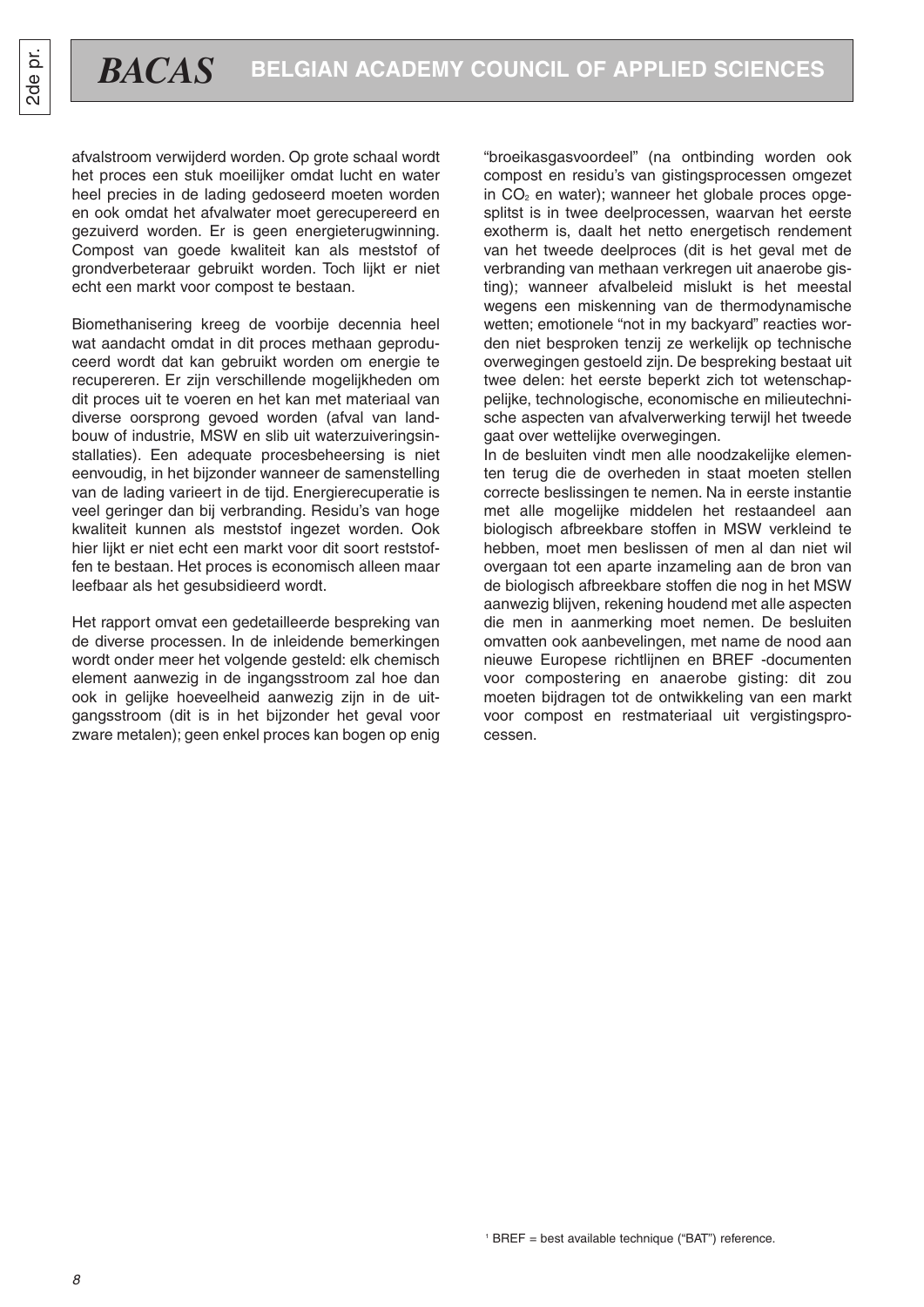afvalstroom verwijderd worden. Op grote schaal wordt het proces een stuk moeilijker omdat lucht en water heel precies in de lading gedoseerd moeten worden en ook omdat het afvalwater moet gerecupereerd en gezuiverd worden. Er is geen energieterugwinning. Compost van goede kwaliteit kan als meststof of grondverbeteraar gebruikt worden. Toch lijkt er niet echt een markt voor compost te bestaan.

Biomethanisering kreeg de voorbije decennia heel wat aandacht omdat in dit proces methaan geproduceerd wordt dat kan gebruikt worden om energie te recupereren. Er zijn verschillende mogelijkheden om dit proces uit te voeren en het kan met materiaal van diverse oorsprong gevoed worden (afval van landbouw of industrie, MSW en slib uit waterzuiveringsinstallaties). Een adequate procesbeheersing is niet eenvoudig, in het bijzonder wanneer de samenstelling van de lading varieert in de tijd. Energierecuperatie is veel geringer dan bij verbranding. Residu's van hoge kwaliteit kunnen als meststof ingezet worden. Ook hier lijkt er niet echt een markt voor dit soort reststoffen te bestaan. Het proces is economisch alleen maar leefbaar als het gesubsidieerd wordt.

Het rapport omvat een gedetailleerde bespreking van de diverse processen. In de inleidende bemerkingen wordt onder meer het volgende gesteld: elk chemisch element aanwezig in de ingangsstroom zal hoe dan ook in gelijke hoeveelheid aanwezig zijn in de uitgangsstroom (dit is in het bijzonder het geval voor zware metalen); geen enkel proces kan bogen op enig "broeikasgasvoordeel" (na ontbinding worden ook compost en residu's van gistingsprocessen omgezet in $CO_2$ en water); wanneer het globale proces opgesplitst is in twee deelprocessen, waarvan het eerste exotherm is, daalt het netto energetisch rendement van het tweede deelproces (dit is het geval met de verbranding van methaan verkregen uit anaerobe gisting); wanneer afvalbeleid mislukt is het meestal wegens een miskenning van de thermodynamische wetten; emotionele "not in my backyard" reacties worden niet besproken tenzij ze werkelijk op technische overwegingen gestoeld zijn. De bespreking bestaat uit twee delen: het eerste beperkt zich tot wetenschappelijke, technologische, economische en milieutechnische aspecten van afvalverwerking terwijl het tweede gaat over wettelijke overwegingen.

In de besluiten vindt men alle noodzakelijke elementen terug die de overheden in staat moeten stellen correcte beslissingen te nemen. Na in eerste instantie met alle mogelijke middelen het restaandeel aan biologisch afbreekbare stoffen in MSW verkleind te hebben, moet men beslissen of men al dan niet wil overgaan tot een aparte inzameling aan de bron van de biologisch afbreekbare stoffen die nog in het MSW aanwezig blijven, rekening houdend met alle aspecten die men in aanmerking moet nemen. De besluiten omvatten ook aanbevelingen, met name de nood aan nieuwe Europese richtlijnen en BREF -documenten voor compostering en anaerobe gisting: dit zou moeten bijdragen tot de ontwikkeling van een markt voor compost en restmateriaal uit vergistingsprocessen.

[1] BREF = best available technique ("BAT") reference.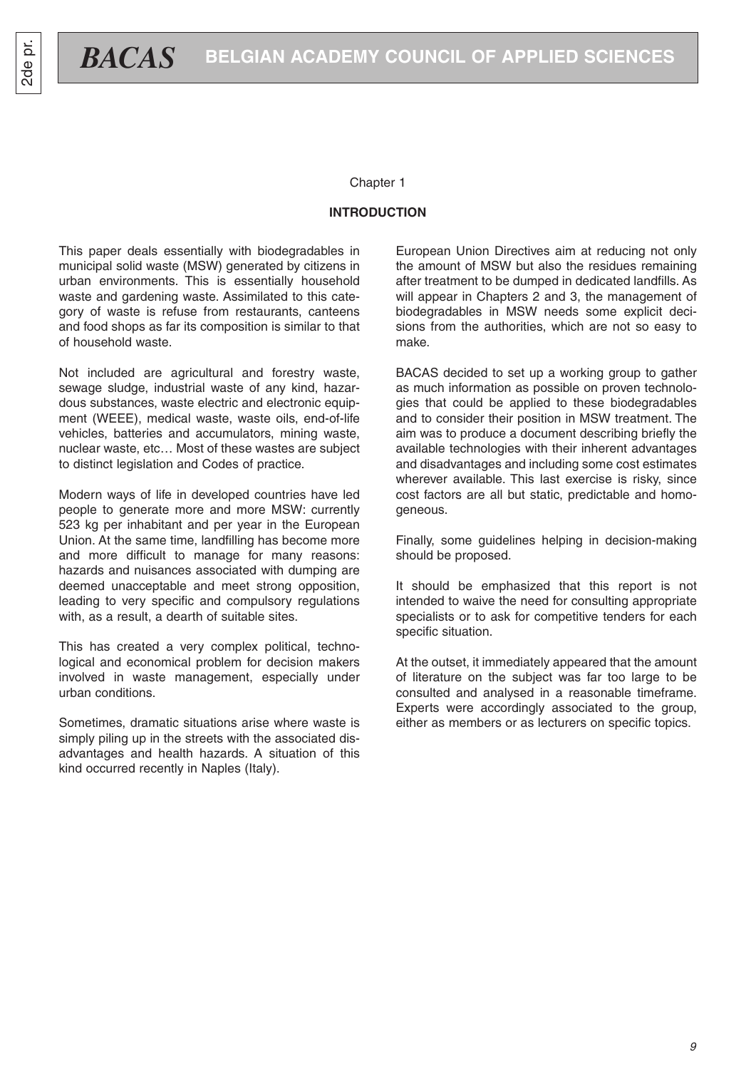Chapter 1

## INTRODUCTION

This paper deals essentially with biodegradables in municipal solid waste (MSW) generated by citizens in urban environments. This is essentially household waste and gardening waste. Assimilated to this category of waste is refuse from restaurants, canteens and food shops as far its composition is similar to that of household waste.

Not included are agricultural and forestry waste, sewage sludge, industrial waste of any kind, hazardous substances, waste electric and electronic equipment (WEEE), medical waste, waste oils, end-of-life vehicles, batteries and accumulators, mining waste, nuclear waste, etc… Most of these wastes are subject to distinct legislation and Codes of practice.

Modern ways of life in developed countries have led people to generate more and more MSW: currently 523 kg per inhabitant and per year in the European Union. At the same time, landfilling has become more and more difficult to manage for many reasons: hazards and nuisances associated with dumping are deemed unacceptable and meet strong opposition, leading to very specific and compulsory regulations with, as a result, a dearth of suitable sites.

This has created a very complex political, technological and economical problem for decision makers involved in waste management, especially under urban conditions.

Sometimes, dramatic situations arise where waste is simply piling up in the streets with the associated disadvantages and health hazards. A situation of this kind occurred recently in Naples (Italy).

European Union Directives aim at reducing not only the amount of MSW but also the residues remaining after treatment to be dumped in dedicated landfills. As will appear in Chapters 2 and 3, the management of biodegradables in MSW needs some explicit decisions from the authorities, which are not so easy to make.

BACAS decided to set up a working group to gather as much information as possible on proven technologies that could be applied to these biodegradables and to consider their position in MSW treatment. The aim was to produce a document describing briefly the available technologies with their inherent advantages and disadvantages and including some cost estimates wherever available. This last exercise is risky, since cost factors are all but static, predictable and homogeneous.

Finally, some guidelines helping in decision-making should be proposed.

It should be emphasized that this report is not intended to waive the need for consulting appropriate specialists or to ask for competitive tenders for each specific situation.

At the outset, it immediately appeared that the amount of literature on the subject was far too large to be consulted and analysed in a reasonable timeframe. Experts were accordingly associated to the group, either as members or as lecturers on specific topics.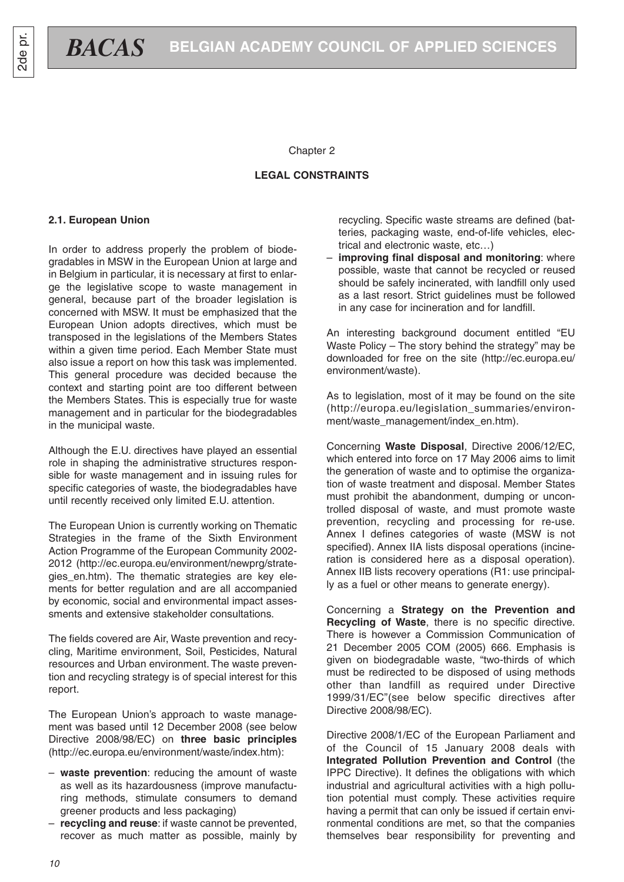Chapter 2

## LEGAL CONSTRAINTS

### 2.1. European Union

In order to address properly the problem of biodegradables in MSW in the European Union at large and in Belgium in particular, it is necessary at first to enlarge the legislative scope to waste management in general, because part of the broader legislation is concerned with MSW. It must be emphasized that the European Union adopts directives, which must be transposed in the legislations of the Members States within a given time period. Each Member State must also issue a report on how this task was implemented. This general procedure was decided because the context and starting point are too different between the Members States. This is especially true for waste management and in particular for the biodegradables in the municipal waste.

Although the E.U. directives have played an essential role in shaping the administrative structures responsible for waste management and in issuing rules for specific categories of waste, the biodegradables have until recently received only limited E.U. attention.

The European Union is currently working on Thematic Strategies in the frame of the Sixth Environment Action Programme of the European Community 2002-2012 (http://ec.europa.eu/environment/newprg/strategies_en.htm). The thematic strategies are key elements for better regulation and are all accompanied by economic, social and environmental impact assessments and extensive stakeholder consultations.

The fields covered are Air, Waste prevention and recycling, Maritime environment, Soil, Pesticides, Natural resources and Urban environment. The waste prevention and recycling strategy is of special interest for this report.

The European Union's approach to waste management was based until 12 December 2008 (see below Directive 2008/98/EC) on **three basic principles** (http://ec.europa.eu/environment/waste/index.htm):

- **waste prevention**: reducing the amount of waste as well as its hazardousness (improve manufacturing methods, stimulate consumers to demand greener products and less packaging)
- **recycling and reuse**: if waste cannot be prevented, recover as much matter as possible, mainly by recycling. Specific waste streams are defined (batteries, packaging waste, end-of-life vehicles, electrical and electronic waste, etc…)
- **improving final disposal and monitoring**: where possible, waste that cannot be recycled or reused should be safely incinerated, with landfill only used as a last resort. Strict guidelines must be followed in any case for incineration and for landfill.

An interesting background document entitled "EU Waste Policy – The story behind the strategy" may be downloaded for free on the site (http://ec.europa.eu/environment/waste).

As to legislation, most of it may be found on the site (http://europa.eu/legislation_summaries/environment/waste_management/index_en.htm).

Concerning **Waste Disposal**, Directive 2006/12/EC, which entered into force on 17 May 2006 aims to limit the generation of waste and to optimise the organization of waste treatment and disposal. Member States must prohibit the abandonment, dumping or uncontrolled disposal of waste, and must promote waste prevention, recycling and processing for re-use. Annex I defines categories of waste (MSW is not specified). Annex IIA lists disposal operations (incineration is considered here as a disposal operation). Annex IIB lists recovery operations (R1: use principally as a fuel or other means to generate energy).

Concerning a **Strategy on the Prevention and Recycling of Waste**, there is no specific directive. There is however a Commission Communication of 21 December 2005 COM (2005) 666. Emphasis is given on biodegradable waste, "two-thirds of which must be redirected to be disposed of using methods other than landfill as required under Directive 1999/31/EC"(see below specific directives after Directive 2008/98/EC).

Directive 2008/1/EC of the European Parliament and of the Council of 15 January 2008 deals with **Integrated Pollution Prevention and Control** (the IPPC Directive). It defines the obligations with which industrial and agricultural activities with a high pollution potential must comply. These activities require having a permit that can only be issued if certain environmental conditions are met, so that the companies themselves bear responsibility for preventing and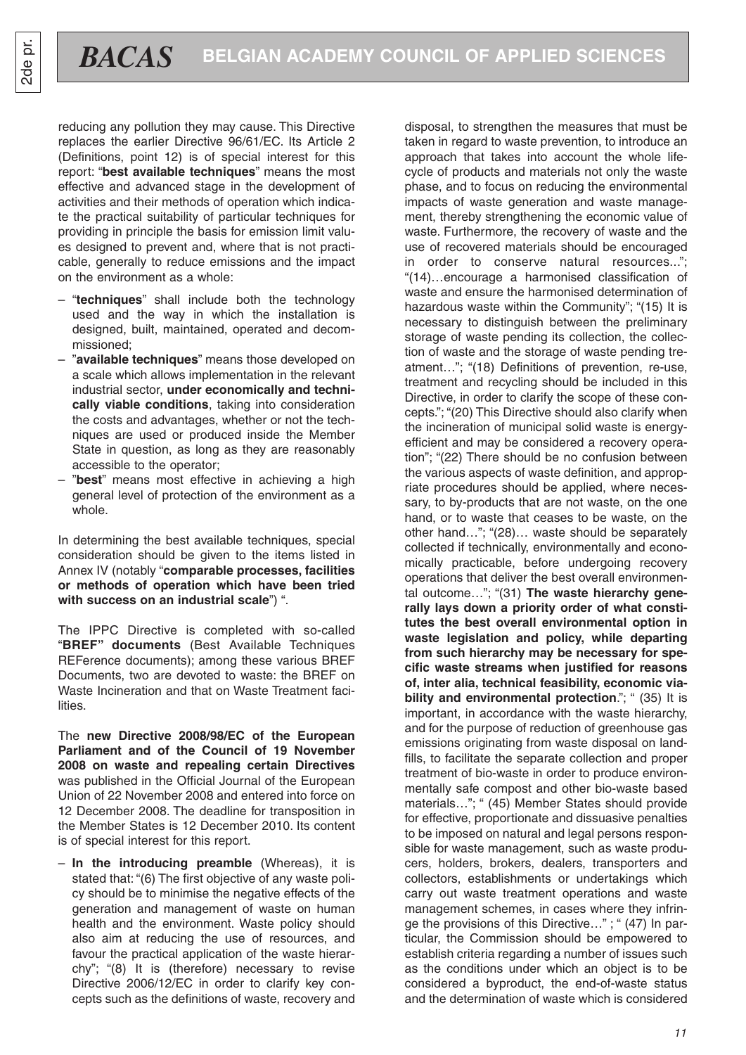reducing any pollution they may cause. This Directive replaces the earlier Directive 96/61/EC. Its Article 2 (Definitions, point 12) is of special interest for this report: "**best available techniques**" means the most effective and advanced stage in the development of activities and their methods of operation which indicate the practical suitability of particular techniques for providing in principle the basis for emission limit values designed to prevent and, where that is not practicable, generally to reduce emissions and the impact on the environment as a whole:

– "**techniques**" shall include both the technology used and the way in which the installation is designed, built, maintained, operated and decommissioned;
– "**available techniques**" means those developed on a scale which allows implementation in the relevant industrial sector, **under economically and technically viable conditions**, taking into consideration the costs and advantages, whether or not the techniques are used or produced inside the Member State in question, as long as they are reasonably accessible to the operator;
– "**best**" means most effective in achieving a high general level of protection of the environment as a whole.

In determining the best available techniques, special consideration should be given to the items listed in Annex IV (notably "**comparable processes, facilities or methods of operation which have been tried with success on an industrial scale**") ".

The IPPC Directive is completed with so-called "**BREF" documents** (Best Available Techniques REFerence documents); among these various BREF Documents, two are devoted to waste: the BREF on Waste Incineration and that on Waste Treatment facilities.

The **new Directive 2008/98/EC of the European Parliament and of the Council of 19 November 2008 on waste and repealing certain Directives** was published in the Official Journal of the European Union of 22 November 2008 and entered into force on 12 December 2008. The deadline for transposition in the Member States is 12 December 2010. Its content is of special interest for this report.

– **In the introducing preamble** (Whereas), it is stated that: "(6) The first objective of any waste policy should be to minimise the negative effects of the generation and management of waste on human health and the environment. Waste policy should also aim at reducing the use of resources, and favour the practical application of the waste hierarchy"; "(8) It is (therefore) necessary to revise Directive 2006/12/EC in order to clarify key concepts such as the definitions of waste, recovery and disposal, to strengthen the measures that must be taken in regard to waste prevention, to introduce an approach that takes into account the whole lifecycle of products and materials not only the waste phase, and to focus on reducing the environmental impacts of waste generation and waste management, thereby strengthening the economic value of waste. Furthermore, the recovery of waste and the use of recovered materials should be encouraged in order to conserve natural resources..."; "(14)…encourage a harmonised classification of waste and ensure the harmonised determination of hazardous waste within the Community"; "(15) It is necessary to distinguish between the preliminary storage of waste pending its collection, the collection of waste and the storage of waste pending treatment…"; "(18) Definitions of prevention, re-use, treatment and recycling should be included in this Directive, in order to clarify the scope of these concepts."; "(20) This Directive should also clarify when the incineration of municipal solid waste is energy-efficient and may be considered a recovery operation"; "(22) There should be no confusion between the various aspects of waste definition, and appropriate procedures should be applied, where necessary, to by-products that are not waste, on the one hand, or to waste that ceases to be waste, on the other hand…"; "(28)… waste should be separately collected if technically, environmentally and economically practicable, before undergoing recovery operations that deliver the best overall environmental outcome…"; "(31) **The waste hierarchy generally lays down a priority order of what constitutes the best overall environmental option in waste legislation and policy, while departing from such hierarchy may be necessary for specific waste streams when justified for reasons of, inter alia, technical feasibility, economic viability and environmental protection**."; " (35) It is important, in accordance with the waste hierarchy, and for the purpose of reduction of greenhouse gas emissions originating from waste disposal on landfills, to facilitate the separate collection and proper treatment of bio-waste in order to produce environmentally safe compost and other bio-waste based materials…"; " (45) Member States should provide for effective, proportionate and dissuasive penalties to be imposed on natural and legal persons responsible for waste management, such as waste producers, holders, brokers, dealers, transporters and collectors, establishments or undertakings which carry out waste treatment operations and waste management schemes, in cases where they infringe the provisions of this Directive…" ; " (47) In particular, the Commission should be empowered to establish criteria regarding a number of issues such as the conditions under which an object is to be considered a byproduct, the end-of-waste status and the determination of waste which is considered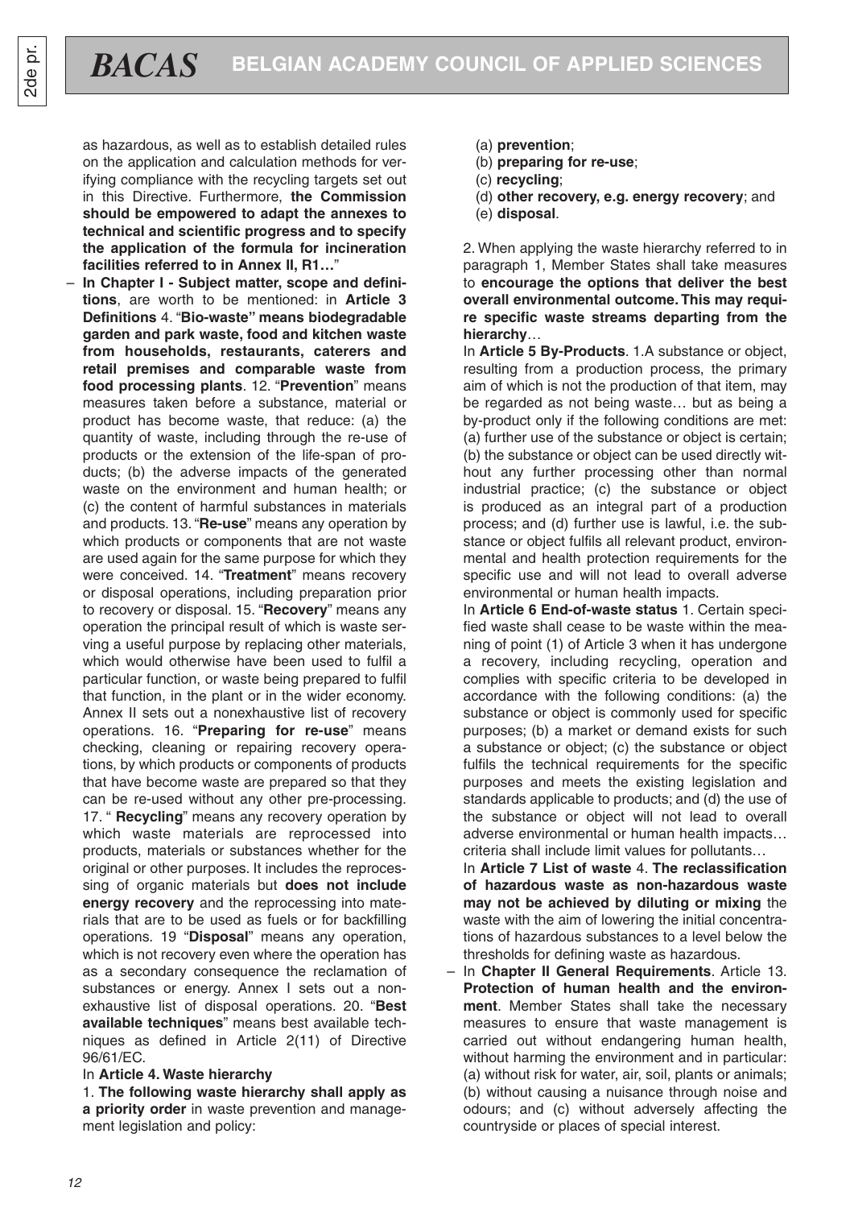as hazardous, as well as to establish detailed rules on the application and calculation methods for verifying compliance with the recycling targets set out in this Directive. Furthermore, **the Commission should be empowered to adapt the annexes to technical and scientific progress and to specify the application of the formula for incineration facilities referred to in Annex II, R1…**"

– **In Chapter I - Subject matter, scope and definitions**, are worth to be mentioned: in **Article 3 Definitions** 4. "**Bio-waste" means biodegradable garden and park waste, food and kitchen waste from households, restaurants, caterers and retail premises and comparable waste from food processing plants**. 12. "**Prevention**" means measures taken before a substance, material or product has become waste, that reduce: (a) the quantity of waste, including through the re-use of products or the extension of the life-span of products; (b) the adverse impacts of the generated waste on the environment and human health; or (c) the content of harmful substances in materials and products. 13. "**Re-use**" means any operation by which products or components that are not waste are used again for the same purpose for which they were conceived. 14. "**Treatment**" means recovery or disposal operations, including preparation prior to recovery or disposal. 15. "**Recovery**" means any operation the principal result of which is waste serving a useful purpose by replacing other materials, which would otherwise have been used to fulfil a particular function, or waste being prepared to fulfil that function, in the plant or in the wider economy. Annex II sets out a nonexhaustive list of recovery operations. 16. "**Preparing for re-use**" means checking, cleaning or repairing recovery operations, by which products or components of products that have become waste are prepared so that they can be re-used without any other pre-processing. 17. " **Recycling**" means any recovery operation by which waste materials are reprocessed into products, materials or substances whether for the original or other purposes. It includes the reprocessing of organic materials but **does not include energy recovery** and the reprocessing into materials that are to be used as fuels or for backfilling operations. 19 "**Disposal**" means any operation, which is not recovery even where the operation has as a secondary consequence the reclamation of substances or energy. Annex I sets out a non-exhaustive list of disposal operations. 20. "**Best available techniques**" means best available techniques as defined in Article 2(11) of Directive 96/61/EC.

In **Article 4. Waste hierarchy**

1. **The following waste hierarchy shall apply as a priority order** in waste prevention and management legislation and policy:

(a) **prevention**;
(b) **preparing for re-use**;
(c) **recycling**;
(d) **other recovery, e.g. energy recovery**; and
(e) **disposal**.

2. When applying the waste hierarchy referred to in paragraph 1, Member States shall take measures to **encourage the options that deliver the best overall environmental outcome. This may require specific waste streams departing from the hierarchy**…

In **Article 5 By-Products**. 1.A substance or object, resulting from a production process, the primary aim of which is not the production of that item, may be regarded as not being waste… but as being a by-product only if the following conditions are met: (a) further use of the substance or object is certain; (b) the substance or object can be used directly without any further processing other than normal industrial practice; (c) the substance or object is produced as an integral part of a production process; and (d) further use is lawful, i.e. the substance or object fulfils all relevant product, environmental and health protection requirements for the specific use and will not lead to overall adverse environmental or human health impacts.

In **Article 6 End-of-waste status** 1. Certain specified waste shall cease to be waste within the meaning of point (1) of Article 3 when it has undergone a recovery, including recycling, operation and complies with specific criteria to be developed in accordance with the following conditions: (a) the substance or object is commonly used for specific purposes; (b) a market or demand exists for such a substance or object; (c) the substance or object fulfils the technical requirements for the specific purposes and meets the existing legislation and standards applicable to products; and (d) the use of the substance or object will not lead to overall adverse environmental or human health impacts… criteria shall include limit values for pollutants…

In **Article 7 List of waste** 4. **The reclassification of hazardous waste as non-hazardous waste may not be achieved by diluting or mixing** the waste with the aim of lowering the initial concentrations of hazardous substances to a level below the thresholds for defining waste as hazardous.

– In **Chapter II General Requirements**. Article 13. **Protection of human health and the environment**. Member States shall take the necessary measures to ensure that waste management is carried out without endangering human health, without harming the environment and in particular: (a) without risk for water, air, soil, plants or animals; (b) without causing a nuisance through noise and odours; and (c) without adversely affecting the countryside or places of special interest.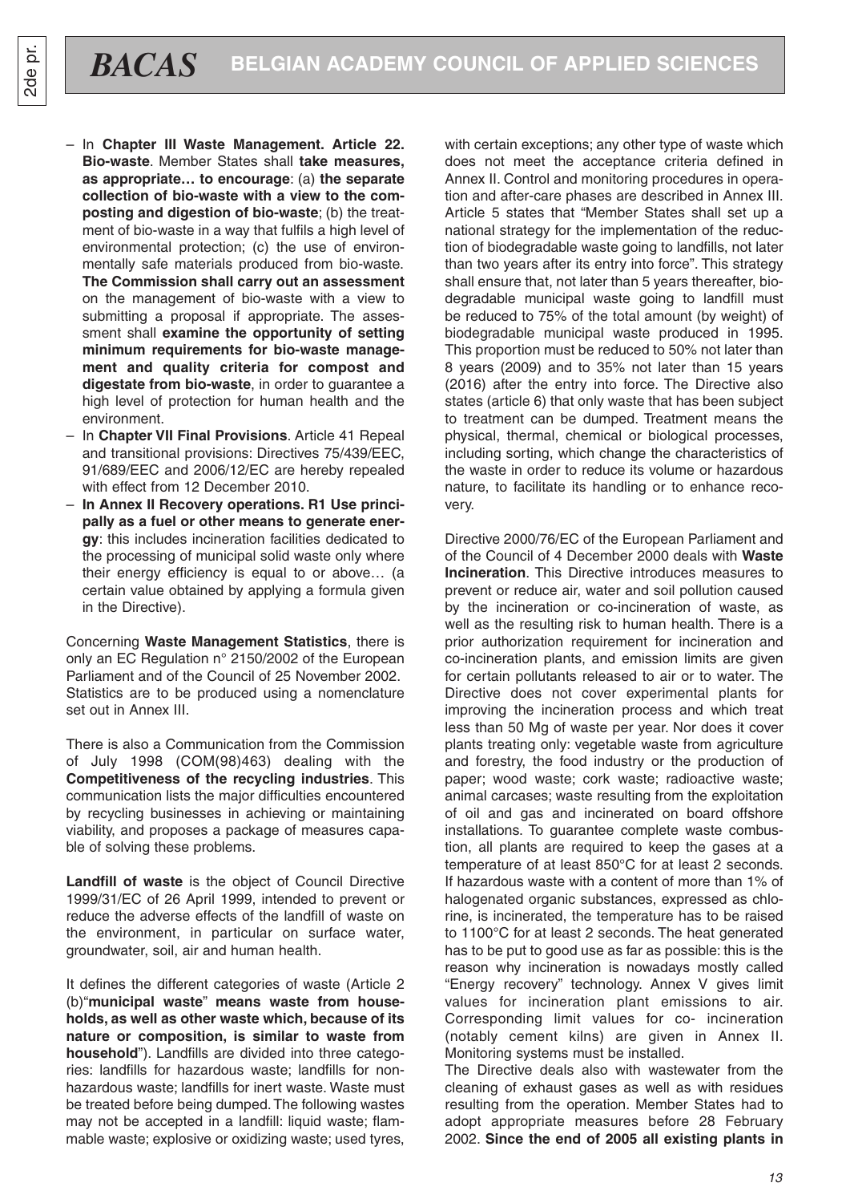– In **Chapter III Waste Management. Article 22. Bio-waste**. Member States shall **take measures, as appropriate… to encourage**: (a) **the separate collection of bio-waste with a view to the composting and digestion of bio-waste**; (b) the treatment of bio-waste in a way that fulfils a high level of environmental protection; (c) the use of environmentally safe materials produced from bio-waste. **The Commission shall carry out an assessment** on the management of bio-waste with a view to submitting a proposal if appropriate. The assessment shall **examine the opportunity of setting minimum requirements for bio-waste management and quality criteria for compost and digestate from bio-waste**, in order to guarantee a high level of protection for human health and the environment.
– In **Chapter VII Final Provisions**. Article 41 Repeal and transitional provisions: Directives 75/439/EEC, 91/689/EEC and 2006/12/EC are hereby repealed with effect from 12 December 2010.
– **In Annex II Recovery operations. R1 Use principally as a fuel or other means to generate energy**: this includes incineration facilities dedicated to the processing of municipal solid waste only where their energy efficiency is equal to or above… (a certain value obtained by applying a formula given in the Directive).

Concerning **Waste Management Statistics**, there is only an EC Regulation n° 2150/2002 of the European Parliament and of the Council of 25 November 2002. Statistics are to be produced using a nomenclature set out in Annex III.

There is also a Communication from the Commission of July 1998 (COM(98)463) dealing with the **Competitiveness of the recycling industries**. This communication lists the major difficulties encountered by recycling businesses in achieving or maintaining viability, and proposes a package of measures capable of solving these problems.

**Landfill of waste** is the object of Council Directive 1999/31/EC of 26 April 1999, intended to prevent or reduce the adverse effects of the landfill of waste on the environment, in particular on surface water, groundwater, soil, air and human health.

It defines the different categories of waste (Article 2 (b)"**municipal waste**" **means waste from households, as well as other waste which, because of its nature or composition, is similar to waste from household**"). Landfills are divided into three categories: landfills for hazardous waste; landfills for non-hazardous waste; landfills for inert waste. Waste must be treated before being dumped. The following wastes may not be accepted in a landfill: liquid waste; flammable waste; explosive or oxidizing waste; used tyres, with certain exceptions; any other type of waste which does not meet the acceptance criteria defined in Annex II. Control and monitoring procedures in operation and after-care phases are described in Annex III. Article 5 states that "Member States shall set up a national strategy for the implementation of the reduction of biodegradable waste going to landfills, not later than two years after its entry into force". This strategy shall ensure that, not later than 5 years thereafter, biodegradable municipal waste going to landfill must be reduced to 75% of the total amount (by weight) of biodegradable municipal waste produced in 1995. This proportion must be reduced to 50% not later than 8 years (2009) and to 35% not later than 15 years (2016) after the entry into force. The Directive also states (article 6) that only waste that has been subject to treatment can be dumped. Treatment means the physical, thermal, chemical or biological processes, including sorting, which change the characteristics of the waste in order to reduce its volume or hazardous nature, to facilitate its handling or to enhance recovery.

Directive 2000/76/EC of the European Parliament and of the Council of 4 December 2000 deals with **Waste Incineration**. This Directive introduces measures to prevent or reduce air, water and soil pollution caused by the incineration or co-incineration of waste, as well as the resulting risk to human health. There is a prior authorization requirement for incineration and co-incineration plants, and emission limits are given for certain pollutants released to air or to water. The Directive does not cover experimental plants for improving the incineration process and which treat less than 50 Mg of waste per year. Nor does it cover plants treating only: vegetable waste from agriculture and forestry, the food industry or the production of paper; wood waste; cork waste; radioactive waste; animal carcases; waste resulting from the exploitation of oil and gas and incinerated on board offshore installations. To guarantee complete waste combustion, all plants are required to keep the gases at a temperature of at least 850°C for at least 2 seconds. If hazardous waste with a content of more than 1% of halogenated organic substances, expressed as chlorine, is incinerated, the temperature has to be raised to 1100°C for at least 2 seconds. The heat generated has to be put to good use as far as possible: this is the reason why incineration is nowadays mostly called "Energy recovery" technology. Annex V gives limit values for incineration plant emissions to air. Corresponding limit values for co- incineration (notably cement kilns) are given in Annex II. Monitoring systems must be installed.

The Directive deals also with wastewater from the cleaning of exhaust gases as well as with residues resulting from the operation. Member States had to adopt appropriate measures before 28 February 2002. **Since the end of 2005 all existing plants in**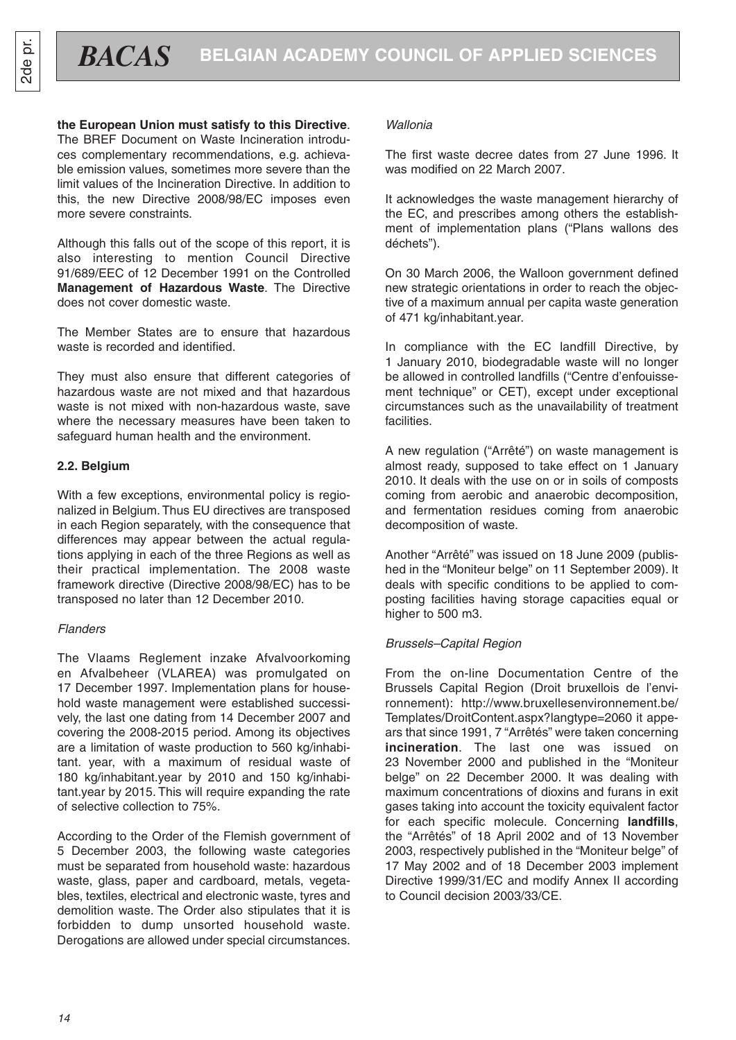**the European Union must satisfy to this Directive**. The BREF Document on Waste Incineration introduces complementary recommendations, e.g. achievable emission values, sometimes more severe than the limit values of the Incineration Directive. In addition to this, the new Directive 2008/98/EC imposes even more severe constraints.

Although this falls out of the scope of this report, it is also interesting to mention Council Directive 91/689/EEC of 12 December 1991 on the Controlled **Management of Hazardous Waste**. The Directive does not cover domestic waste.

The Member States are to ensure that hazardous waste is recorded and identified.

They must also ensure that different categories of hazardous waste are not mixed and that hazardous waste is not mixed with non-hazardous waste, save where the necessary measures have been taken to safeguard human health and the environment.

### 2.2. Belgium

With a few exceptions, environmental policy is regionalized in Belgium. Thus EU directives are transposed in each Region separately, with the consequence that differences may appear between the actual regulations applying in each of the three Regions as well as their practical implementation. The 2008 waste framework directive (Directive 2008/98/EC) has to be transposed no later than 12 December 2010.

*Flanders*

The Vlaams Reglement inzake Afvalvoorkoming en Afvalbeheer (VLAREA) was promulgated on 17 December 1997. Implementation plans for household waste management were established successively, the last one dating from 14 December 2007 and covering the 2008-2015 period. Among its objectives are a limitation of waste production to 560 kg/inhabitant. year, with a maximum of residual waste of 180 kg/inhabitant.year by 2010 and 150 kg/inhabitant.year by 2015. This will require expanding the rate of selective collection to 75%.

According to the Order of the Flemish government of 5 December 2003, the following waste categories must be separated from household waste: hazardous waste, glass, paper and cardboard, metals, vegetables, textiles, electrical and electronic waste, tyres and demolition waste. The Order also stipulates that it is forbidden to dump unsorted household waste. Derogations are allowed under special circumstances.

*Wallonia*

The first waste decree dates from 27 June 1996. It was modified on 22 March 2007.

It acknowledges the waste management hierarchy of the EC, and prescribes among others the establishment of implementation plans ("Plans wallons des déchets").

On 30 March 2006, the Walloon government defined new strategic orientations in order to reach the objective of a maximum annual per capita waste generation of 471 kg/inhabitant.year.

In compliance with the EC landfill Directive, by 1 January 2010, biodegradable waste will no longer be allowed in controlled landfills ("Centre d'enfouissement technique" or CET), except under exceptional circumstances such as the unavailability of treatment facilities.

A new regulation ("Arrêté") on waste management is almost ready, supposed to take effect on 1 January 2010. It deals with the use on or in soils of composts coming from aerobic and anaerobic decomposition, and fermentation residues coming from anaerobic decomposition of waste.

Another "Arrêté" was issued on 18 June 2009 (published in the "Moniteur belge" on 11 September 2009). It deals with specific conditions to be applied to composting facilities having storage capacities equal or higher to 500 m3.

*Brussels–Capital Region*

From the on-line Documentation Centre of the Brussels Capital Region (Droit bruxellois de l'environnement): http://www.bruxellesenvironnement.be/Templates/DroitContent.aspx?langtype=2060 it appears that since 1991, 7 "Arrêtés" were taken concerning **incineration**. The last one was issued on 23 November 2000 and published in the "Moniteur belge" on 22 December 2000. It was dealing with maximum concentrations of dioxins and furans in exit gases taking into account the toxicity equivalent factor for each specific molecule. Concerning **landfills**, the "Arrêtés" of 18 April 2002 and of 13 November 2003, respectively published in the "Moniteur belge" of 17 May 2002 and of 18 December 2003 implement Directive 1999/31/EC and modify Annex II according to Council decision 2003/33/CE.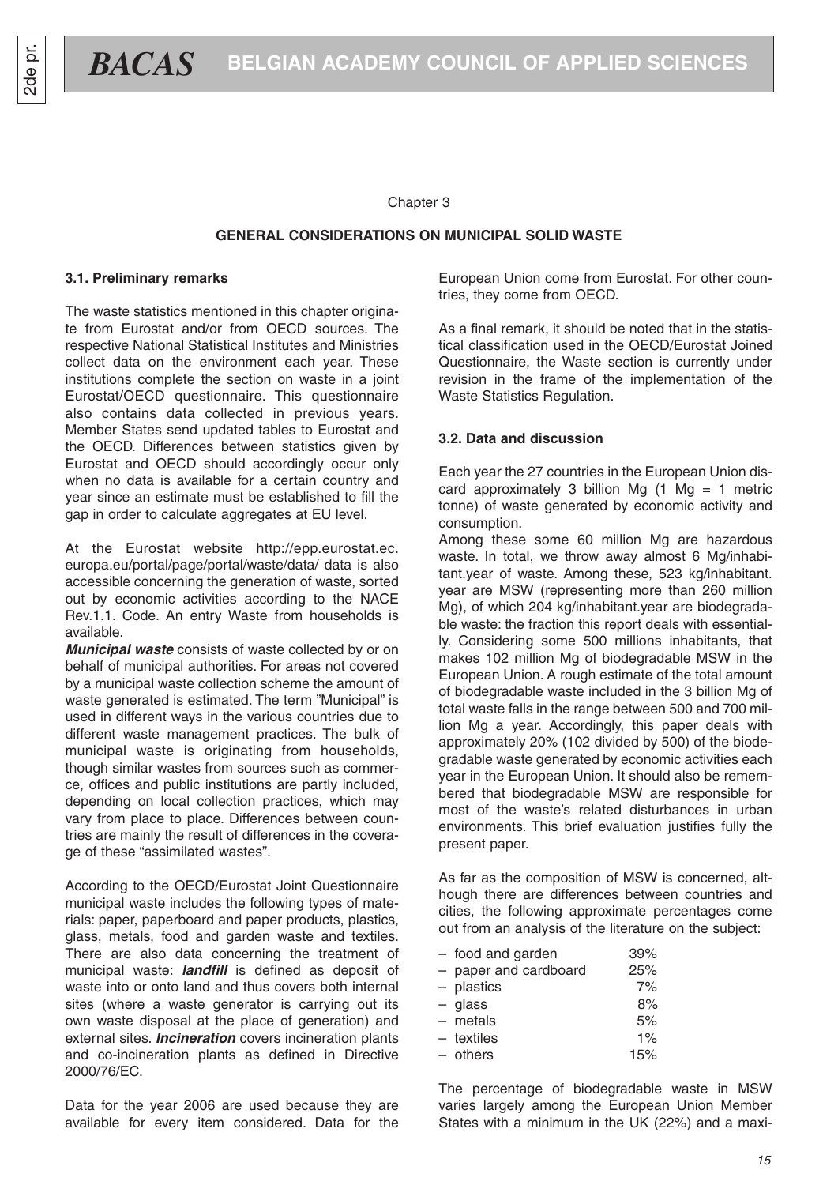Chapter 3

## GENERAL CONSIDERATIONS ON MUNICIPAL SOLID WASTE

### 3.1. Preliminary remarks

The waste statistics mentioned in this chapter originate from Eurostat and/or from OECD sources. The respective National Statistical Institutes and Ministries collect data on the environment each year. These institutions complete the section on waste in a joint Eurostat/OECD questionnaire. This questionnaire also contains data collected in previous years. Member States send updated tables to Eurostat and the OECD. Differences between statistics given by Eurostat and OECD should accordingly occur only when no data is available for a certain country and year since an estimate must be established to fill the gap in order to calculate aggregates at EU level.

At the Eurostat website http://epp.eurostat.ec.europa.eu/portal/page/portal/waste/data/ data is also accessible concerning the generation of waste, sorted out by economic activities according to the NACE Rev.1.1. Code. An entry Waste from households is available.

***Municipal waste*** consists of waste collected by or on behalf of municipal authorities. For areas not covered by a municipal waste collection scheme the amount of waste generated is estimated. The term "Municipal" is used in different ways in the various countries due to different waste management practices. The bulk of municipal waste is originating from households, though similar wastes from sources such as commerce, offices and public institutions are partly included, depending on local collection practices, which may vary from place to place. Differences between countries are mainly the result of differences in the coverage of these "assimilated wastes".

According to the OECD/Eurostat Joint Questionnaire municipal waste includes the following types of materials: paper, paperboard and paper products, plastics, glass, metals, food and garden waste and textiles. There are also data concerning the treatment of municipal waste: ***landfill*** is defined as deposit of waste into or onto land and thus covers both internal sites (where a waste generator is carrying out its own waste disposal at the place of generation) and external sites. ***Incineration*** covers incineration plants and co-incineration plants as defined in Directive 2000/76/EC.

Data for the year 2006 are used because they are available for every item considered. Data for the European Union come from Eurostat. For other countries, they come from OECD.

As a final remark, it should be noted that in the statistical classification used in the OECD/Eurostat Joined Questionnaire, the Waste section is currently under revision in the frame of the implementation of the Waste Statistics Regulation.

### 3.2. Data and discussion

Each year the 27 countries in the European Union discard approximately 3 billion Mg (1 Mg = 1 metric tonne) of waste generated by economic activity and consumption.

Among these some 60 million Mg are hazardous waste. In total, we throw away almost 6 Mg/inhabitant.year of waste. Among these, 523 kg/inhabitant.year are MSW (representing more than 260 million Mg), of which 204 kg/inhabitant.year are biodegradable waste: the fraction this report deals with essentially. Considering some 500 millions inhabitants, that makes 102 million Mg of biodegradable MSW in the European Union. A rough estimate of the total amount of biodegradable waste included in the 3 billion Mg of total waste falls in the range between 500 and 700 million Mg a year. Accordingly, this paper deals with approximately 20% (102 divided by 500) of the biodegradable waste generated by economic activities each year in the European Union. It should also be remembered that biodegradable MSW are responsible for most of the waste's related disturbances in urban environments. This brief evaluation justifies fully the present paper.

As far as the composition of MSW is concerned, although there are differences between countries and cities, the following approximate percentages come out from an analysis of the literature on the subject:

| | |
|---|---|
| – food and garden | 39% |
| – paper and cardboard | 25% |
| – plastics | 7% |
| – glass | 8% |
| – metals | 5% |
| – textiles | 1% |
| – others | 15% |

The percentage of biodegradable waste in MSW varies largely among the European Union Member States with a minimum in the UK (22%) and a maxi-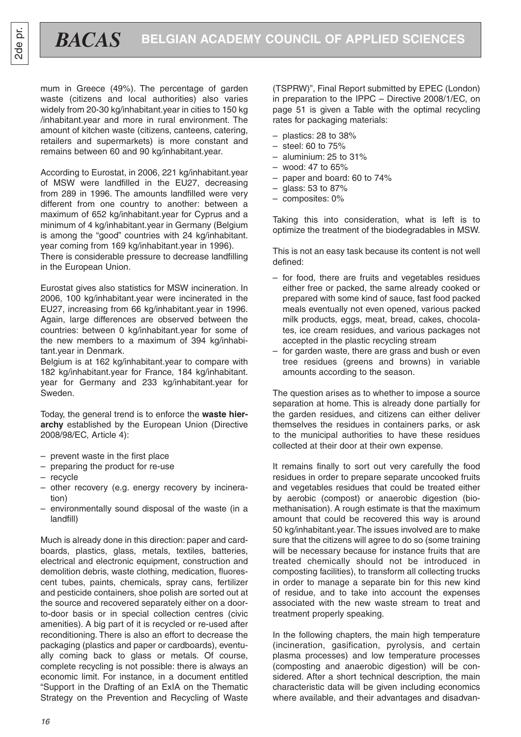mum in Greece (49%). The percentage of garden waste (citizens and local authorities) also varies widely from 20-30 kg/inhabitant.year in cities to 150 kg /inhabitant.year and more in rural environment. The amount of kitchen waste (citizens, canteens, catering, retailers and supermarkets) is more constant and remains between 60 and 90 kg/inhabitant.year.

According to Eurostat, in 2006, 221 kg/inhabitant.year of MSW were landfilled in the EU27, decreasing from 289 in 1996. The amounts landfilled were very different from one country to another: between a maximum of 652 kg/inhabitant.year for Cyprus and a minimum of 4 kg/inhabitant.year in Germany (Belgium is among the "good" countries with 24 kg/inhabitant. year coming from 169 kg/inhabitant.year in 1996).
There is considerable pressure to decrease landfilling in the European Union.

Eurostat gives also statistics for MSW incineration. In 2006, 100 kg/inhabitant.year were incinerated in the EU27, increasing from 66 kg/inhabitant.year in 1996. Again, large differences are observed between the countries: between 0 kg/inhabitant.year for some of the new members to a maximum of 394 kg/inhabitant.year in Denmark.
Belgium is at 162 kg/inhabitant.year to compare with 182 kg/inhabitant.year for France, 184 kg/inhabitant. year for Germany and 233 kg/inhabitant.year for Sweden.

Today, the general trend is to enforce the **waste hierarchy** established by the European Union (Directive 2008/98/EC, Article 4):

- prevent waste in the first place
- preparing the product for re-use
- recycle
- other recovery (e.g. energy recovery by incineration)
- environmentally sound disposal of the waste (in a landfill)

Much is already done in this direction: paper and cardboards, plastics, glass, metals, textiles, batteries, electrical and electronic equipment, construction and demolition debris, waste clothing, medication, fluorescent tubes, paints, chemicals, spray cans, fertilizer and pesticide containers, shoe polish are sorted out at the source and recovered separately either on a door-to-door basis or in special collection centres (civic amenities). A big part of it is recycled or re-used after reconditioning. There is also an effort to decrease the packaging (plastics and paper or cardboards), eventually coming back to glass or metals. Of course, complete recycling is not possible: there is always an economic limit. For instance, in a document entitled "Support in the Drafting of an ExIA on the Thematic Strategy on the Prevention and Recycling of Waste (TSPRW)", Final Report submitted by EPEC (London) in preparation to the IPPC – Directive 2008/1/EC, on page 51 is given a Table with the optimal recycling rates for packaging materials:

- plastics: 28 to 38%
- steel: 60 to 75%
- aluminium: 25 to 31%
- wood: 47 to 65%
- paper and board: 60 to 74%
- glass: 53 to 87%
- composites: 0%

Taking this into consideration, what is left is to optimize the treatment of the biodegradables in MSW.

This is not an easy task because its content is not well defined:

- for food, there are fruits and vegetables residues either free or packed, the same already cooked or prepared with some kind of sauce, fast food packed meals eventually not even opened, various packed milk products, eggs, meat, bread, cakes, chocolates, ice cream residues, and various packages not accepted in the plastic recycling stream
- for garden waste, there are grass and bush or even tree residues (greens and browns) in variable amounts according to the season.

The question arises as to whether to impose a source separation at home. This is already done partially for the garden residues, and citizens can either deliver themselves the residues in containers parks, or ask to the municipal authorities to have these residues collected at their door at their own expense.

It remains finally to sort out very carefully the food residues in order to prepare separate uncooked fruits and vegetables residues that could be treated either by aerobic (compost) or anaerobic digestion (biomethanisation). A rough estimate is that the maximum amount that could be recovered this way is around 50 kg/inhabitant.year. The issues involved are to make sure that the citizens will agree to do so (some training will be necessary because for instance fruits that are treated chemically should not be introduced in composting facilities), to transform all collecting trucks in order to manage a separate bin for this new kind of residue, and to take into account the expenses associated with the new waste stream to treat and treatment properly speaking.

In the following chapters, the main high temperature (incineration, gasification, pyrolysis, and certain plasma processes) and low temperature processes (composting and anaerobic digestion) will be considered. After a short technical description, the main characteristic data will be given including economics where available, and their advantages and disadvan-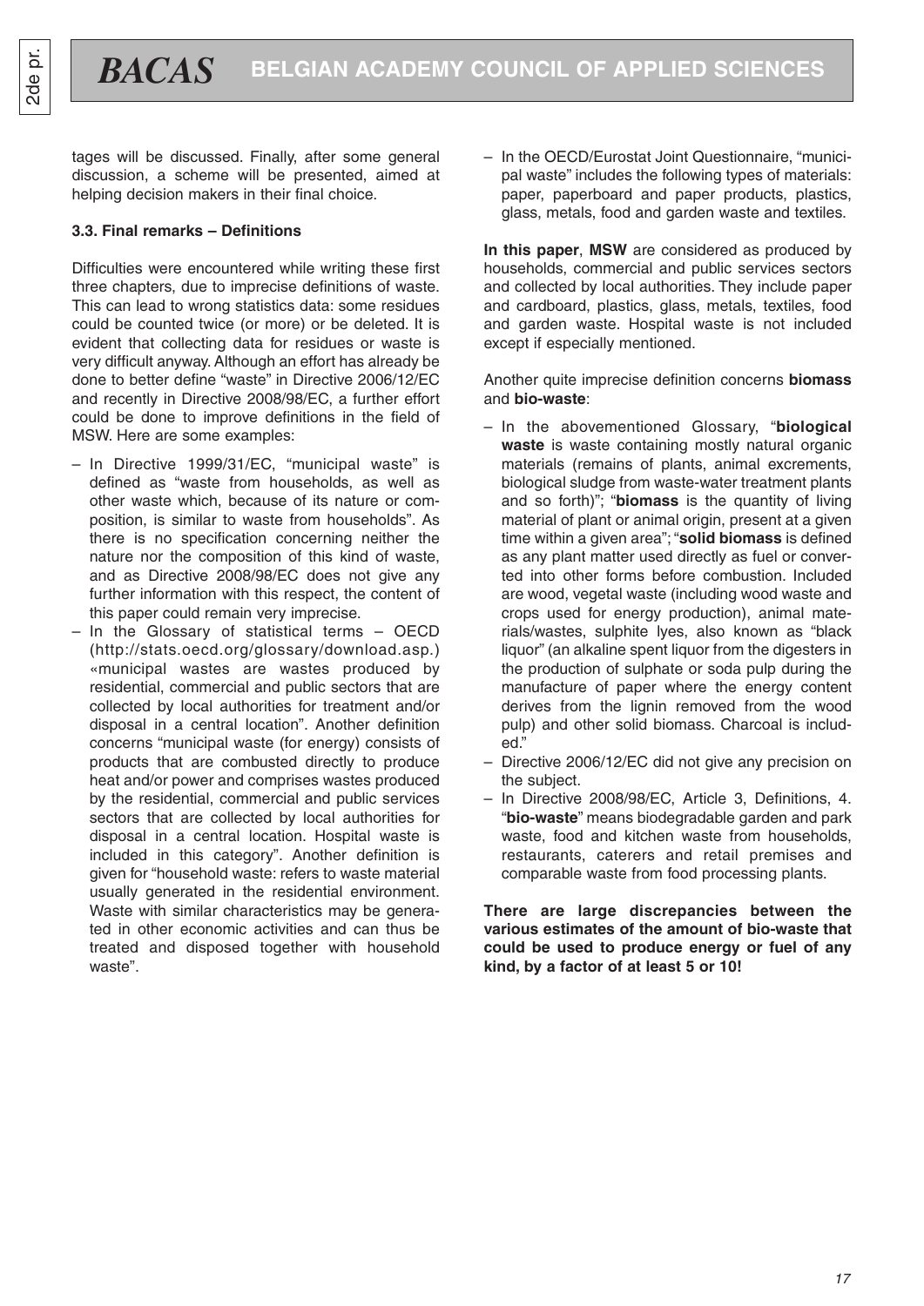tages will be discussed. Finally, after some general discussion, a scheme will be presented, aimed at helping decision makers in their final choice.

### 3.3. Final remarks – Definitions

Difficulties were encountered while writing these first three chapters, due to imprecise definitions of waste. This can lead to wrong statistics data: some residues could be counted twice (or more) or be deleted. It is evident that collecting data for residues or waste is very difficult anyway. Although an effort has already be done to better define "waste" in Directive 2006/12/EC and recently in Directive 2008/98/EC, a further effort could be done to improve definitions in the field of MSW. Here are some examples:

– In Directive 1999/31/EC, "municipal waste" is defined as "waste from households, as well as other waste which, because of its nature or composition, is similar to waste from households". As there is no specification concerning neither the nature nor the composition of this kind of waste, and as Directive 2008/98/EC does not give any further information with this respect, the content of this paper could remain very imprecise.

– In the Glossary of statistical terms – OECD (http://stats.oecd.org/glossary/download.asp.) «municipal wastes are wastes produced by residential, commercial and public sectors that are collected by local authorities for treatment and/or disposal in a central location". Another definition concerns "municipal waste (for energy) consists of products that are combusted directly to produce heat and/or power and comprises wastes produced by the residential, commercial and public services sectors that are collected by local authorities for disposal in a central location. Hospital waste is included in this category". Another definition is given for "household waste: refers to waste material usually generated in the residential environment. Waste with similar characteristics may be generated in other economic activities and can thus be treated and disposed together with household waste".

– In the OECD/Eurostat Joint Questionnaire, "municipal waste" includes the following types of materials: paper, paperboard and paper products, plastics, glass, metals, food and garden waste and textiles.

**In this paper**, **MSW** are considered as produced by households, commercial and public services sectors and collected by local authorities. They include paper and cardboard, plastics, glass, metals, textiles, food and garden waste. Hospital waste is not included except if especially mentioned.

Another quite imprecise definition concerns **biomass** and **bio-waste**:

– In the abovementioned Glossary, "**biological waste** is waste containing mostly natural organic materials (remains of plants, animal excrements, biological sludge from waste-water treatment plants and so forth)"; "**biomass** is the quantity of living material of plant or animal origin, present at a given time within a given area"; "**solid biomass** is defined as any plant matter used directly as fuel or converted into other forms before combustion. Included are wood, vegetal waste (including wood waste and crops used for energy production), animal materials/wastes, sulphite lyes, also known as "black liquor" (an alkaline spent liquor from the digesters in the production of sulphate or soda pulp during the manufacture of paper where the energy content derives from the lignin removed from the wood pulp) and other solid biomass. Charcoal is included."

– Directive 2006/12/EC did not give any precision on the subject.

– In Directive 2008/98/EC, Article 3, Definitions, 4. "**bio-waste**" means biodegradable garden and park waste, food and kitchen waste from households, restaurants, caterers and retail premises and comparable waste from food processing plants.

**There are large discrepancies between the various estimates of the amount of bio-waste that could be used to produce energy or fuel of any kind, by a factor of at least 5 or 10!**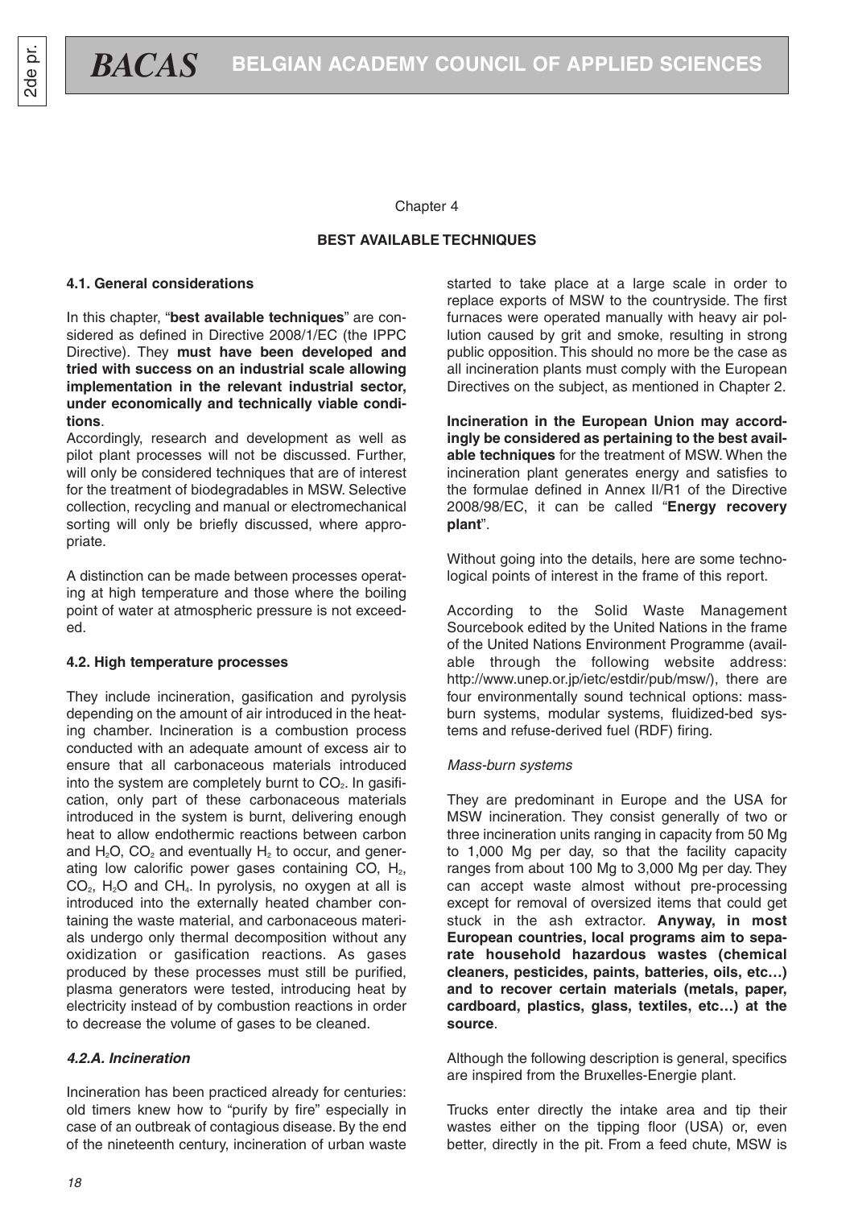Chapter 4

## BEST AVAILABLE TECHNIQUES

### 4.1. General considerations

In this chapter, "**best available techniques**" are considered as defined in Directive 2008/1/EC (the IPPC Directive). They **must have been developed and tried with success on an industrial scale allowing implementation in the relevant industrial sector, under economically and technically viable conditions**.

Accordingly, research and development as well as pilot plant processes will not be discussed. Further, will only be considered techniques that are of interest for the treatment of biodegradables in MSW. Selective collection, recycling and manual or electromechanical sorting will only be briefly discussed, where appropriate.

A distinction can be made between processes operating at high temperature and those where the boiling point of water at atmospheric pressure is not exceeded.

### 4.2. High temperature processes

They include incineration, gasification and pyrolysis depending on the amount of air introduced in the heating chamber. Incineration is a combustion process conducted with an adequate amount of excess air to ensure that all carbonaceous materials introduced into the system are completely burnt to $CO_2$. In gasification, only part of these carbonaceous materials introduced in the system is burnt, delivering enough heat to allow endothermic reactions between carbon and $H_2O$, $CO_2$ and eventually $H_2$ to occur, and generating low calorific power gases containing CO, $H_2$, $CO_2$, $H_2O$ and $CH_4$. In pyrolysis, no oxygen at all is introduced into the externally heated chamber containing the waste material, and carbonaceous materials undergo only thermal decomposition without any oxidization or gasification reactions. As gases produced by these processes must still be purified, plasma generators were tested, introducing heat by electricity instead of by combustion reactions in order to decrease the volume of gases to be cleaned.

#### *4.2.A. Incineration*

Incineration has been practiced already for centuries: old timers knew how to "purify by fire" especially in case of an outbreak of contagious disease. By the end of the nineteenth century, incineration of urban waste started to take place at a large scale in order to replace exports of MSW to the countryside. The first furnaces were operated manually with heavy air pollution caused by grit and smoke, resulting in strong public opposition. This should no more be the case as all incineration plants must comply with the European Directives on the subject, as mentioned in Chapter 2.

**Incineration in the European Union may accordingly be considered as pertaining to the best available techniques** for the treatment of MSW. When the incineration plant generates energy and satisfies to the formulae defined in Annex II/R1 of the Directive 2008/98/EC, it can be called "**Energy recovery plant**".

Without going into the details, here are some technological points of interest in the frame of this report.

According to the Solid Waste Management Sourcebook edited by the United Nations in the frame of the United Nations Environment Programme (available through the following website address: http://www.unep.or.jp/ietc/estdir/pub/msw/), there are four environmentally sound technical options: mass-burn systems, modular systems, fluidized-bed systems and refuse-derived fuel (RDF) firing.

*Mass-burn systems*

They are predominant in Europe and the USA for MSW incineration. They consist generally of two or three incineration units ranging in capacity from 50 Mg to 1,000 Mg per day, so that the facility capacity ranges from about 100 Mg to 3,000 Mg per day. They can accept waste almost without pre-processing except for removal of oversized items that could get stuck in the ash extractor. **Anyway, in most European countries, local programs aim to separate household hazardous wastes (chemical cleaners, pesticides, paints, batteries, oils, etc…) and to recover certain materials (metals, paper, cardboard, plastics, glass, textiles, etc…) at the source**.

Although the following description is general, specifics are inspired from the Bruxelles-Energie plant.

Trucks enter directly the intake area and tip their wastes either on the tipping floor (USA) or, even better, directly in the pit. From a feed chute, MSW is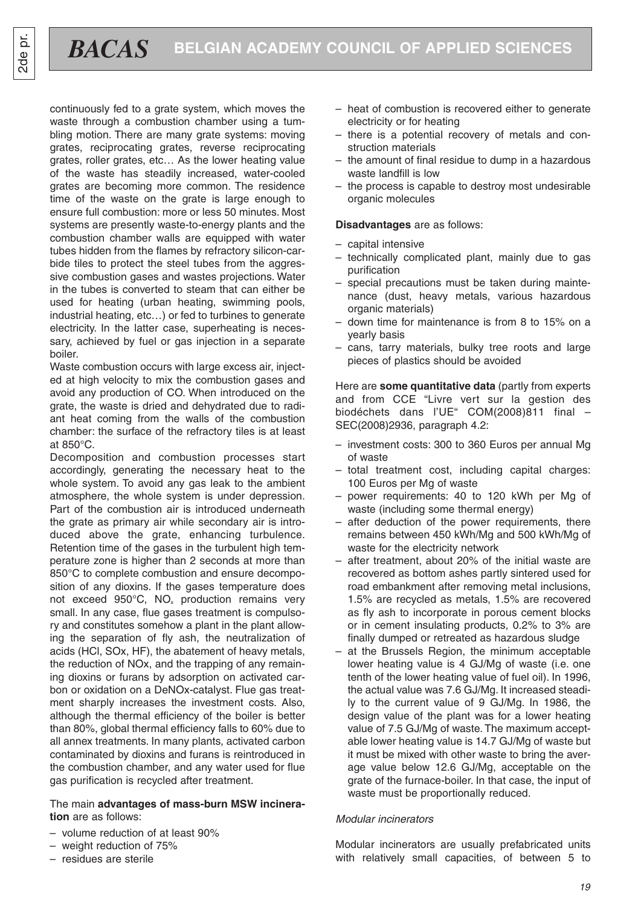continuously fed to a grate system, which moves the waste through a combustion chamber using a tumbling motion. There are many grate systems: moving grates, reciprocating grates, reverse reciprocating grates, roller grates, etc… As the lower heating value of the waste has steadily increased, water-cooled grates are becoming more common. The residence time of the waste on the grate is large enough to ensure full combustion: more or less 50 minutes. Most systems are presently waste-to-energy plants and the combustion chamber walls are equipped with water tubes hidden from the flames by refractory silicon-carbide tiles to protect the steel tubes from the aggressive combustion gases and wastes projections. Water in the tubes is converted to steam that can either be used for heating (urban heating, swimming pools, industrial heating, etc…) or fed to turbines to generate electricity. In the latter case, superheating is necessary, achieved by fuel or gas injection in a separate boiler.

Waste combustion occurs with large excess air, injected at high velocity to mix the combustion gases and avoid any production of CO. When introduced on the grate, the waste is dried and dehydrated due to radiant heat coming from the walls of the combustion chamber: the surface of the refractory tiles is at least at 850°C.

Decomposition and combustion processes start accordingly, generating the necessary heat to the whole system. To avoid any gas leak to the ambient atmosphere, the whole system is under depression. Part of the combustion air is introduced underneath the grate as primary air while secondary air is introduced above the grate, enhancing turbulence. Retention time of the gases in the turbulent high temperature zone is higher than 2 seconds at more than 850°C to complete combustion and ensure decomposition of any dioxins. If the gases temperature does not exceed 950°C, $NO_x$ production remains very small. In any case, flue gases treatment is compulsory and constitutes somehow a plant in the plant allowing the separation of fly ash, the neutralization of acids (HCl, SOx, HF), the abatement of heavy metals, the reduction of NOx, and the trapping of any remaining dioxins or furans by adsorption on activated carbon or oxidation on a DeNOx-catalyst. Flue gas treatment sharply increases the investment costs. Also, although the thermal efficiency of the boiler is better than 80%, global thermal efficiency falls to 60% due to all annex treatments. In many plants, activated carbon contaminated by dioxins and furans is reintroduced in the combustion chamber, and any water used for flue gas purification is recycled after treatment.

The main **advantages of mass-burn MSW incineration** are as follows:

- volume reduction of at least 90%
- weight reduction of 75%
- residues are sterile
- heat of combustion is recovered either to generate electricity or for heating
- there is a potential recovery of metals and construction materials
- the amount of final residue to dump in a hazardous waste landfill is low
- the process is capable to destroy most undesirable organic molecules

**Disadvantages** are as follows:

- capital intensive
- technically complicated plant, mainly due to gas purification
- special precautions must be taken during maintenance (dust, heavy metals, various hazardous organic materials)
- down time for maintenance is from 8 to 15% on a yearly basis
- cans, tarry materials, bulky tree roots and large pieces of plastics should be avoided

Here are **some quantitative data** (partly from experts and from CCE "Livre vert sur la gestion des biodéchets dans l'UE" COM(2008)811 final – SEC(2008)2936, paragraph 4.2:

- investment costs: 300 to 360 Euros per annual Mg of waste
- total treatment cost, including capital charges: 100 Euros per Mg of waste
- power requirements: 40 to 120 kWh per Mg of waste (including some thermal energy)
- after deduction of the power requirements, there remains between 450 kWh/Mg and 500 kWh/Mg of waste for the electricity network
- after treatment, about 20% of the initial waste are recovered as bottom ashes partly sintered used for road embankment after removing metal inclusions, 1.5% are recycled as metals, 1.5% are recovered as fly ash to incorporate in porous cement blocks or in cement insulating products, 0.2% to 3% are finally dumped or retreated as hazardous sludge
- at the Brussels Region, the minimum acceptable lower heating value is 4 GJ/Mg of waste (i.e. one tenth of the lower heating value of fuel oil). In 1996, the actual value was 7.6 GJ/Mg. It increased steadily to the current value of 9 GJ/Mg. In 1986, the design value of the plant was for a lower heating value of 7.5 GJ/Mg of waste. The maximum acceptable lower heating value is 14.7 GJ/Mg of waste but it must be mixed with other waste to bring the average value below 12.6 GJ/Mg, acceptable on the grate of the furnace-boiler. In that case, the input of waste must be proportionally reduced.

*Modular incinerators*

Modular incinerators are usually prefabricated units with relatively small capacities, of between 5 to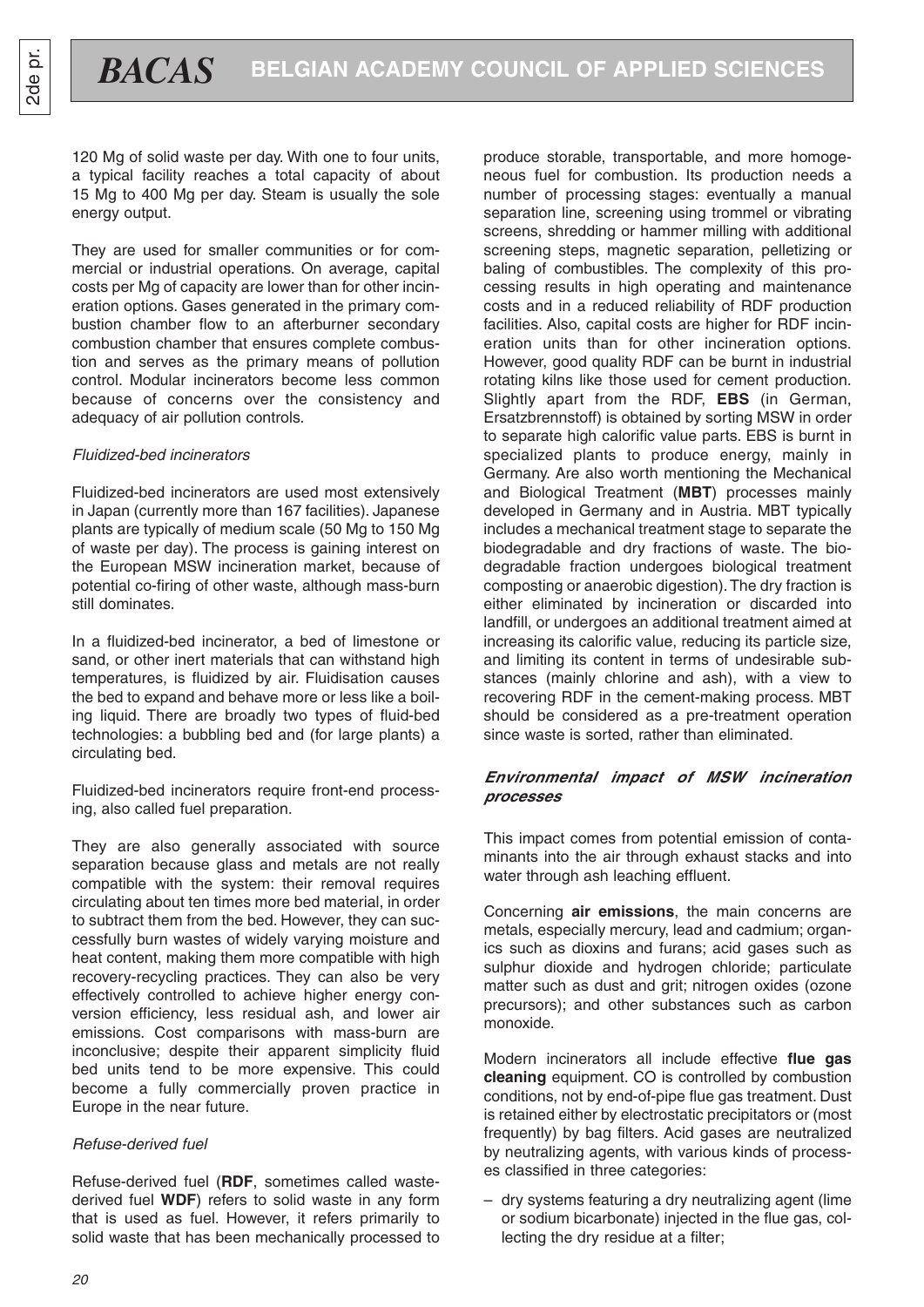120 Mg of solid waste per day. With one to four units, a typical facility reaches a total capacity of about 15 Mg to 400 Mg per day. Steam is usually the sole energy output.

They are used for smaller communities or for commercial or industrial operations. On average, capital costs per Mg of capacity are lower than for other incineration options. Gases generated in the primary combustion chamber flow to an afterburner secondary combustion chamber that ensures complete combustion and serves as the primary means of pollution control. Modular incinerators become less common because of concerns over the consistency and adequacy of air pollution controls.

*Fluidized-bed incinerators*

Fluidized-bed incinerators are used most extensively in Japan (currently more than 167 facilities). Japanese plants are typically of medium scale (50 Mg to 150 Mg of waste per day). The process is gaining interest on the European MSW incineration market, because of potential co-firing of other waste, although mass-burn still dominates.

In a fluidized-bed incinerator, a bed of limestone or sand, or other inert materials that can withstand high temperatures, is fluidized by air. Fluidisation causes the bed to expand and behave more or less like a boiling liquid. There are broadly two types of fluid-bed technologies: a bubbling bed and (for large plants) a circulating bed.

Fluidized-bed incinerators require front-end processing, also called fuel preparation.

They are also generally associated with source separation because glass and metals are not really compatible with the system: their removal requires circulating about ten times more bed material, in order to subtract them from the bed. However, they can successfully burn wastes of widely varying moisture and heat content, making them more compatible with high recovery-recycling practices. They can also be very effectively controlled to achieve higher energy conversion efficiency, less residual ash, and lower air emissions. Cost comparisons with mass-burn are inconclusive; despite their apparent simplicity fluid bed units tend to be more expensive. This could become a fully commercially proven practice in Europe in the near future.

*Refuse-derived fuel*

Refuse-derived fuel (**RDF**, sometimes called waste-derived fuel **WDF**) refers to solid waste in any form that is used as fuel. However, it refers primarily to solid waste that has been mechanically processed to produce storable, transportable, and more homogeneous fuel for combustion. Its production needs a number of processing stages: eventually a manual separation line, screening using trommel or vibrating screens, shredding or hammer milling with additional screening steps, magnetic separation, pelletizing or baling of combustibles. The complexity of this processing results in high operating and maintenance costs and in a reduced reliability of RDF production facilities. Also, capital costs are higher for RDF incineration units than for other incineration options. However, good quality RDF can be burnt in industrial rotating kilns like those used for cement production. Slightly apart from the RDF, **EBS** (in German, Ersatzbrennstoff) is obtained by sorting MSW in order to separate high calorific value parts. EBS is burnt in specialized plants to produce energy, mainly in Germany. Are also worth mentioning the Mechanical and Biological Treatment (**MBT**) processes mainly developed in Germany and in Austria. MBT typically includes a mechanical treatment stage to separate the biodegradable and dry fractions of waste. The biodegradable fraction undergoes biological treatment composting or anaerobic digestion). The dry fraction is either eliminated by incineration or discarded into landfill, or undergoes an additional treatment aimed at increasing its calorific value, reducing its particle size, and limiting its content in terms of undesirable substances (mainly chlorine and ash), with a view to recovering RDF in the cement-making process. MBT should be considered as a pre-treatment operation since waste is sorted, rather than eliminated.

### *Environmental impact of MSW incineration processes*

This impact comes from potential emission of contaminants into the air through exhaust stacks and into water through ash leaching effluent.

Concerning **air emissions**, the main concerns are metals, especially mercury, lead and cadmium; organics such as dioxins and furans; acid gases such as sulphur dioxide and hydrogen chloride; particulate matter such as dust and grit; nitrogen oxides (ozone precursors); and other substances such as carbon monoxide.

Modern incinerators all include effective **flue gas cleaning** equipment. CO is controlled by combustion conditions, not by end-of-pipe flue gas treatment. Dust is retained either by electrostatic precipitators or (most frequently) by bag filters. Acid gases are neutralized by neutralizing agents, with various kinds of processes classified in three categories:

- dry systems featuring a dry neutralizing agent (lime or sodium bicarbonate) injected in the flue gas, collecting the dry residue at a filter;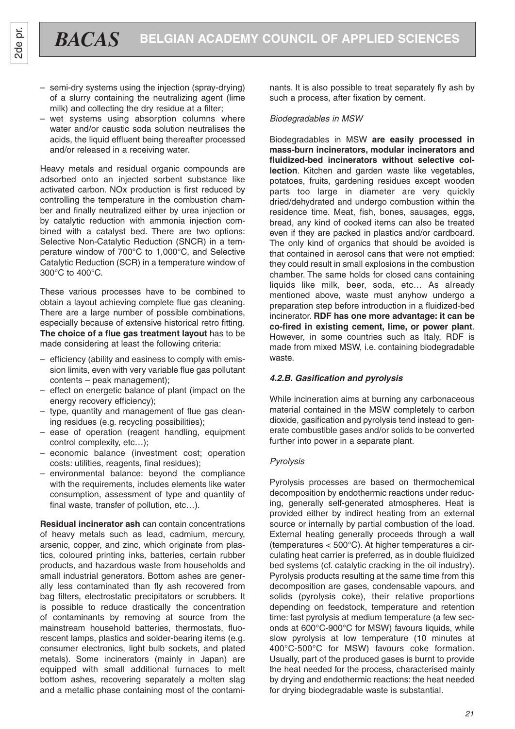– semi-dry systems using the injection (spray-drying) of a slurry containing the neutralizing agent (lime milk) and collecting the dry residue at a filter;
– wet systems using absorption columns where water and/or caustic soda solution neutralises the acids, the liquid effluent being thereafter processed and/or released in a receiving water.

Heavy metals and residual organic compounds are adsorbed onto an injected sorbent substance like activated carbon. NOx production is first reduced by controlling the temperature in the combustion chamber and finally neutralized either by urea injection or by catalytic reduction with ammonia injection combined with a catalyst bed. There are two options: Selective Non-Catalytic Reduction (SNCR) in a temperature window of 700°C to 1,000°C, and Selective Catalytic Reduction (SCR) in a temperature window of 300°C to 400°C.

These various processes have to be combined to obtain a layout achieving complete flue gas cleaning. There are a large number of possible combinations, especially because of extensive historical retro fitting. **The choice of a flue gas treatment layout** has to be made considering at least the following criteria:

– efficiency (ability and easiness to comply with emission limits, even with very variable flue gas pollutant contents – peak management);
– effect on energetic balance of plant (impact on the energy recovery efficiency);
– type, quantity and management of flue gas cleaning residues (e.g. recycling possibilities);
– ease of operation (reagent handling, equipment control complexity, etc…);
– economic balance (investment cost; operation costs: utilities, reagents, final residues);
– environmental balance: beyond the compliance with the requirements, includes elements like water consumption, assessment of type and quantity of final waste, transfer of pollution, etc…).

**Residual incinerator ash** can contain concentrations of heavy metals such as lead, cadmium, mercury, arsenic, copper, and zinc, which originate from plastics, coloured printing inks, batteries, certain rubber products, and hazardous waste from households and small industrial generators. Bottom ashes are generally less contaminated than fly ash recovered from bag filters, electrostatic precipitators or scrubbers. It is possible to reduce drastically the concentration of contaminants by removing at source from the mainstream household batteries, thermostats, fluorescent lamps, plastics and solder-bearing items (e.g. consumer electronics, light bulb sockets, and plated metals). Some incinerators (mainly in Japan) are equipped with small additional furnaces to melt bottom ashes, recovering separately a molten slag and a metallic phase containing most of the contaminants. It is also possible to treat separately fly ash by such a process, after fixation by cement.

*Biodegradables in MSW*

Biodegradables in MSW **are easily processed in mass-burn incinerators, modular incinerators and fluidized-bed incinerators without selective collection**. Kitchen and garden waste like vegetables, potatoes, fruits, gardening residues except wooden parts too large in diameter are very quickly dried/dehydrated and undergo combustion within the residence time. Meat, fish, bones, sausages, eggs, bread, any kind of cooked items can also be treated even if they are packed in plastics and/or cardboard. The only kind of organics that should be avoided is that contained in aerosol cans that were not emptied: they could result in small explosions in the combustion chamber. The same holds for closed cans containing liquids like milk, beer, soda, etc… As already mentioned above, waste must anyhow undergo a preparation step before introduction in a fluidized-bed incinerator. **RDF has one more advantage: it can be co-fired in existing cement, lime, or power plant**. However, in some countries such as Italy, RDF is made from mixed MSW, i.e. containing biodegradable waste.

#### *4.2.B. Gasification and pyrolysis*

While incineration aims at burning any carbonaceous material contained in the MSW completely to carbon dioxide, gasification and pyrolysis tend instead to generate combustible gases and/or solids to be converted further into power in a separate plant.

*Pyrolysis*

Pyrolysis processes are based on thermochemical decomposition by endothermic reactions under reducing, generally self-generated atmospheres. Heat is provided either by indirect heating from an external source or internally by partial combustion of the load. External heating generally proceeds through a wall (temperatures < 500°C). At higher temperatures a circulating heat carrier is preferred, as in double fluidized bed systems (cf. catalytic cracking in the oil industry). Pyrolysis products resulting at the same time from this decomposition are gases, condensable vapours, and solids (pyrolysis coke), their relative proportions depending on feedstock, temperature and retention time: fast pyrolysis at medium temperature (a few seconds at 600°C-900°C for MSW) favours liquids, while slow pyrolysis at low temperature (10 minutes at 400°C-500°C for MSW) favours coke formation. Usually, part of the produced gases is burnt to provide the heat needed for the process, characterised mainly by drying and endothermic reactions: the heat needed for drying biodegradable waste is substantial.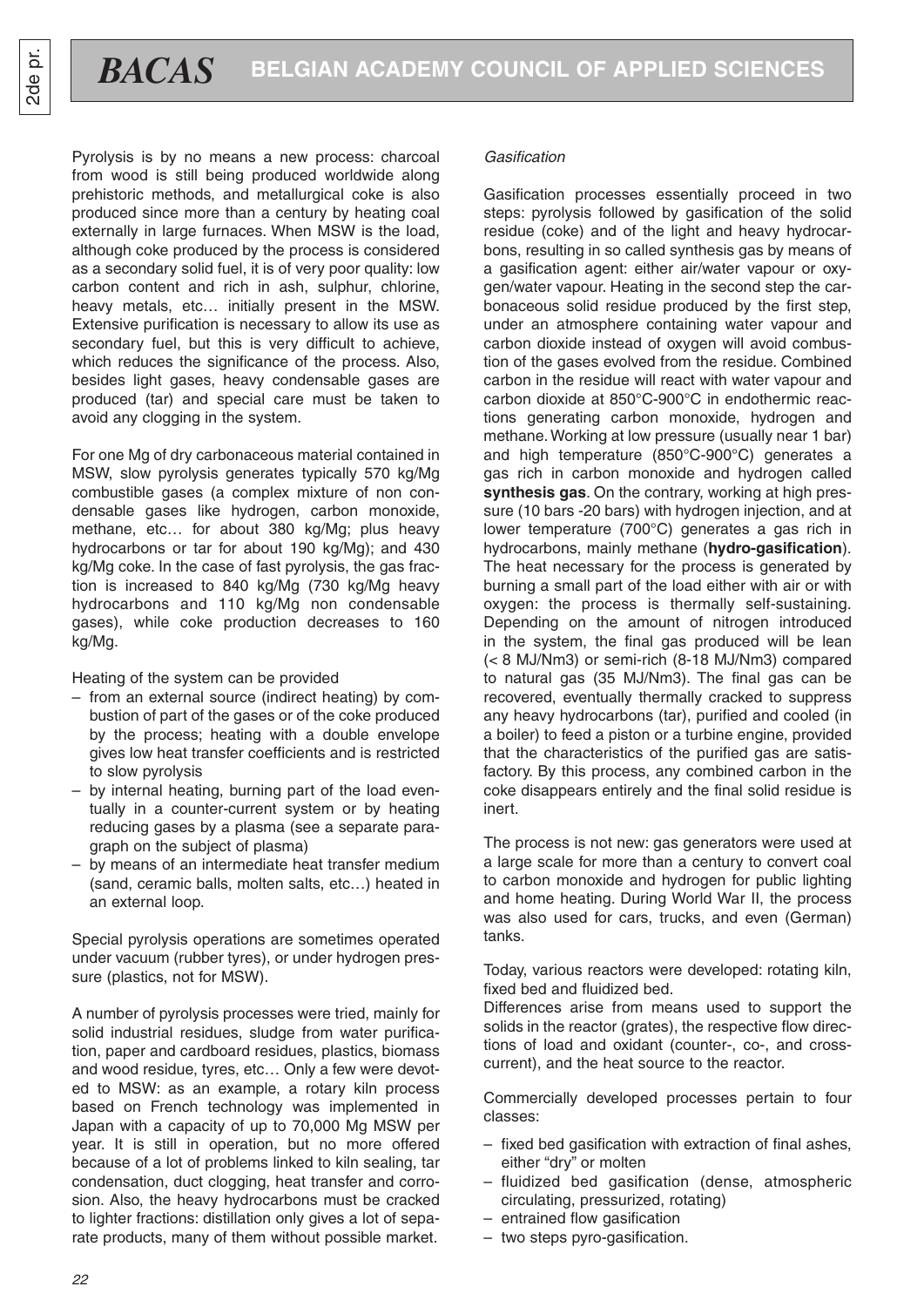Pyrolysis is by no means a new process: charcoal from wood is still being produced worldwide along prehistoric methods, and metallurgical coke is also produced since more than a century by heating coal externally in large furnaces. When MSW is the load, although coke produced by the process is considered as a secondary solid fuel, it is of very poor quality: low carbon content and rich in ash, sulphur, chlorine, heavy metals, etc… initially present in the MSW. Extensive purification is necessary to allow its use as secondary fuel, but this is very difficult to achieve, which reduces the significance of the process. Also, besides light gases, heavy condensable gases are produced (tar) and special care must be taken to avoid any clogging in the system.

For one Mg of dry carbonaceous material contained in MSW, slow pyrolysis generates typically 570 kg/Mg combustible gases (a complex mixture of non condensable gases like hydrogen, carbon monoxide, methane, etc… for about 380 kg/Mg; plus heavy hydrocarbons or tar for about 190 kg/Mg); and 430 kg/Mg coke. In the case of fast pyrolysis, the gas fraction is increased to 840 kg/Mg (730 kg/Mg heavy hydrocarbons and 110 kg/Mg non condensable gases), while coke production decreases to 160 kg/Mg.

Heating of the system can be provided

- from an external source (indirect heating) by combustion of part of the gases or of the coke produced by the process; heating with a double envelope gives low heat transfer coefficients and is restricted to slow pyrolysis
- by internal heating, burning part of the load eventually in a counter-current system or by heating reducing gases by a plasma (see a separate paragraph on the subject of plasma)
- by means of an intermediate heat transfer medium (sand, ceramic balls, molten salts, etc…) heated in an external loop.

Special pyrolysis operations are sometimes operated under vacuum (rubber tyres), or under hydrogen pressure (plastics, not for MSW).

A number of pyrolysis processes were tried, mainly for solid industrial residues, sludge from water purification, paper and cardboard residues, plastics, biomass and wood residue, tyres, etc… Only a few were devoted to MSW: as an example, a rotary kiln process based on French technology was implemented in Japan with a capacity of up to 70,000 Mg MSW per year. It is still in operation, but no more offered because of a lot of problems linked to kiln sealing, tar condensation, duct clogging, heat transfer and corrosion. Also, the heavy hydrocarbons must be cracked to lighter fractions: distillation only gives a lot of separate products, many of them without possible market.

*Gasification*

Gasification processes essentially proceed in two steps: pyrolysis followed by gasification of the solid residue (coke) and of the light and heavy hydrocarbons, resulting in so called synthesis gas by means of a gasification agent: either air/water vapour or oxygen/water vapour. Heating in the second step the carbonaceous solid residue produced by the first step, under an atmosphere containing water vapour and carbon dioxide instead of oxygen will avoid combustion of the gases evolved from the residue. Combined carbon in the residue will react with water vapour and carbon dioxide at 850°C-900°C in endothermic reactions generating carbon monoxide, hydrogen and methane. Working at low pressure (usually near 1 bar) and high temperature (850°C-900°C) generates a gas rich in carbon monoxide and hydrogen called **synthesis gas**. On the contrary, working at high pressure (10 bars -20 bars) with hydrogen injection, and at lower temperature (700°C) generates a gas rich in hydrocarbons, mainly methane (**hydro-gasification**). The heat necessary for the process is generated by burning a small part of the load either with air or with oxygen: the process is thermally self-sustaining. Depending on the amount of nitrogen introduced in the system, the final gas produced will be lean (< 8 MJ/Nm3) or semi-rich (8-18 MJ/Nm3) compared to natural gas (35 MJ/Nm3). The final gas can be recovered, eventually thermally cracked to suppress any heavy hydrocarbons (tar), purified and cooled (in a boiler) to feed a piston or a turbine engine, provided that the characteristics of the purified gas are satisfactory. By this process, any combined carbon in the coke disappears entirely and the final solid residue is inert.

The process is not new: gas generators were used at a large scale for more than a century to convert coal to carbon monoxide and hydrogen for public lighting and home heating. During World War II, the process was also used for cars, trucks, and even (German) tanks.

Today, various reactors were developed: rotating kiln, fixed bed and fluidized bed.

Differences arise from means used to support the solids in the reactor (grates), the respective flow directions of load and oxidant (counter-, co-, and cross-current), and the heat source to the reactor.

Commercially developed processes pertain to four classes:

- fixed bed gasification with extraction of final ashes, either "dry" or molten
- fluidized bed gasification (dense, atmospheric circulating, pressurized, rotating)
- entrained flow gasification
- two steps pyro-gasification.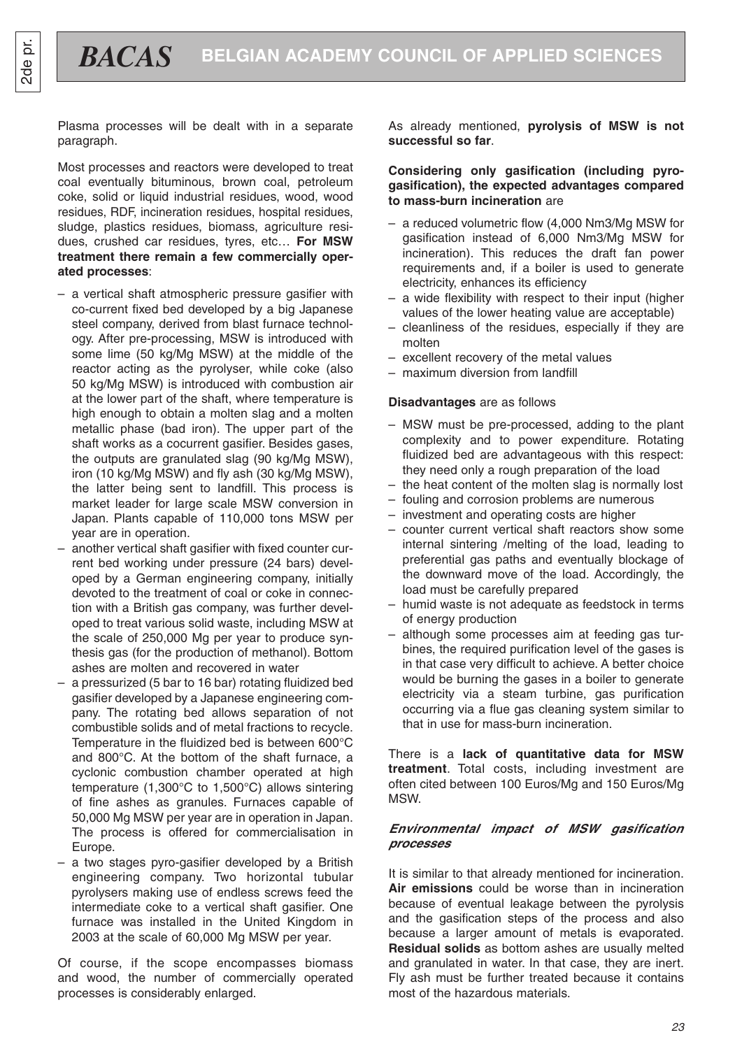Plasma processes will be dealt with in a separate paragraph.

Most processes and reactors were developed to treat coal eventually bituminous, brown coal, petroleum coke, solid or liquid industrial residues, wood, wood residues, RDF, incineration residues, hospital residues, sludge, plastics residues, biomass, agriculture residues, crushed car residues, tyres, etc… **For MSW treatment there remain a few commercially operated processes**:

- a vertical shaft atmospheric pressure gasifier with co-current fixed bed developed by a big Japanese steel company, derived from blast furnace technology. After pre-processing, MSW is introduced with some lime (50 kg/Mg MSW) at the middle of the reactor acting as the pyrolyser, while coke (also 50 kg/Mg MSW) is introduced with combustion air at the lower part of the shaft, where temperature is high enough to obtain a molten slag and a molten metallic phase (bad iron). The upper part of the shaft works as a cocurrent gasifier. Besides gases, the outputs are granulated slag (90 kg/Mg MSW), iron (10 kg/Mg MSW) and fly ash (30 kg/Mg MSW), the latter being sent to landfill. This process is market leader for large scale MSW conversion in Japan. Plants capable of 110,000 tons MSW per year are in operation.
- another vertical shaft gasifier with fixed counter current bed working under pressure (24 bars) developed by a German engineering company, initially devoted to the treatment of coal or coke in connection with a British gas company, was further developed to treat various solid waste, including MSW at the scale of 250,000 Mg per year to produce synthesis gas (for the production of methanol). Bottom ashes are molten and recovered in water
- a pressurized (5 bar to 16 bar) rotating fluidized bed gasifier developed by a Japanese engineering company. The rotating bed allows separation of not combustible solids and of metal fractions to recycle. Temperature in the fluidized bed is between 600°C and 800°C. At the bottom of the shaft furnace, a cyclonic combustion chamber operated at high temperature (1,300°C to 1,500°C) allows sintering of fine ashes as granules. Furnaces capable of 50,000 Mg MSW per year are in operation in Japan. The process is offered for commercialisation in Europe.
- a two stages pyro-gasifier developed by a British engineering company. Two horizontal tubular pyrolysers making use of endless screws feed the intermediate coke to a vertical shaft gasifier. One furnace was installed in the United Kingdom in 2003 at the scale of 60,000 Mg MSW per year.

Of course, if the scope encompasses biomass and wood, the number of commercially operated processes is considerably enlarged.

As already mentioned, **pyrolysis of MSW is not successful so far**.

**Considering only gasification (including pyro-gasification), the expected advantages compared to mass-burn incineration** are

- a reduced volumetric flow (4,000 Nm3/Mg MSW for gasification instead of 6,000 Nm3/Mg MSW for incineration). This reduces the draft fan power requirements and, if a boiler is used to generate electricity, enhances its efficiency
- a wide flexibility with respect to their input (higher values of the lower heating value are acceptable)
- cleanliness of the residues, especially if they are molten
- excellent recovery of the metal values
- maximum diversion from landfill

**Disadvantages** are as follows

- MSW must be pre-processed, adding to the plant complexity and to power expenditure. Rotating fluidized bed are advantageous with this respect: they need only a rough preparation of the load
- the heat content of the molten slag is normally lost
- fouling and corrosion problems are numerous
- investment and operating costs are higher
- counter current vertical shaft reactors show some internal sintering /melting of the load, leading to preferential gas paths and eventually blockage of the downward move of the load. Accordingly, the load must be carefully prepared
- humid waste is not adequate as feedstock in terms of energy production
- although some processes aim at feeding gas turbines, the required purification level of the gases is in that case very difficult to achieve. A better choice would be burning the gases in a boiler to generate electricity via a steam turbine, gas purification occurring via a flue gas cleaning system similar to that in use for mass-burn incineration.

There is a **lack of quantitative data for MSW treatment**. Total costs, including investment are often cited between 100 Euros/Mg and 150 Euros/Mg MSW.

### *Environmental impact of MSW gasification processes*

It is similar to that already mentioned for incineration. **Air emissions** could be worse than in incineration because of eventual leakage between the pyrolysis and the gasification steps of the process and also because a larger amount of metals is evaporated. **Residual solids** as bottom ashes are usually melted and granulated in water. In that case, they are inert. Fly ash must be further treated because it contains most of the hazardous materials.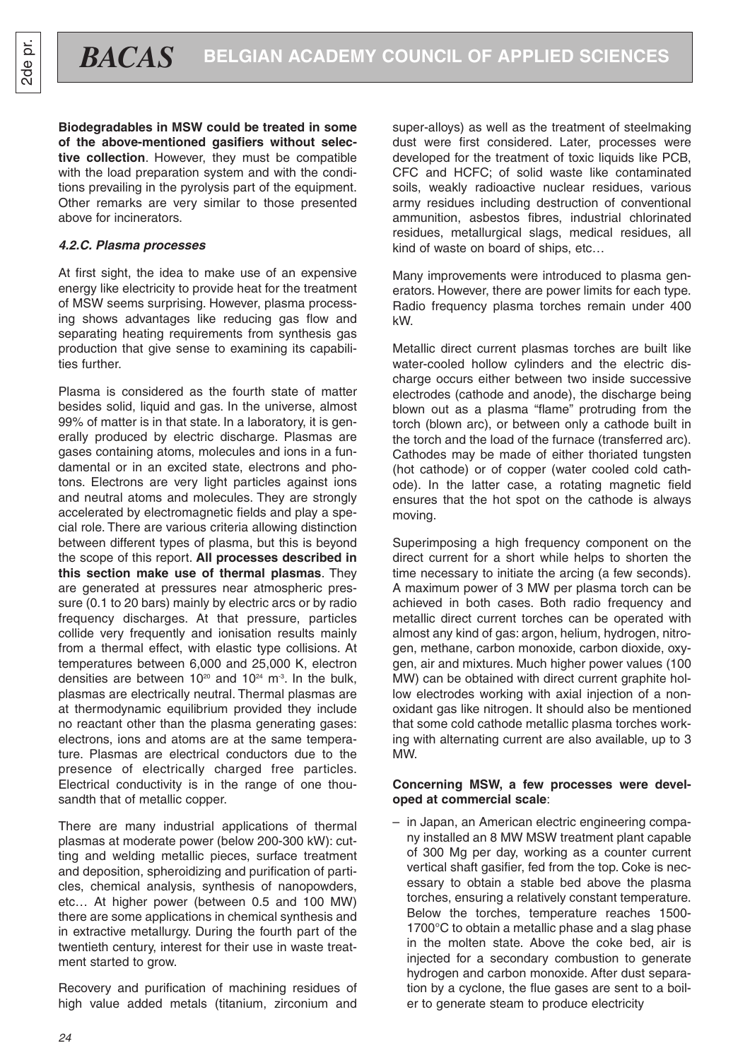**Biodegradables in MSW could be treated in some of the above-mentioned gasifiers without selective collection**. However, they must be compatible with the load preparation system and with the conditions prevailing in the pyrolysis part of the equipment. Other remarks are very similar to those presented above for incinerators.

#### *4.2.C. Plasma processes*

At first sight, the idea to make use of an expensive energy like electricity to provide heat for the treatment of MSW seems surprising. However, plasma processing shows advantages like reducing gas flow and separating heating requirements from synthesis gas production that give sense to examining its capabilities further.

Plasma is considered as the fourth state of matter besides solid, liquid and gas. In the universe, almost 99% of matter is in that state. In a laboratory, it is generally produced by electric discharge. Plasmas are gases containing atoms, molecules and ions in a fundamental or in an excited state, electrons and photons. Electrons are very light particles against ions and neutral atoms and molecules. They are strongly accelerated by electromagnetic fields and play a special role. There are various criteria allowing distinction between different types of plasma, but this is beyond the scope of this report. **All processes described in this section make use of thermal plasmas**. They are generated at pressures near atmospheric pressure (0.1 to 20 bars) mainly by electric arcs or by radio frequency discharges. At that pressure, particles collide very frequently and ionisation results mainly from a thermal effect, with elastic type collisions. At temperatures between 6,000 and 25,000 K, electron densities are between $10^{20}$ and $10^{24}$ $m^{-3}$. In the bulk, plasmas are electrically neutral. Thermal plasmas are at thermodynamic equilibrium provided they include no reactant other than the plasma generating gases: electrons, ions and atoms are at the same temperature. Plasmas are electrical conductors due to the presence of electrically charged free particles. Electrical conductivity is in the range of one thousandth that of metallic copper.

There are many industrial applications of thermal plasmas at moderate power (below 200-300 kW): cutting and welding metallic pieces, surface treatment and deposition, spheroidizing and purification of particles, chemical analysis, synthesis of nanopowders, etc… At higher power (between 0.5 and 100 MW) there are some applications in chemical synthesis and in extractive metallurgy. During the fourth part of the twentieth century, interest for their use in waste treatment started to grow.

Recovery and purification of machining residues of high value added metals (titanium, zirconium and super-alloys) as well as the treatment of steelmaking dust were first considered. Later, processes were developed for the treatment of toxic liquids like PCB, CFC and HCFC; of solid waste like contaminated soils, weakly radioactive nuclear residues, various army residues including destruction of conventional ammunition, asbestos fibres, industrial chlorinated residues, metallurgical slags, medical residues, all kind of waste on board of ships, etc…

Many improvements were introduced to plasma generators. However, there are power limits for each type. Radio frequency plasma torches remain under 400 kW.

Metallic direct current plasmas torches are built like water-cooled hollow cylinders and the electric discharge occurs either between two inside successive electrodes (cathode and anode), the discharge being blown out as a plasma "flame" protruding from the torch (blown arc), or between only a cathode built in the torch and the load of the furnace (transferred arc). Cathodes may be made of either thoriated tungsten (hot cathode) or of copper (water cooled cold cathode). In the latter case, a rotating magnetic field ensures that the hot spot on the cathode is always moving.

Superimposing a high frequency component on the direct current for a short while helps to shorten the time necessary to initiate the arcing (a few seconds). A maximum power of 3 MW per plasma torch can be achieved in both cases. Both radio frequency and metallic direct current torches can be operated with almost any kind of gas: argon, helium, hydrogen, nitrogen, methane, carbon monoxide, carbon dioxide, oxygen, air and mixtures. Much higher power values (100 MW) can be obtained with direct current graphite hollow electrodes working with axial injection of a nonoxidant gas like nitrogen. It should also be mentioned that some cold cathode metallic plasma torches working with alternating current are also available, up to 3 MW.

**Concerning MSW, a few processes were developed at commercial scale**:

– in Japan, an American electric engineering company installed an 8 MW MSW treatment plant capable of 300 Mg per day, working as a counter current vertical shaft gasifier, fed from the top. Coke is necessary to obtain a stable bed above the plasma torches, ensuring a relatively constant temperature. Below the torches, temperature reaches 1500-1700°C to obtain a metallic phase and a slag phase in the molten state. Above the coke bed, air is injected for a secondary combustion to generate hydrogen and carbon monoxide. After dust separation by a cyclone, the flue gases are sent to a boiler to generate steam to produce electricity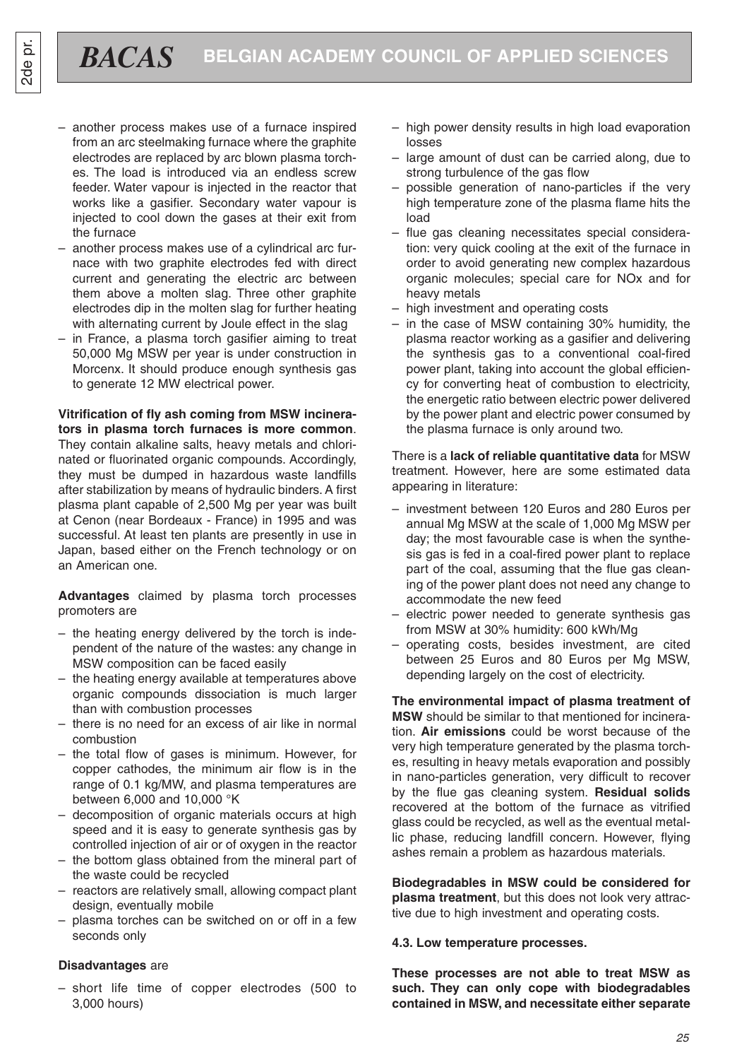- another process makes use of a furnace inspired from an arc steelmaking furnace where the graphite electrodes are replaced by arc blown plasma torches. The load is introduced via an endless screw feeder. Water vapour is injected in the reactor that works like a gasifier. Secondary water vapour is injected to cool down the gases at their exit from the furnace
- another process makes use of a cylindrical arc furnace with two graphite electrodes fed with direct current and generating the electric arc between them above a molten slag. Three other graphite electrodes dip in the molten slag for further heating with alternating current by Joule effect in the slag
- in France, a plasma torch gasifier aiming to treat 50,000 Mg MSW per year is under construction in Morcenx. It should produce enough synthesis gas to generate 12 MW electrical power.

**Vitrification of fly ash coming from MSW incinerators in plasma torch furnaces is more common**. They contain alkaline salts, heavy metals and chlorinated or fluorinated organic compounds. Accordingly, they must be dumped in hazardous waste landfills after stabilization by means of hydraulic binders. A first plasma plant capable of 2,500 Mg per year was built at Cenon (near Bordeaux - France) in 1995 and was successful. At least ten plants are presently in use in Japan, based either on the French technology or on an American one.

**Advantages** claimed by plasma torch processes promoters are

- the heating energy delivered by the torch is independent of the nature of the wastes: any change in MSW composition can be faced easily
- the heating energy available at temperatures above organic compounds dissociation is much larger than with combustion processes
- there is no need for an excess of air like in normal combustion
- the total flow of gases is minimum. However, for copper cathodes, the minimum air flow is in the range of 0.1 kg/MW, and plasma temperatures are between 6,000 and 10,000 °K
- decomposition of organic materials occurs at high speed and it is easy to generate synthesis gas by controlled injection of air or of oxygen in the reactor
- the bottom glass obtained from the mineral part of the waste could be recycled
- reactors are relatively small, allowing compact plant design, eventually mobile
- plasma torches can be switched on or off in a few seconds only

**Disadvantages** are

- short life time of copper electrodes (500 to 3,000 hours)
- high power density results in high load evaporation losses
- large amount of dust can be carried along, due to strong turbulence of the gas flow
- possible generation of nano-particles if the very high temperature zone of the plasma flame hits the load
- flue gas cleaning necessitates special consideration: very quick cooling at the exit of the furnace in order to avoid generating new complex hazardous organic molecules; special care for NOx and for heavy metals
- high investment and operating costs
- in the case of MSW containing 30% humidity, the plasma reactor working as a gasifier and delivering the synthesis gas to a conventional coal-fired power plant, taking into account the global efficiency for converting heat of combustion to electricity, the energetic ratio between electric power delivered by the power plant and electric power consumed by the plasma furnace is only around two.

There is a **lack of reliable quantitative data** for MSW treatment. However, here are some estimated data appearing in literature:

- investment between 120 Euros and 280 Euros per annual Mg MSW at the scale of 1,000 Mg MSW per day; the most favourable case is when the synthesis gas is fed in a coal-fired power plant to replace part of the coal, assuming that the flue gas cleaning of the power plant does not need any change to accommodate the new feed
- electric power needed to generate synthesis gas from MSW at 30% humidity: 600 kWh/Mg
- operating costs, besides investment, are cited between 25 Euros and 80 Euros per Mg MSW, depending largely on the cost of electricity.

**The environmental impact of plasma treatment of MSW** should be similar to that mentioned for incineration. **Air emissions** could be worst because of the very high temperature generated by the plasma torches, resulting in heavy metals evaporation and possibly in nano-particles generation, very difficult to recover by the flue gas cleaning system. **Residual solids** recovered at the bottom of the furnace as vitrified glass could be recycled, as well as the eventual metallic phase, reducing landfill concern. However, flying ashes remain a problem as hazardous materials.

**Biodegradables in MSW could be considered for plasma treatment**, but this does not look very attractive due to high investment and operating costs.

**4.3. Low temperature processes.**

**These processes are not able to treat MSW as such. They can only cope with biodegradables contained in MSW, and necessitate either separate**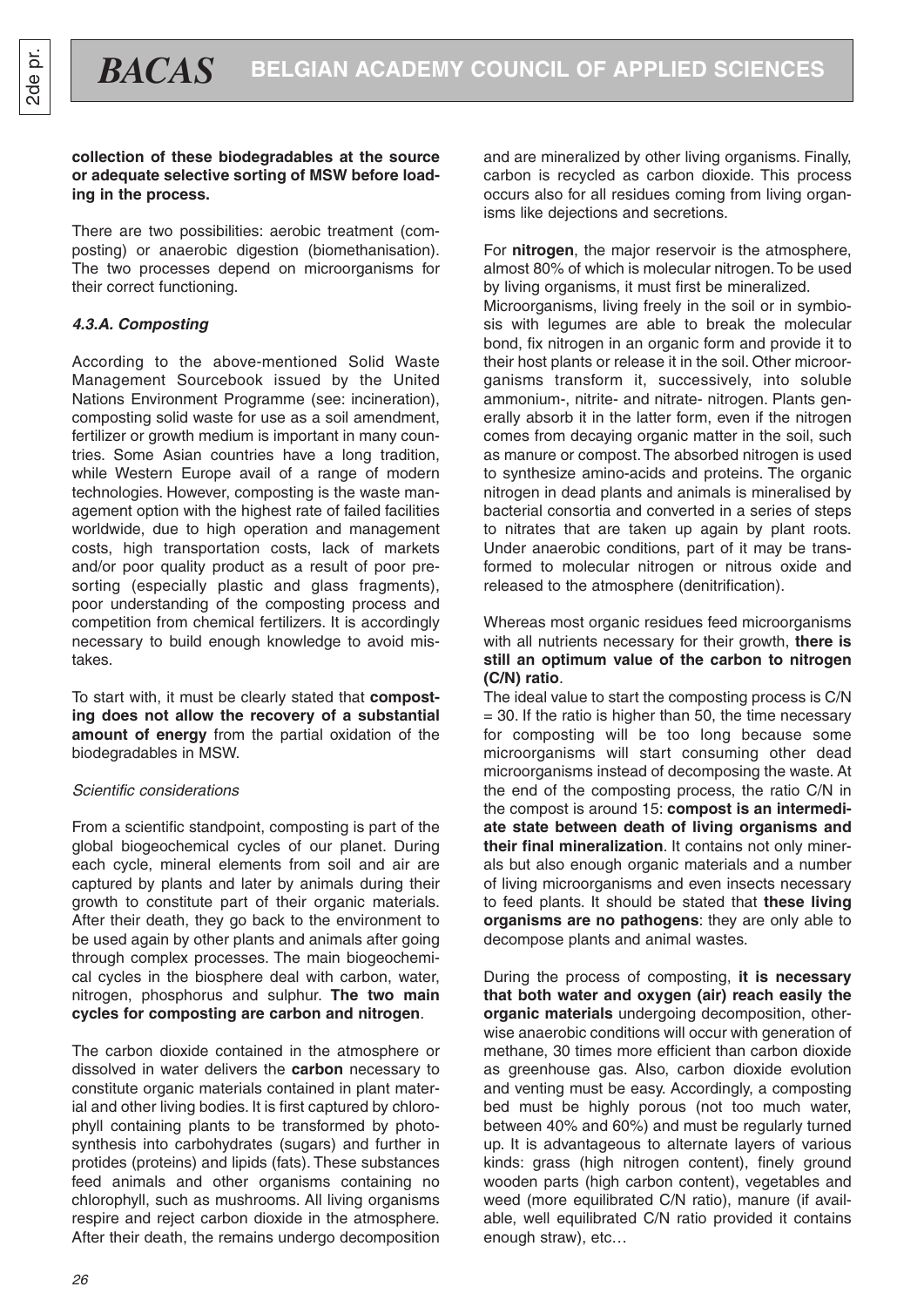**collection of these biodegradables at the source or adequate selective sorting of MSW before loading in the process.**

There are two possibilities: aerobic treatment (composting) or anaerobic digestion (biomethanisation). The two processes depend on microorganisms for their correct functioning.

#### *4.3.A. Composting*

According to the above-mentioned Solid Waste Management Sourcebook issued by the United Nations Environment Programme (see: incineration), composting solid waste for use as a soil amendment, fertilizer or growth medium is important in many countries. Some Asian countries have a long tradition, while Western Europe avail of a range of modern technologies. However, composting is the waste management option with the highest rate of failed facilities worldwide, due to high operation and management costs, high transportation costs, lack of markets and/or poor quality product as a result of poor presorting (especially plastic and glass fragments), poor understanding of the composting process and competition from chemical fertilizers. It is accordingly necessary to build enough knowledge to avoid mistakes.

To start with, it must be clearly stated that **composting does not allow the recovery of a substantial amount of energy** from the partial oxidation of the biodegradables in MSW.

*Scientific considerations*

From a scientific standpoint, composting is part of the global biogeochemical cycles of our planet. During each cycle, mineral elements from soil and air are captured by plants and later by animals during their growth to constitute part of their organic materials. After their death, they go back to the environment to be used again by other plants and animals after going through complex processes. The main biogeochemical cycles in the biosphere deal with carbon, water, nitrogen, phosphorus and sulphur. **The two main cycles for composting are carbon and nitrogen**.

The carbon dioxide contained in the atmosphere or dissolved in water delivers the **carbon** necessary to constitute organic materials contained in plant material and other living bodies. It is first captured by chlorophyll containing plants to be transformed by photosynthesis into carbohydrates (sugars) and further in protides (proteins) and lipids (fats). These substances feed animals and other organisms containing no chlorophyll, such as mushrooms. All living organisms respire and reject carbon dioxide in the atmosphere. After their death, the remains undergo decomposition and are mineralized by other living organisms. Finally, carbon is recycled as carbon dioxide. This process occurs also for all residues coming from living organisms like dejections and secretions.

For **nitrogen**, the major reservoir is the atmosphere, almost 80% of which is molecular nitrogen. To be used by living organisms, it must first be mineralized. Microorganisms, living freely in the soil or in symbiosis with legumes are able to break the molecular bond, fix nitrogen in an organic form and provide it to their host plants or release it in the soil. Other microorganisms transform it, successively, into soluble ammonium-, nitrite- and nitrate- nitrogen. Plants generally absorb it in the latter form, even if the nitrogen comes from decaying organic matter in the soil, such as manure or compost. The absorbed nitrogen is used to synthesize amino-acids and proteins. The organic nitrogen in dead plants and animals is mineralised by bacterial consortia and converted in a series of steps to nitrates that are taken up again by plant roots. Under anaerobic conditions, part of it may be transformed to molecular nitrogen or nitrous oxide and released to the atmosphere (denitrification).

Whereas most organic residues feed microorganisms with all nutrients necessary for their growth, **there is still an optimum value of the carbon to nitrogen (C/N) ratio**.

The ideal value to start the composting process is C/N = 30. If the ratio is higher than 50, the time necessary for composting will be too long because some microorganisms will start consuming other dead microorganisms instead of decomposing the waste. At the end of the composting process, the ratio C/N in the compost is around 15: **compost is an intermediate state between death of living organisms and their final mineralization**. It contains not only minerals but also enough organic materials and a number of living microorganisms and even insects necessary to feed plants. It should be stated that **these living organisms are no pathogens**: they are only able to decompose plants and animal wastes.

During the process of composting, **it is necessary that both water and oxygen (air) reach easily the organic materials** undergoing decomposition, otherwise anaerobic conditions will occur with generation of methane, 30 times more efficient than carbon dioxide as greenhouse gas. Also, carbon dioxide evolution and venting must be easy. Accordingly, a composting bed must be highly porous (not too much water, between 40% and 60%) and must be regularly turned up. It is advantageous to alternate layers of various kinds: grass (high nitrogen content), finely ground wooden parts (high carbon content), vegetables and weed (more equilibrated C/N ratio), manure (if available, well equilibrated C/N ratio provided it contains enough straw), etc…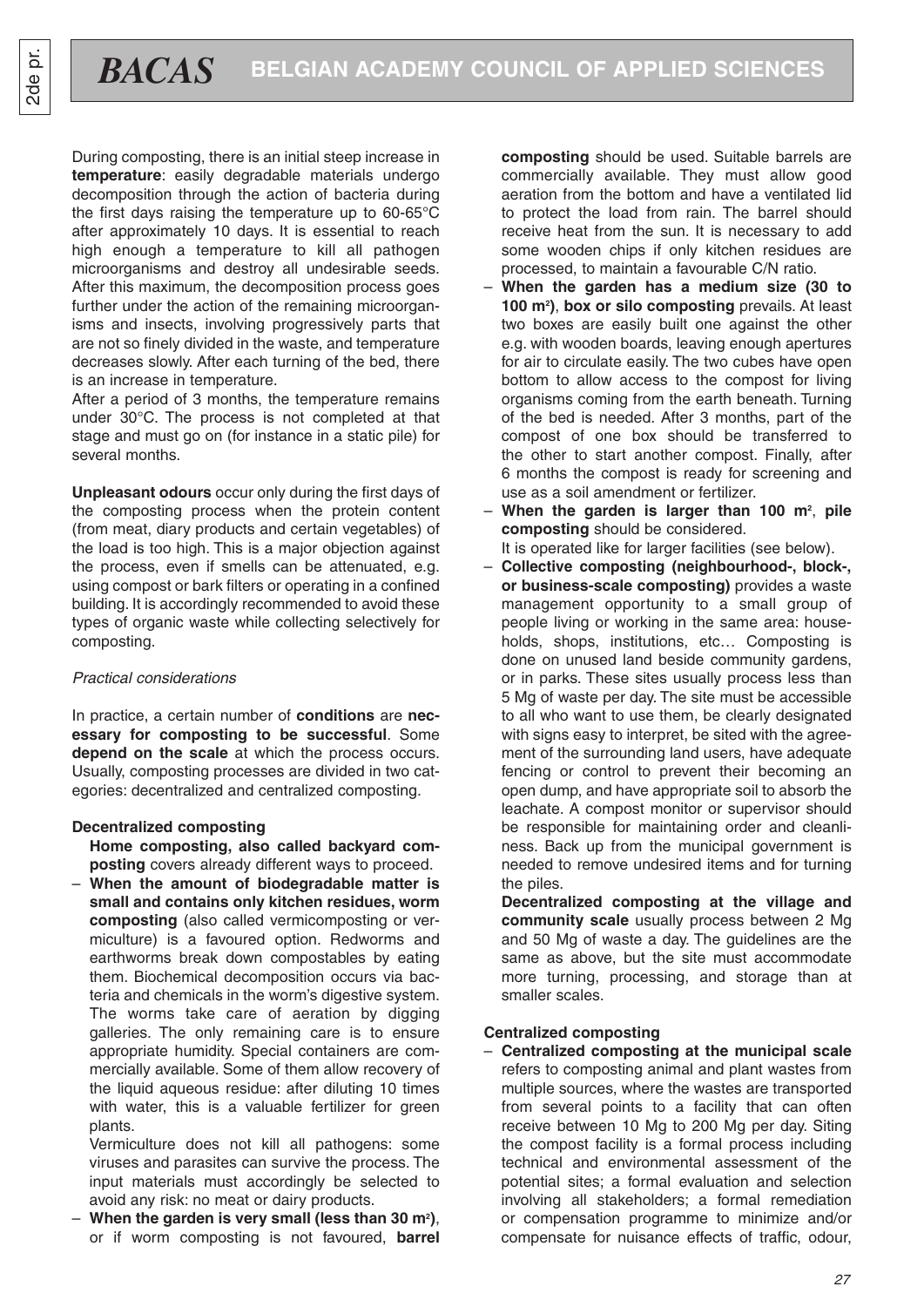During composting, there is an initial steep increase in **temperature**: easily degradable materials undergo decomposition through the action of bacteria during the first days raising the temperature up to 60-65°C after approximately 10 days. It is essential to reach high enough a temperature to kill all pathogen microorganisms and destroy all undesirable seeds. After this maximum, the decomposition process goes further under the action of the remaining microorganisms and insects, involving progressively parts that are not so finely divided in the waste, and temperature decreases slowly. After each turning of the bed, there is an increase in temperature.

After a period of 3 months, the temperature remains under 30°C. The process is not completed at that stage and must go on (for instance in a static pile) for several months.

**Unpleasant odours** occur only during the first days of the composting process when the protein content (from meat, diary products and certain vegetables) of the load is too high. This is a major objection against the process, even if smells can be attenuated, e.g. using compost or bark filters or operating in a confined building. It is accordingly recommended to avoid these types of organic waste while collecting selectively for composting.

*Practical considerations*

In practice, a certain number of **conditions** are **necessary for composting to be successful**. Some **depend on the scale** at which the process occurs. Usually, composting processes are divided in two categories: decentralized and centralized composting.

**Decentralized composting**

**Home composting, also called backyard composting** covers already different ways to proceed.

- **When the amount of biodegradable matter is small and contains only kitchen residues, worm composting** (also called vermicomposting or vermiculture) is a favoured option. Redworms and earthworms break down compostables by eating them. Biochemical decomposition occurs via bacteria and chemicals in the worm's digestive system. The worms take care of aeration by digging galleries. The only remaining care is to ensure appropriate humidity. Special containers are commercially available. Some of them allow recovery of the liquid aqueous residue: after diluting 10 times with water, this is a valuable fertilizer for green plants.

  Vermiculture does not kill all pathogens: some viruses and parasites can survive the process. The input materials must accordingly be selected to avoid any risk: no meat or dairy products.
- **When the garden is very small (less than 30 m²)**, or if worm composting is not favoured, **barrel composting** should be used. Suitable barrels are commercially available. They must allow good aeration from the bottom and have a ventilated lid to protect the load from rain. The barrel should receive heat from the sun. It is necessary to add some wooden chips if only kitchen residues are processed, to maintain a favourable C/N ratio.
- **When the garden has a medium size (30 to 100 m²)**, **box or silo composting** prevails. At least two boxes are easily built one against the other e.g. with wooden boards, leaving enough apertures for air to circulate easily. The two cubes have open bottom to allow access to the compost for living organisms coming from the earth beneath. Turning of the bed is needed. After 3 months, part of the compost of one box should be transferred to the other to start another compost. Finally, after 6 months the compost is ready for screening and use as a soil amendment or fertilizer.
- **When the garden is larger than 100 m²**, **pile composting** should be considered.

  It is operated like for larger facilities (see below).
- **Collective composting (neighbourhood-, block-, or business-scale composting)** provides a waste management opportunity to a small group of people living or working in the same area: households, shops, institutions, etc… Composting is done on unused land beside community gardens, or in parks. These sites usually process less than 5 Mg of waste per day. The site must be accessible to all who want to use them, be clearly designated with signs easy to interpret, be sited with the agreement of the surrounding land users, have adequate fencing or control to prevent their becoming an open dump, and have appropriate soil to absorb the leachate. A compost monitor or supervisor should be responsible for maintaining order and cleanliness. Back up from the municipal government is needed to remove undesired items and for turning the piles.

  **Decentralized composting at the village and community scale** usually process between 2 Mg and 50 Mg of waste a day. The guidelines are the same as above, but the site must accommodate more turning, processing, and storage than at smaller scales.

**Centralized composting**

- **Centralized composting at the municipal scale** refers to composting animal and plant wastes from multiple sources, where the wastes are transported from several points to a facility that can often receive between 10 Mg to 200 Mg per day. Siting the compost facility is a formal process including technical and environmental assessment of the potential sites; a formal evaluation and selection involving all stakeholders; a formal remediation or compensation programme to minimize and/or compensate for nuisance effects of traffic, odour,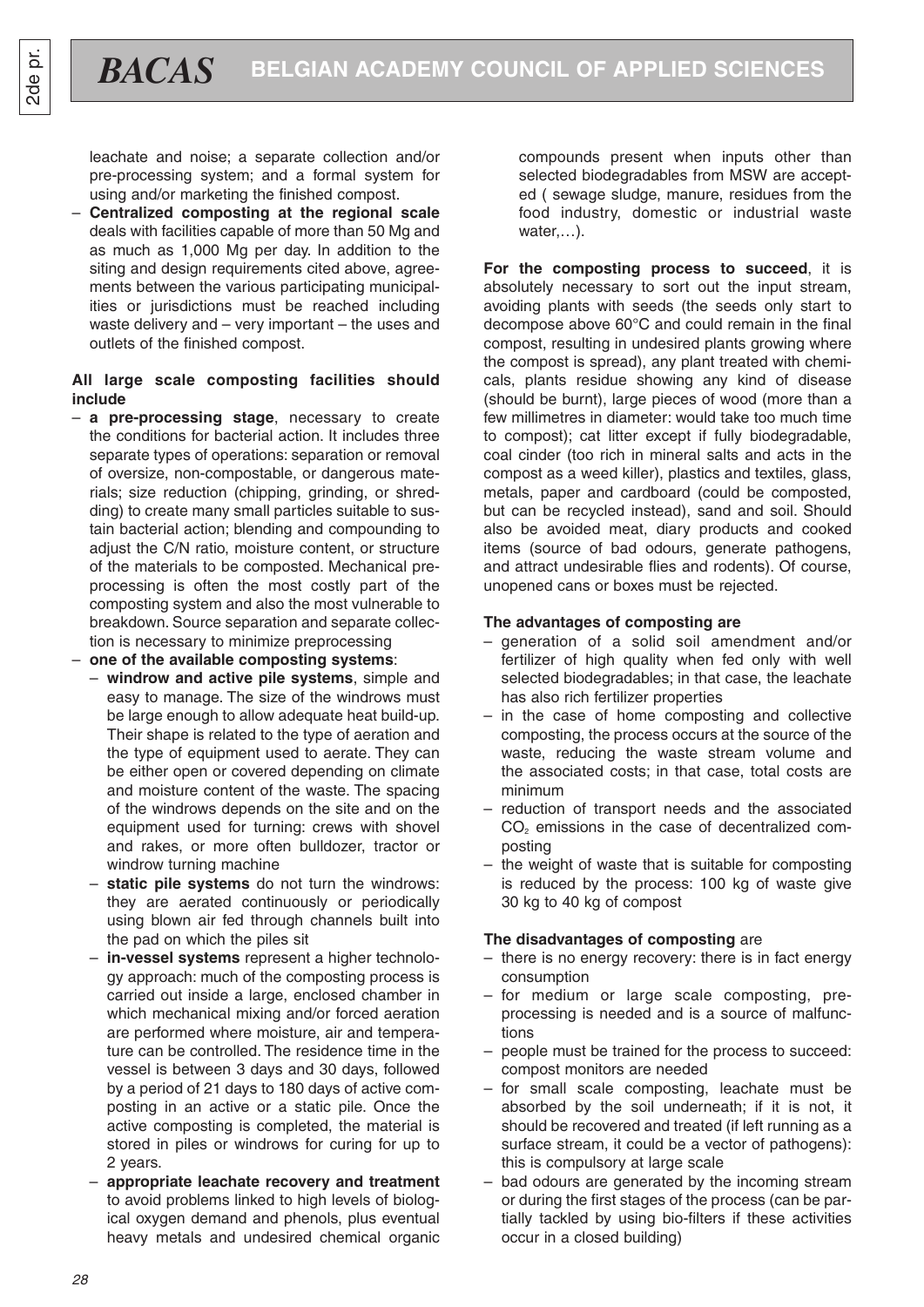leachate and noise; a separate collection and/or pre-processing system; and a formal system for using and/or marketing the finished compost.

– **Centralized composting at the regional scale** deals with facilities capable of more than 50 Mg and as much as 1,000 Mg per day. In addition to the siting and design requirements cited above, agreements between the various participating municipalities or jurisdictions must be reached including waste delivery and – very important – the uses and outlets of the finished compost.

**All large scale composting facilities should include**

– **a pre-processing stage**, necessary to create the conditions for bacterial action. It includes three separate types of operations: separation or removal of oversize, non-compostable, or dangerous materials; size reduction (chipping, grinding, or shredding) to create many small particles suitable to sustain bacterial action; blending and compounding to adjust the C/N ratio, moisture content, or structure of the materials to be composted. Mechanical pre-processing is often the most costly part of the composting system and also the most vulnerable to breakdown. Source separation and separate collection is necessary to minimize preprocessing
– **one of the available composting systems**:
  – **windrow and active pile systems**, simple and easy to manage. The size of the windrows must be large enough to allow adequate heat build-up. Their shape is related to the type of aeration and the type of equipment used to aerate. They can be either open or covered depending on climate and moisture content of the waste. The spacing of the windrows depends on the site and on the equipment used for turning: crews with shovel and rakes, or more often bulldozer, tractor or windrow turning machine
  – **static pile systems** do not turn the windrows: they are aerated continuously or periodically using blown air fed through channels built into the pad on which the piles sit
  – **in-vessel systems** represent a higher technology approach: much of the composting process is carried out inside a large, enclosed chamber in which mechanical mixing and/or forced aeration are performed where moisture, air and temperature can be controlled. The residence time in the vessel is between 3 days and 30 days, followed by a period of 21 days to 180 days of active composting in an active or a static pile. Once the active composting is completed, the material is stored in piles or windrows for curing for up to 2 years.
  – **appropriate leachate recovery and treatment** to avoid problems linked to high levels of biological oxygen demand and phenols, plus eventual heavy metals and undesired chemical organic compounds present when inputs other than selected biodegradables from MSW are accepted ( sewage sludge, manure, residues from the food industry, domestic or industrial waste water,…).

**For the composting process to succeed**, it is absolutely necessary to sort out the input stream, avoiding plants with seeds (the seeds only start to decompose above 60°C and could remain in the final compost, resulting in undesired plants growing where the compost is spread), any plant treated with chemicals, plants residue showing any kind of disease (should be burnt), large pieces of wood (more than a few millimetres in diameter: would take too much time to compost); cat litter except if fully biodegradable, coal cinder (too rich in mineral salts and acts in the compost as a weed killer), plastics and textiles, glass, metals, paper and cardboard (could be composted, but can be recycled instead), sand and soil. Should also be avoided meat, diary products and cooked items (source of bad odours, generate pathogens, and attract undesirable flies and rodents). Of course, unopened cans or boxes must be rejected.

**The advantages of composting are**

– generation of a solid soil amendment and/or fertilizer of high quality when fed only with well selected biodegradables; in that case, the leachate has also rich fertilizer properties
– in the case of home composting and collective composting, the process occurs at the source of the waste, reducing the waste stream volume and the associated costs; in that case, total costs are minimum
– reduction of transport needs and the associated $CO_2$ emissions in the case of decentralized composting
– the weight of waste that is suitable for composting is reduced by the process: 100 kg of waste give 30 kg to 40 kg of compost

**The disadvantages of composting** are

– there is no energy recovery: there is in fact energy consumption
– for medium or large scale composting, pre-processing is needed and is a source of malfunctions
– people must be trained for the process to succeed: compost monitors are needed
– for small scale composting, leachate must be absorbed by the soil underneath; if it is not, it should be recovered and treated (if left running as a surface stream, it could be a vector of pathogens): this is compulsory at large scale
– bad odours are generated by the incoming stream or during the first stages of the process (can be partially tackled by using bio-filters if these activities occur in a closed building)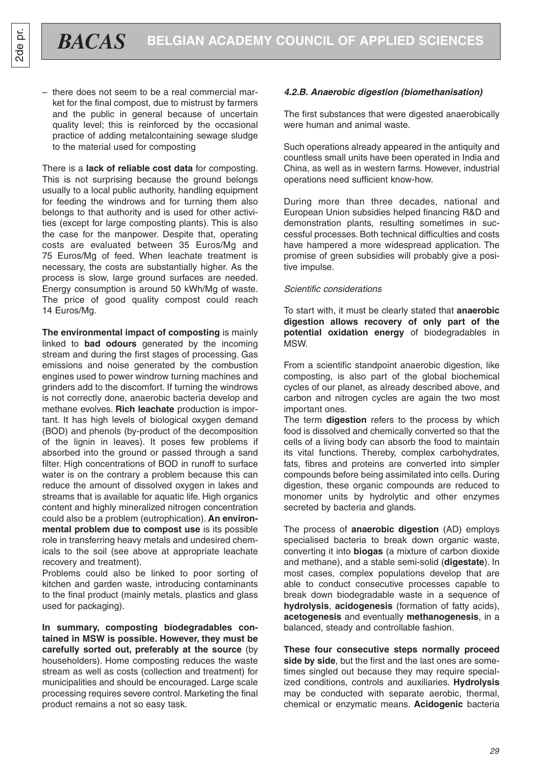– there does not seem to be a real commercial market for the final compost, due to mistrust by farmers and the public in general because of uncertain quality level; this is reinforced by the occasional practice of adding metalcontaining sewage sludge to the material used for composting

There is a **lack of reliable cost data** for composting. This is not surprising because the ground belongs usually to a local public authority, handling equipment for feeding the windrows and for turning them also belongs to that authority and is used for other activities (except for large composting plants). This is also the case for the manpower. Despite that, operating costs are evaluated between 35 Euros/Mg and 75 Euros/Mg of feed. When leachate treatment is necessary, the costs are substantially higher. As the process is slow, large ground surfaces are needed. Energy consumption is around 50 kWh/Mg of waste. The price of good quality compost could reach 14 Euros/Mg.

**The environmental impact of composting** is mainly linked to **bad odours** generated by the incoming stream and during the first stages of processing. Gas emissions and noise generated by the combustion engines used to power windrow turning machines and grinders add to the discomfort. If turning the windrows is not correctly done, anaerobic bacteria develop and methane evolves. **Rich leachate** production is important. It has high levels of biological oxygen demand (BOD) and phenols (by-product of the decomposition of the lignin in leaves). It poses few problems if absorbed into the ground or passed through a sand filter. High concentrations of BOD in runoff to surface water is on the contrary a problem because this can reduce the amount of dissolved oxygen in lakes and streams that is available for aquatic life. High organics content and highly mineralized nitrogen concentration could also be a problem (eutrophication). **An environmental problem due to compost use** is its possible role in transferring heavy metals and undesired chemicals to the soil (see above at appropriate leachate recovery and treatment).

Problems could also be linked to poor sorting of kitchen and garden waste, introducing contaminants to the final product (mainly metals, plastics and glass used for packaging).

**In summary, composting biodegradables contained in MSW is possible. However, they must be carefully sorted out, preferably at the source** (by householders). Home composting reduces the waste stream as well as costs (collection and treatment) for municipalities and should be encouraged. Large scale processing requires severe control. Marketing the final product remains a not so easy task.

#### *4.2.B. Anaerobic digestion (biomethanisation)*

The first substances that were digested anaerobically were human and animal waste.

Such operations already appeared in the antiquity and countless small units have been operated in India and China, as well as in western farms. However, industrial operations need sufficient know-how.

During more than three decades, national and European Union subsidies helped financing R&D and demonstration plants, resulting sometimes in successful processes. Both technical difficulties and costs have hampered a more widespread application. The promise of green subsidies will probably give a positive impulse.

*Scientific considerations*

To start with, it must be clearly stated that **anaerobic digestion allows recovery of only part of the potential oxidation energy** of biodegradables in MSW.

From a scientific standpoint anaerobic digestion, like composting, is also part of the global biochemical cycles of our planet, as already described above, and carbon and nitrogen cycles are again the two most important ones.

The term **digestion** refers to the process by which food is dissolved and chemically converted so that the cells of a living body can absorb the food to maintain its vital functions. Thereby, complex carbohydrates, fats, fibres and proteins are converted into simpler compounds before being assimilated into cells. During digestion, these organic compounds are reduced to monomer units by hydrolytic and other enzymes secreted by bacteria and glands.

The process of **anaerobic digestion** (AD) employs specialised bacteria to break down organic waste, converting it into **biogas** (a mixture of carbon dioxide and methane), and a stable semi-solid (**digestate**). In most cases, complex populations develop that are able to conduct consecutive processes capable to break down biodegradable waste in a sequence of **hydrolysis**, **acidogenesis** (formation of fatty acids), **acetogenesis** and eventually **methanogenesis**, in a balanced, steady and controllable fashion.

**These four consecutive steps normally proceed side by side**, but the first and the last ones are sometimes singled out because they may require specialized conditions, controls and auxiliaries. **Hydrolysis** may be conducted with separate aerobic, thermal, chemical or enzymatic means. **Acidogenic** bacteria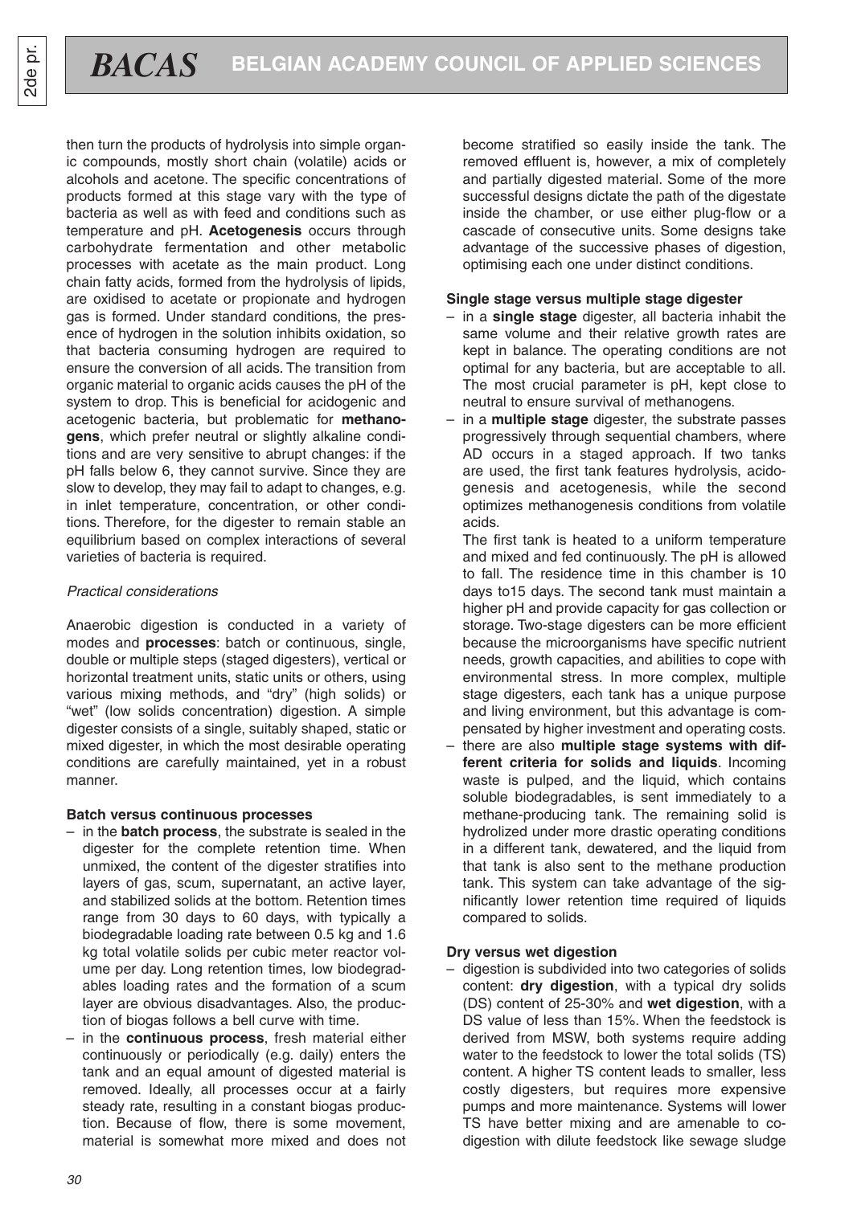then turn the products of hydrolysis into simple organic compounds, mostly short chain (volatile) acids or alcohols and acetone. The specific concentrations of products formed at this stage vary with the type of bacteria as well as with feed and conditions such as temperature and pH. **Acetogenesis** occurs through carbohydrate fermentation and other metabolic processes with acetate as the main product. Long chain fatty acids, formed from the hydrolysis of lipids, are oxidised to acetate or propionate and hydrogen gas is formed. Under standard conditions, the presence of hydrogen in the solution inhibits oxidation, so that bacteria consuming hydrogen are required to ensure the conversion of all acids. The transition from organic material to organic acids causes the pH of the system to drop. This is beneficial for acidogenic and acetogenic bacteria, but problematic for **methanogens**, which prefer neutral or slightly alkaline conditions and are very sensitive to abrupt changes: if the pH falls below 6, they cannot survive. Since they are slow to develop, they may fail to adapt to changes, e.g. in inlet temperature, concentration, or other conditions. Therefore, for the digester to remain stable an equilibrium based on complex interactions of several varieties of bacteria is required.

*Practical considerations*

Anaerobic digestion is conducted in a variety of modes and **processes**: batch or continuous, single, double or multiple steps (staged digesters), vertical or horizontal treatment units, static units or others, using various mixing methods, and "dry" (high solids) or "wet" (low solids concentration) digestion. A simple digester consists of a single, suitably shaped, static or mixed digester, in which the most desirable operating conditions are carefully maintained, yet in a robust manner.

**Batch versus continuous processes**

- in the **batch process**, the substrate is sealed in the digester for the complete retention time. When unmixed, the content of the digester stratifies into layers of gas, scum, supernatant, an active layer, and stabilized solids at the bottom. Retention times range from 30 days to 60 days, with typically a biodegradable loading rate between 0.5 kg and 1.6 kg total volatile solids per cubic meter reactor volume per day. Long retention times, low biodegradables loading rates and the formation of a scum layer are obvious disadvantages. Also, the production of biogas follows a bell curve with time.
- in the **continuous process**, fresh material either continuously or periodically (e.g. daily) enters the tank and an equal amount of digested material is removed. Ideally, all processes occur at a fairly steady rate, resulting in a constant biogas production. Because of flow, there is some movement, material is somewhat more mixed and does not become stratified so easily inside the tank. The removed effluent is, however, a mix of completely and partially digested material. Some of the more successful designs dictate the path of the digestate inside the chamber, or use either plug-flow or a cascade of consecutive units. Some designs take advantage of the successive phases of digestion, optimising each one under distinct conditions.

**Single stage versus multiple stage digester**

- in a **single stage** digester, all bacteria inhabit the same volume and their relative growth rates are kept in balance. The operating conditions are not optimal for any bacteria, but are acceptable to all. The most crucial parameter is pH, kept close to neutral to ensure survival of methanogens.
- in a **multiple stage** digester, the substrate passes progressively through sequential chambers, where AD occurs in a staged approach. If two tanks are used, the first tank features hydrolysis, acidogenesis and acetogenesis, while the second optimizes methanogenesis conditions from volatile acids.

  The first tank is heated to a uniform temperature and mixed and fed continuously. The pH is allowed to fall. The residence time in this chamber is 10 days to15 days. The second tank must maintain a higher pH and provide capacity for gas collection or storage. Two-stage digesters can be more efficient because the microorganisms have specific nutrient needs, growth capacities, and abilities to cope with environmental stress. In more complex, multiple stage digesters, each tank has a unique purpose and living environment, but this advantage is compensated by higher investment and operating costs.
- there are also **multiple stage systems with different criteria for solids and liquids**. Incoming waste is pulped, and the liquid, which contains soluble biodegradables, is sent immediately to a methane-producing tank. The remaining solid is hydrolized under more drastic operating conditions in a different tank, dewatered, and the liquid from that tank is also sent to the methane production tank. This system can take advantage of the significantly lower retention time required of liquids compared to solids.

**Dry versus wet digestion**

- digestion is subdivided into two categories of solids content: **dry digestion**, with a typical dry solids (DS) content of 25-30% and **wet digestion**, with a DS value of less than 15%. When the feedstock is derived from MSW, both systems require adding water to the feedstock to lower the total solids (TS) content. A higher TS content leads to smaller, less costly digesters, but requires more expensive pumps and more maintenance. Systems will lower TS have better mixing and are amenable to co-digestion with dilute feedstock like sewage sludge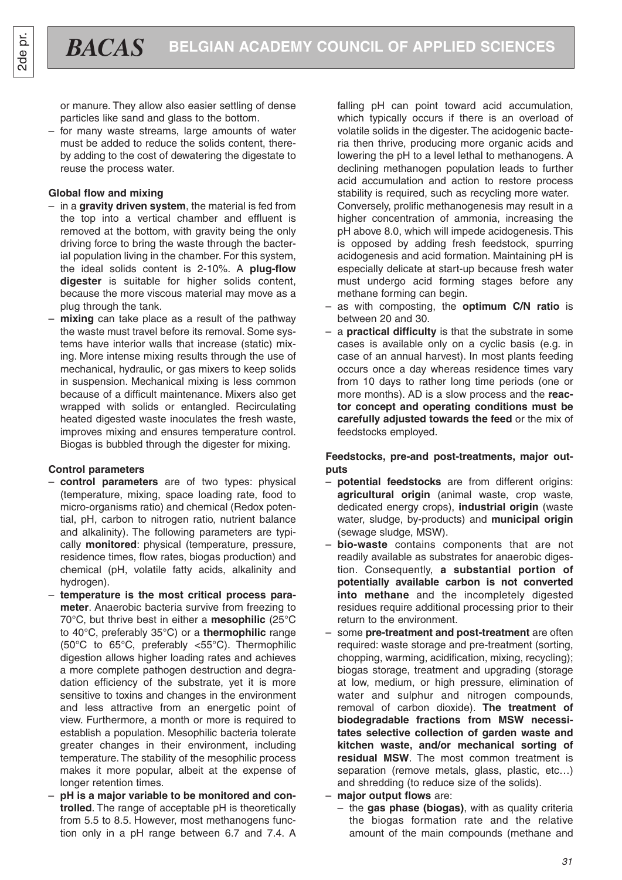or manure. They allow also easier settling of dense particles like sand and glass to the bottom.

– for many waste streams, large amounts of water must be added to reduce the solids content, thereby adding to the cost of dewatering the digestate to reuse the process water.

**Global flow and mixing**

– in a **gravity driven system**, the material is fed from the top into a vertical chamber and effluent is removed at the bottom, with gravity being the only driving force to bring the waste through the bacterial population living in the chamber. For this system, the ideal solids content is 2-10%. A **plug-flow digester** is suitable for higher solids content, because the more viscous material may move as a plug through the tank.

– **mixing** can take place as a result of the pathway the waste must travel before its removal. Some systems have interior walls that increase (static) mixing. More intense mixing results through the use of mechanical, hydraulic, or gas mixers to keep solids in suspension. Mechanical mixing is less common because of a difficult maintenance. Mixers also get wrapped with solids or entangled. Recirculating heated digested waste inoculates the fresh waste, improves mixing and ensures temperature control. Biogas is bubbled through the digester for mixing.

**Control parameters**

– **control parameters** are of two types: physical (temperature, mixing, space loading rate, food to micro-organisms ratio) and chemical (Redox potential, pH, carbon to nitrogen ratio, nutrient balance and alkalinity). The following parameters are typically **monitored**: physical (temperature, pressure, residence times, flow rates, biogas production) and chemical (pH, volatile fatty acids, alkalinity and hydrogen).

– **temperature is the most critical process parameter**. Anaerobic bacteria survive from freezing to 70°C, but thrive best in either a **mesophilic** (25°C to 40°C, preferably 35°C) or a **thermophilic** range (50°C to 65°C, preferably <55°C). Thermophilic digestion allows higher loading rates and achieves a more complete pathogen destruction and degradation efficiency of the substrate, yet it is more sensitive to toxins and changes in the environment and less attractive from an energetic point of view. Furthermore, a month or more is required to establish a population. Mesophilic bacteria tolerate greater changes in their environment, including temperature. The stability of the mesophilic process makes it more popular, albeit at the expense of longer retention times.

– **pH is a major variable to be monitored and controlled**. The range of acceptable pH is theoretically from 5.5 to 8.5. However, most methanogens function only in a pH range between 6.7 and 7.4. A falling pH can point toward acid accumulation, which typically occurs if there is an overload of volatile solids in the digester. The acidogenic bacteria then thrive, producing more organic acids and lowering the pH to a level lethal to methanogens. A declining methanogen population leads to further acid accumulation and action to restore process stability is required, such as recycling more water. Conversely, prolific methanogenesis may result in a higher concentration of ammonia, increasing the pH above 8.0, which will impede acidogenesis. This is opposed by adding fresh feedstock, spurring acidogenesis and acid formation. Maintaining pH is especially delicate at start-up because fresh water must undergo acid forming stages before any methane forming can begin.

– as with composting, the **optimum C/N ratio** is between 20 and 30.

– a **practical difficulty** is that the substrate in some cases is available only on a cyclic basis (e.g. in case of an annual harvest). In most plants feeding occurs once a day whereas residence times vary from 10 days to rather long time periods (one or more months). AD is a slow process and the **reactor concept and operating conditions must be carefully adjusted towards the feed** or the mix of feedstocks employed.

**Feedstocks, pre-and post-treatments, major outputs**

– **potential feedstocks** are from different origins: **agricultural origin** (animal waste, crop waste, dedicated energy crops), **industrial origin** (waste water, sludge, by-products) and **municipal origin** (sewage sludge, MSW).

– **bio-waste** contains components that are not readily available as substrates for anaerobic digestion. Consequently, **a substantial portion of potentially available carbon is not converted into methane** and the incompletely digested residues require additional processing prior to their return to the environment.

– some **pre-treatment and post-treatment** are often required: waste storage and pre-treatment (sorting, chopping, warming, acidification, mixing, recycling); biogas storage, treatment and upgrading (storage at low, medium, or high pressure, elimination of water and sulphur and nitrogen compounds, removal of carbon dioxide). **The treatment of biodegradable fractions from MSW necessitates selective collection of garden waste and kitchen waste, and/or mechanical sorting of residual MSW**. The most common treatment is separation (remove metals, glass, plastic, etc…) and shredding (to reduce size of the solids).

– **major output flows** are:
  – the **gas phase (biogas)**, with as quality criteria the biogas formation rate and the relative amount of the main compounds (methane and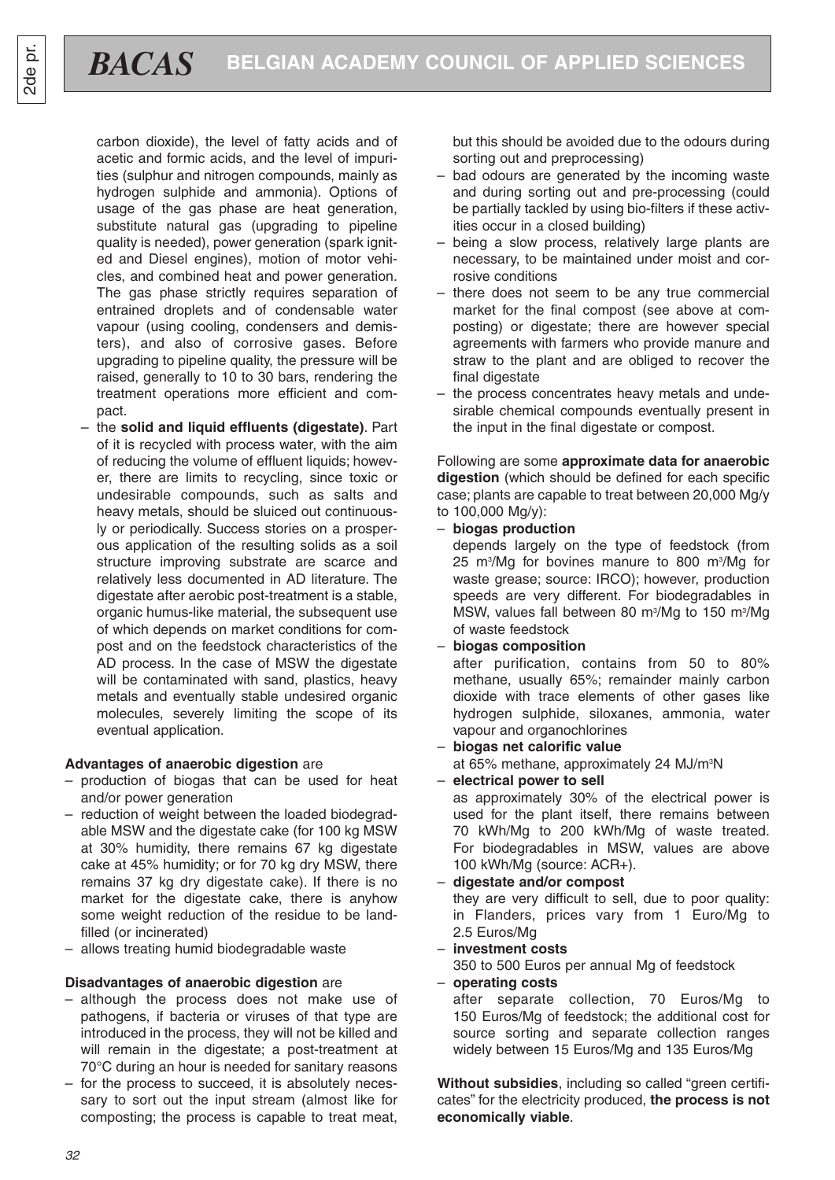carbon dioxide), the level of fatty acids and of acetic and formic acids, and the level of impurities (sulphur and nitrogen compounds, mainly as hydrogen sulphide and ammonia). Options of usage of the gas phase are heat generation, substitute natural gas (upgrading to pipeline quality is needed), power generation (spark ignited and Diesel engines), motion of motor vehicles, and combined heat and power generation. The gas phase strictly requires separation of entrained droplets and of condensable water vapour (using cooling, condensers and demisters), and also of corrosive gases. Before upgrading to pipeline quality, the pressure will be raised, generally to 10 to 30 bars, rendering the treatment operations more efficient and compact.

– the **solid and liquid effluents (digestate)**. Part of it is recycled with process water, with the aim of reducing the volume of effluent liquids; however, there are limits to recycling, since toxic or undesirable compounds, such as salts and heavy metals, should be sluiced out continuously or periodically. Success stories on a prosperous application of the resulting solids as a soil structure improving substrate are scarce and relatively less documented in AD literature. The digestate after aerobic post-treatment is a stable, organic humus-like material, the subsequent use of which depends on market conditions for compost and on the feedstock characteristics of the AD process. In the case of MSW the digestate will be contaminated with sand, plastics, heavy metals and eventually stable undesired organic molecules, severely limiting the scope of its eventual application.

**Advantages of anaerobic digestion** are

– production of biogas that can be used for heat and/or power generation
– reduction of weight between the loaded biodegradable MSW and the digestate cake (for 100 kg MSW at 30% humidity, there remains 67 kg digestate cake at 45% humidity; or for 70 kg dry MSW, there remains 37 kg dry digestate cake). If there is no market for the digestate cake, there is anyhow some weight reduction of the residue to be landfilled (or incinerated)
– allows treating humid biodegradable waste

**Disadvantages of anaerobic digestion** are

– although the process does not make use of pathogens, if bacteria or viruses of that type are introduced in the process, they will not be killed and will remain in the digestate; a post-treatment at 70°C during an hour is needed for sanitary reasons
– for the process to succeed, it is absolutely necessary to sort out the input stream (almost like for composting; the process is capable to treat meat, but this should be avoided due to the odours during sorting out and preprocessing)
– bad odours are generated by the incoming waste and during sorting out and pre-processing (could be partially tackled by using bio-filters if these activities occur in a closed building)
– being a slow process, relatively large plants are necessary, to be maintained under moist and corrosive conditions
– there does not seem to be any true commercial market for the final compost (see above at composting) or digestate; there are however special agreements with farmers who provide manure and straw to the plant and are obliged to recover the final digestate
– the process concentrates heavy metals and undesirable chemical compounds eventually present in the input in the final digestate or compost.

Following are some **approximate data for anaerobic digestion** (which should be defined for each specific case; plants are capable to treat between 20,000 Mg/y to 100,000 Mg/y):

– **biogas production**
depends largely on the type of feedstock (from 25 $m^3$/Mg for bovines manure to 800 $m^3$/Mg for waste grease; source: IRCO); however, production speeds are very different. For biodegradables in MSW, values fall between 80 $m^3$/Mg to 150 $m^3$/Mg of waste feedstock
– **biogas composition**
after purification, contains from 50 to 80% methane, usually 65%; remainder mainly carbon dioxide with trace elements of other gases like hydrogen sulphide, siloxanes, ammonia, water vapour and organochlorines
– **biogas net calorific value**
at 65% methane, approximately 24 MJ/$m^3$N
– **electrical power to sell**
as approximately 30% of the electrical power is used for the plant itself, there remains between 70 kWh/Mg to 200 kWh/Mg of waste treated. For biodegradables in MSW, values are above 100 kWh/Mg (source: ACR+).
– **digestate and/or compost**
they are very difficult to sell, due to poor quality: in Flanders, prices vary from 1 Euro/Mg to 2.5 Euros/Mg
– **investment costs**
350 to 500 Euros per annual Mg of feedstock
– **operating costs**
after separate collection, 70 Euros/Mg to 150 Euros/Mg of feedstock; the additional cost for source sorting and separate collection ranges widely between 15 Euros/Mg and 135 Euros/Mg

**Without subsidies**, including so called "green certificates" for the electricity produced, **the process is not economically viable**.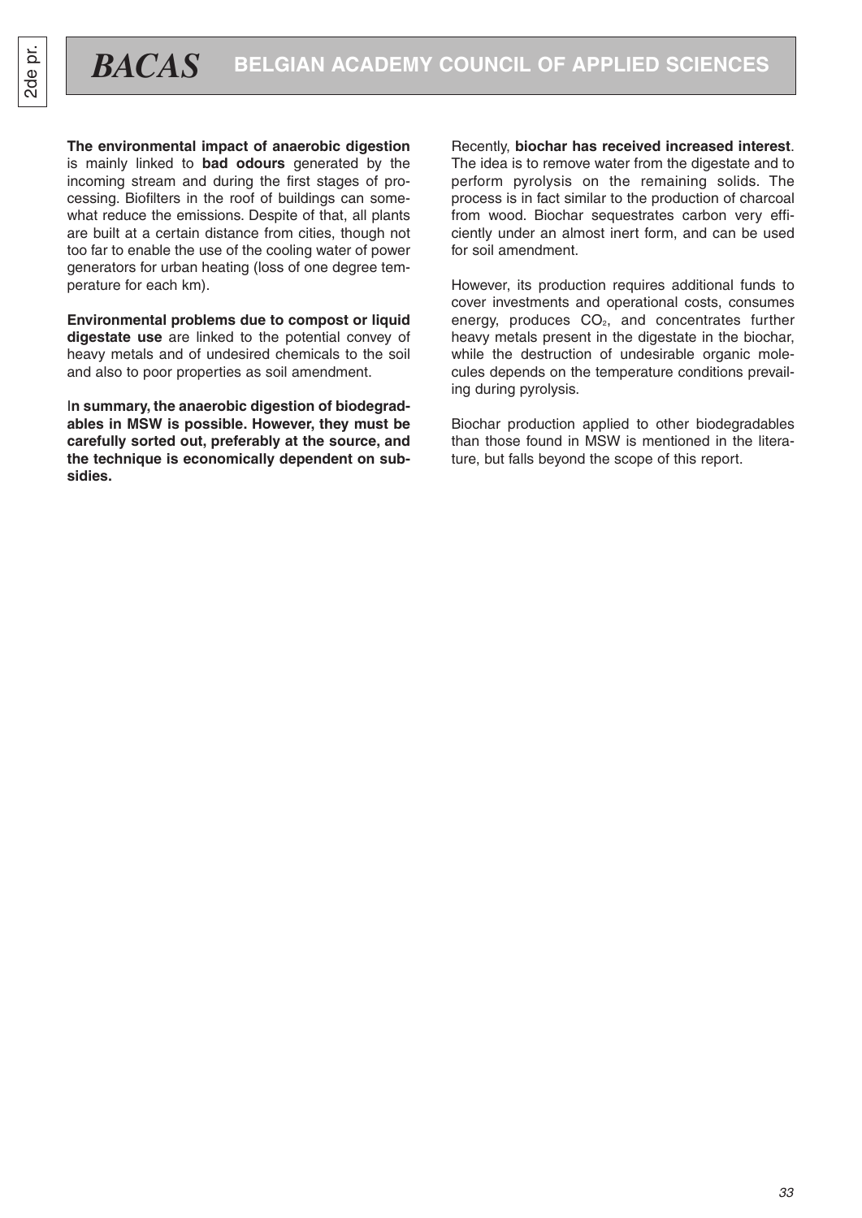**The environmental impact of anaerobic digestion** is mainly linked to **bad odours** generated by the incoming stream and during the first stages of processing. Biofilters in the roof of buildings can somewhat reduce the emissions. Despite of that, all plants are built at a certain distance from cities, though not too far to enable the use of the cooling water of power generators for urban heating (loss of one degree temperature for each km).

**Environmental problems due to compost or liquid digestate use** are linked to the potential convey of heavy metals and of undesired chemicals to the soil and also to poor properties as soil amendment.

I**n summary, the anaerobic digestion of biodegradables in MSW is possible. However, they must be carefully sorted out, preferably at the source, and the technique is economically dependent on subsidies.**

Recently, **biochar has received increased interest**. The idea is to remove water from the digestate and to perform pyrolysis on the remaining solids. The process is in fact similar to the production of charcoal from wood. Biochar sequestrates carbon very efficiently under an almost inert form, and can be used for soil amendment.

However, its production requires additional funds to cover investments and operational costs, consumes energy, produces $CO_2$, and concentrates further heavy metals present in the digestate in the biochar, while the destruction of undesirable organic molecules depends on the temperature conditions prevailing during pyrolysis.

Biochar production applied to other biodegradables than those found in MSW is mentioned in the literature, but falls beyond the scope of this report.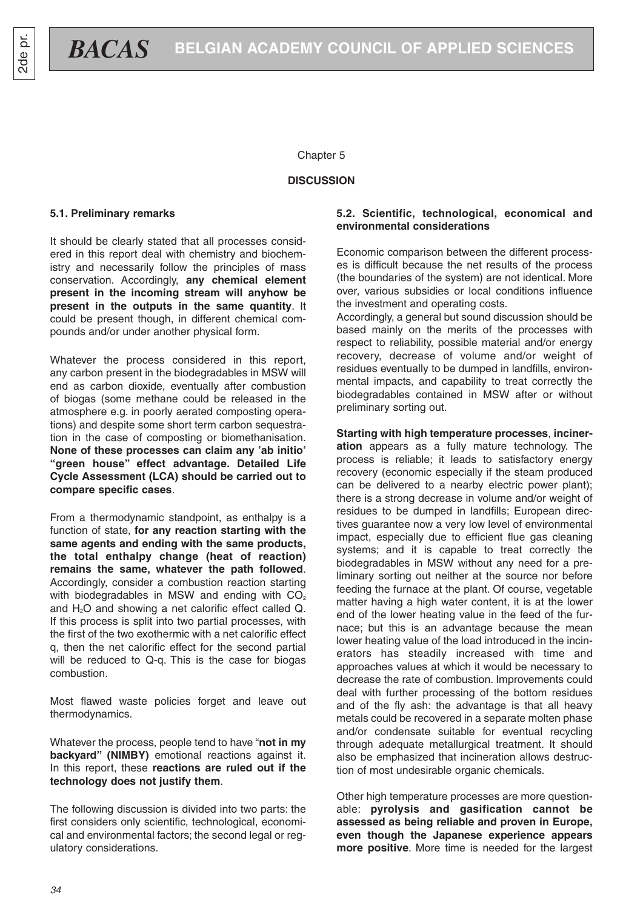Chapter 5

## DISCUSSION

### 5.1. Preliminary remarks

It should be clearly stated that all processes considered in this report deal with chemistry and biochemistry and necessarily follow the principles of mass conservation. Accordingly, **any chemical element present in the incoming stream will anyhow be present in the outputs in the same quantity**. It could be present though, in different chemical compounds and/or under another physical form.

Whatever the process considered in this report, any carbon present in the biodegradables in MSW will end as carbon dioxide, eventually after combustion of biogas (some methane could be released in the atmosphere e.g. in poorly aerated composting operations) and despite some short term carbon sequestration in the case of composting or biomethanisation. **None of these processes can claim any 'ab initio' "green house" effect advantage. Detailed Life Cycle Assessment (LCA) should be carried out to compare specific cases**.

From a thermodynamic standpoint, as enthalpy is a function of state, **for any reaction starting with the same agents and ending with the same products, the total enthalpy change (heat of reaction) remains the same, whatever the path followed**. Accordingly, consider a combustion reaction starting with biodegradables in MSW and ending with $CO_2$ and $H_2O$ and showing a net calorific effect called Q. If this process is split into two partial processes, with the first of the two exothermic with a net calorific effect q, then the net calorific effect for the second partial will be reduced to Q-q. This is the case for biogas combustion.

Most flawed waste policies forget and leave out thermodynamics.

Whatever the process, people tend to have "**not in my backyard" (NIMBY)** emotional reactions against it. In this report, these **reactions are ruled out if the technology does not justify them**.

The following discussion is divided into two parts: the first considers only scientific, technological, economical and environmental factors; the second legal or regulatory considerations.

### 5.2. Scientific, technological, economical and environmental considerations

Economic comparison between the different processes is difficult because the net results of the process (the boundaries of the system) are not identical. More over, various subsidies or local conditions influence the investment and operating costs.
Accordingly, a general but sound discussion should be based mainly on the merits of the processes with respect to reliability, possible material and/or energy recovery, decrease of volume and/or weight of residues eventually to be dumped in landfills, environmental impacts, and capability to treat correctly the biodegradables contained in MSW after or without preliminary sorting out.

**Starting with high temperature processes**, **incineration** appears as a fully mature technology. The process is reliable; it leads to satisfactory energy recovery (economic especially if the steam produced can be delivered to a nearby electric power plant); there is a strong decrease in volume and/or weight of residues to be dumped in landfills; European directives guarantee now a very low level of environmental impact, especially due to efficient flue gas cleaning systems; and it is capable to treat correctly the biodegradables in MSW without any need for a preliminary sorting out neither at the source nor before feeding the furnace at the plant. Of course, vegetable matter having a high water content, it is at the lower end of the lower heating value in the feed of the furnace; but this is an advantage because the mean lower heating value of the load introduced in the incinerators has steadily increased with time and approaches values at which it would be necessary to decrease the rate of combustion. Improvements could deal with further processing of the bottom residues and of the fly ash: the advantage is that all heavy metals could be recovered in a separate molten phase and/or condensate suitable for eventual recycling through adequate metallurgical treatment. It should also be emphasized that incineration allows destruction of most undesirable organic chemicals.

Other high temperature processes are more questionable: **pyrolysis and gasification cannot be assessed as being reliable and proven in Europe, even though the Japanese experience appears more positive**. More time is needed for the largest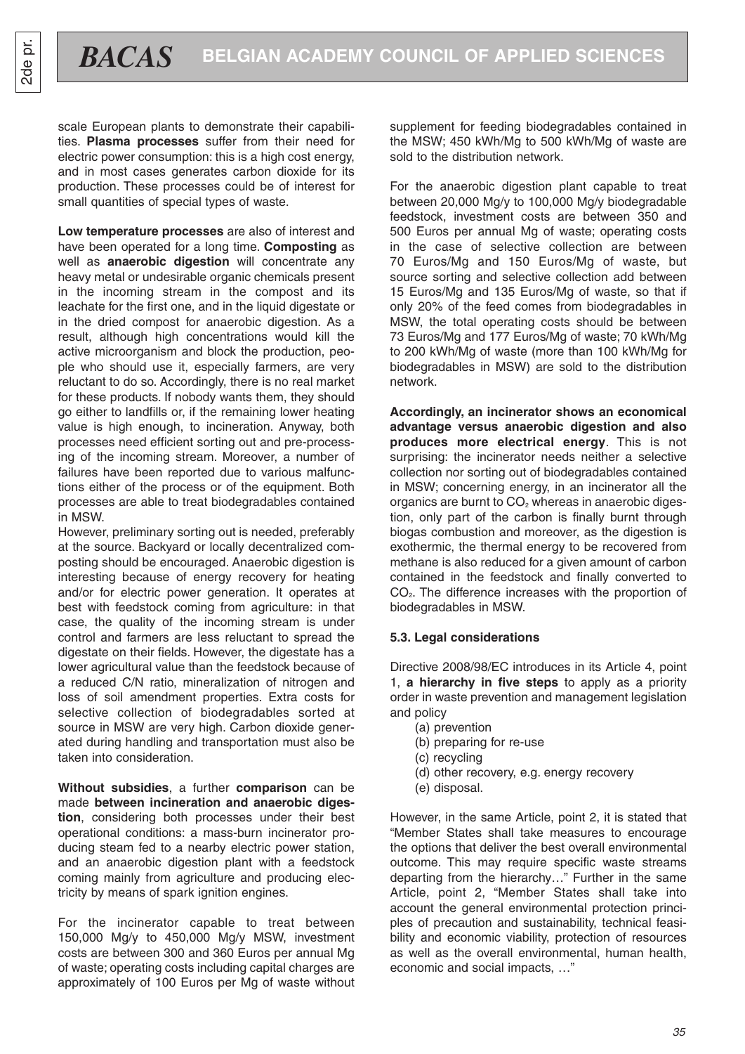scale European plants to demonstrate their capabilities. **Plasma processes** suffer from their need for electric power consumption: this is a high cost energy, and in most cases generates carbon dioxide for its production. These processes could be of interest for small quantities of special types of waste.

**Low temperature processes** are also of interest and have been operated for a long time. **Composting** as well as **anaerobic digestion** will concentrate any heavy metal or undesirable organic chemicals present in the incoming stream in the compost and its leachate for the first one, and in the liquid digestate or in the dried compost for anaerobic digestion. As a result, although high concentrations would kill the active microorganism and block the production, people who should use it, especially farmers, are very reluctant to do so. Accordingly, there is no real market for these products. If nobody wants them, they should go either to landfills or, if the remaining lower heating value is high enough, to incineration. Anyway, both processes need efficient sorting out and pre-processing of the incoming stream. Moreover, a number of failures have been reported due to various malfunctions either of the process or of the equipment. Both processes are able to treat biodegradables contained in MSW.

However, preliminary sorting out is needed, preferably at the source. Backyard or locally decentralized composting should be encouraged. Anaerobic digestion is interesting because of energy recovery for heating and/or for electric power generation. It operates at best with feedstock coming from agriculture: in that case, the quality of the incoming stream is under control and farmers are less reluctant to spread the digestate on their fields. However, the digestate has a lower agricultural value than the feedstock because of a reduced C/N ratio, mineralization of nitrogen and loss of soil amendment properties. Extra costs for selective collection of biodegradables sorted at source in MSW are very high. Carbon dioxide generated during handling and transportation must also be taken into consideration.

**Without subsidies**, a further **comparison** can be made **between incineration and anaerobic digestion**, considering both processes under their best operational conditions: a mass-burn incinerator producing steam fed to a nearby electric power station, and an anaerobic digestion plant with a feedstock coming mainly from agriculture and producing electricity by means of spark ignition engines.

For the incinerator capable to treat between 150,000 Mg/y to 450,000 Mg/y MSW, investment costs are between 300 and 360 Euros per annual Mg of waste; operating costs including capital charges are approximately of 100 Euros per Mg of waste without supplement for feeding biodegradables contained in the MSW; 450 kWh/Mg to 500 kWh/Mg of waste are sold to the distribution network.

For the anaerobic digestion plant capable to treat between 20,000 Mg/y to 100,000 Mg/y biodegradable feedstock, investment costs are between 350 and 500 Euros per annual Mg of waste; operating costs in the case of selective collection are between 70 Euros/Mg and 150 Euros/Mg of waste, but source sorting and selective collection add between 15 Euros/Mg and 135 Euros/Mg of waste, so that if only 20% of the feed comes from biodegradables in MSW, the total operating costs should be between 73 Euros/Mg and 177 Euros/Mg of waste; 70 kWh/Mg to 200 kWh/Mg of waste (more than 100 kWh/Mg for biodegradables in MSW) are sold to the distribution network.

**Accordingly, an incinerator shows an economical advantage versus anaerobic digestion and also produces more electrical energy**. This is not surprising: the incinerator needs neither a selective collection nor sorting out of biodegradables contained in MSW; concerning energy, in an incinerator all the organics are burnt to $CO_2$ whereas in anaerobic digestion, only part of the carbon is finally burnt through biogas combustion and moreover, as the digestion is exothermic, the thermal energy to be recovered from methane is also reduced for a given amount of carbon contained in the feedstock and finally converted to $CO_2$. The difference increases with the proportion of biodegradables in MSW.

### 5.3. Legal considerations

Directive 2008/98/EC introduces in its Article 4, point 1, **a hierarchy in five steps** to apply as a priority order in waste prevention and management legislation and policy

- (a) prevention
- (b) preparing for re-use
- (c) recycling
- (d) other recovery, e.g. energy recovery
- (e) disposal.

However, in the same Article, point 2, it is stated that "Member States shall take measures to encourage the options that deliver the best overall environmental outcome. This may require specific waste streams departing from the hierarchy…" Further in the same Article, point 2, "Member States shall take into account the general environmental protection principles of precaution and sustainability, technical feasibility and economic viability, protection of resources as well as the overall environmental, human health, economic and social impacts, …"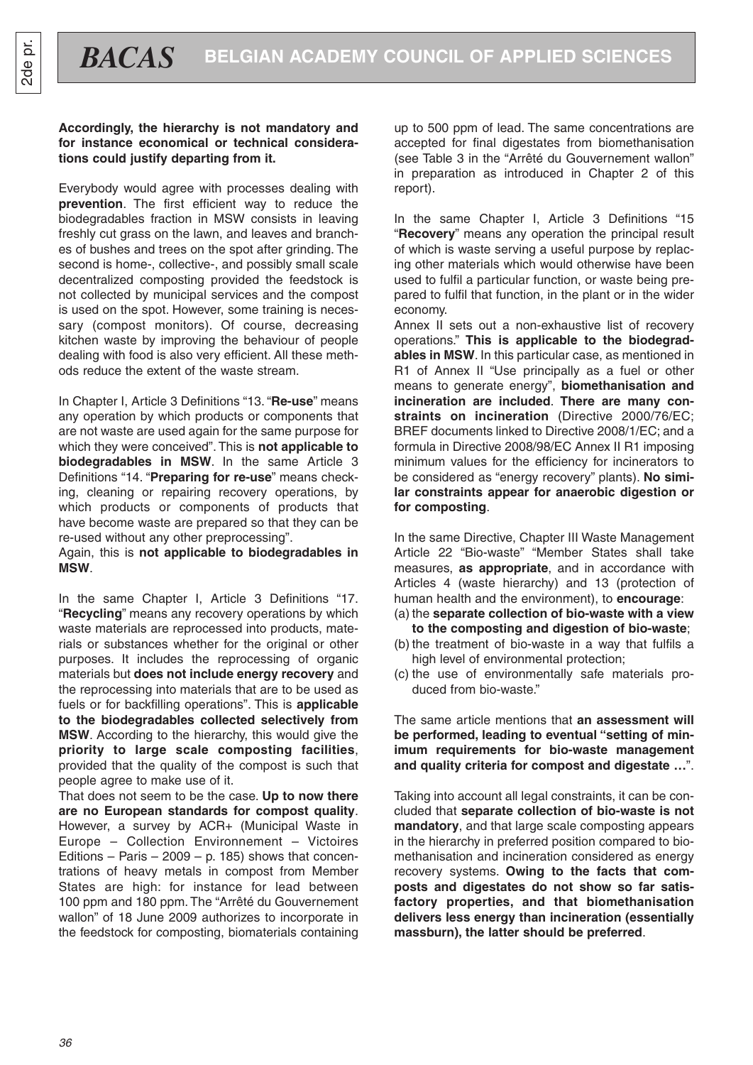**Accordingly, the hierarchy is not mandatory and for instance economical or technical considerations could justify departing from it.**

Everybody would agree with processes dealing with **prevention**. The first efficient way to reduce the biodegradables fraction in MSW consists in leaving freshly cut grass on the lawn, and leaves and branches of bushes and trees on the spot after grinding. The second is home-, collective-, and possibly small scale decentralized composting provided the feedstock is not collected by municipal services and the compost is used on the spot. However, some training is necessary (compost monitors). Of course, decreasing kitchen waste by improving the behaviour of people dealing with food is also very efficient. All these methods reduce the extent of the waste stream.

In Chapter I, Article 3 Definitions "13. "**Re-use**" means any operation by which products or components that are not waste are used again for the same purpose for which they were conceived". This is **not applicable to biodegradables in MSW**. In the same Article 3 Definitions "14. "**Preparing for re-use**" means checking, cleaning or repairing recovery operations, by which products or components of products that have become waste are prepared so that they can be re-used without any other preprocessing".

Again, this is **not applicable to biodegradables in MSW**.

In the same Chapter I, Article 3 Definitions "17. "**Recycling**" means any recovery operations by which waste materials are reprocessed into products, materials or substances whether for the original or other purposes. It includes the reprocessing of organic materials but **does not include energy recovery** and the reprocessing into materials that are to be used as fuels or for backfilling operations". This is **applicable to the biodegradables collected selectively from MSW**. According to the hierarchy, this would give the **priority to large scale composting facilities**, provided that the quality of the compost is such that people agree to make use of it.

That does not seem to be the case. **Up to now there are no European standards for compost quality**. However, a survey by ACR+ (Municipal Waste in Europe – Collection Environnement – Victoires Editions – Paris – 2009 – p. 185) shows that concentrations of heavy metals in compost from Member States are high: for instance for lead between 100 ppm and 180 ppm. The "Arrêté du Gouvernement wallon" of 18 June 2009 authorizes to incorporate in the feedstock for composting, biomaterials containing up to 500 ppm of lead. The same concentrations are accepted for final digestates from biomethanisation (see Table 3 in the "Arrêté du Gouvernement wallon" in preparation as introduced in Chapter 2 of this report).

In the same Chapter I, Article 3 Definitions "15 "**Recovery**" means any operation the principal result of which is waste serving a useful purpose by replacing other materials which would otherwise have been used to fulfil a particular function, or waste being prepared to fulfil that function, in the plant or in the wider economy.

Annex II sets out a non-exhaustive list of recovery operations." **This is applicable to the biodegradables in MSW**. In this particular case, as mentioned in R1 of Annex II "Use principally as a fuel or other means to generate energy", **biomethanisation and incineration are included**. **There are many constraints on incineration** (Directive 2000/76/EC; BREF documents linked to Directive 2008/1/EC; and a formula in Directive 2008/98/EC Annex II R1 imposing minimum values for the efficiency for incinerators to be considered as "energy recovery" plants). **No similar constraints appear for anaerobic digestion or for composting**.

In the same Directive, Chapter III Waste Management Article 22 "Bio-waste" "Member States shall take measures, **as appropriate**, and in accordance with Articles 4 (waste hierarchy) and 13 (protection of human health and the environment), to **encourage**:

(a) the **separate collection of bio-waste with a view to the composting and digestion of bio-waste**;
(b) the treatment of bio-waste in a way that fulfils a high level of environmental protection;
(c) the use of environmentally safe materials produced from bio-waste."

The same article mentions that **an assessment will be performed, leading to eventual "setting of minimum requirements for bio-waste management and quality criteria for compost and digestate …**".

Taking into account all legal constraints, it can be concluded that **separate collection of bio-waste is not mandatory**, and that large scale composting appears in the hierarchy in preferred position compared to biomethanisation and incineration considered as energy recovery systems. **Owing to the facts that composts and digestates do not show so far satisfactory properties, and that biomethanisation delivers less energy than incineration (essentially massburn), the latter should be preferred**.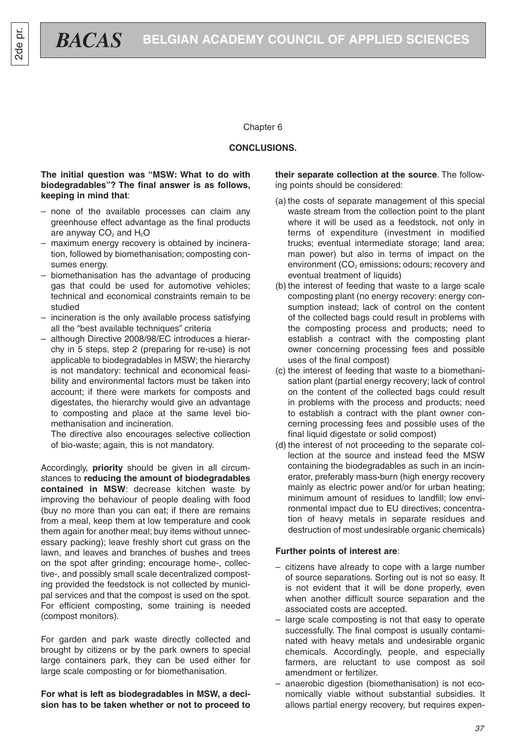Chapter 6

## CONCLUSIONS.

**The initial question was "MSW: What to do with biodegradables"? The final answer is as follows, keeping in mind that**:

- none of the available processes can claim any greenhouse effect advantage as the final products are anyway $CO_2$ and $H_2O$
- maximum energy recovery is obtained by incineration, followed by biomethanisation; composting consumes energy.
- biomethanisation has the advantage of producing gas that could be used for automotive vehicles; technical and economical constraints remain to be studied
- incineration is the only available process satisfying all the "best available techniques" criteria
- although Directive 2008/98/EC introduces a hierarchy in 5 steps, step 2 (preparing for re-use) is not applicable to biodegradables in MSW; the hierarchy is not mandatory: technical and economical feasibility and environmental factors must be taken into account; if there were markets for composts and digestates, the hierarchy would give an advantage to composting and place at the same level biomethanisation and incineration.

  The directive also encourages selective collection of bio-waste; again, this is not mandatory.

Accordingly, **priority** should be given in all circumstances to **reducing the amount of biodegradables contained in MSW**: decrease kitchen waste by improving the behaviour of people dealing with food (buy no more than you can eat; if there are remains from a meal, keep them at low temperature and cook them again for another meal; buy items without unnecessary packing); leave freshly short cut grass on the lawn, and leaves and branches of bushes and trees on the spot after grinding; encourage home-, collective-, and possibly small scale decentralized composting provided the feedstock is not collected by municipal services and that the compost is used on the spot. For efficient composting, some training is needed (compost monitors).

For garden and park waste directly collected and brought by citizens or by the park owners to special large containers park, they can be used either for large scale composting or for biomethanisation.

**For what is left as biodegradables in MSW, a decision has to be taken whether or not to proceed to their separate collection at the source**. The following points should be considered:

(a) the costs of separate management of this special waste stream from the collection point to the plant where it will be used as a feedstock, not only in terms of expenditure (investment in modified trucks; eventual intermediate storage; land area; man power) but also in terms of impact on the environment ($CO_2$ emissions; odours; recovery and eventual treatment of liquids)

(b) the interest of feeding that waste to a large scale composting plant (no energy recovery: energy consumption instead; lack of control on the content of the collected bags could result in problems with the composting process and products; need to establish a contract with the composting plant owner concerning processing fees and possible uses of the final compost)

(c) the interest of feeding that waste to a biomethanisation plant (partial energy recovery; lack of control on the content of the collected bags could result in problems with the process and products; need to establish a contract with the plant owner concerning processing fees and possible uses of the final liquid digestate or solid compost)

(d) the interest of not proceeding to the separate collection at the source and instead feed the MSW containing the biodegradables as such in an incinerator, preferably mass-burn (high energy recovery mainly as electric power and/or for urban heating; minimum amount of residues to landfill; low environmental impact due to EU directives; concentration of heavy metals in separate residues and destruction of most undesirable organic chemicals)

**Further points of interest are**:

- citizens have already to cope with a large number of source separations. Sorting out is not so easy. It is not evident that it will be done properly, even when another difficult source separation and the associated costs are accepted.
- large scale composting is not that easy to operate successfully. The final compost is usually contaminated with heavy metals and undesirable organic chemicals. Accordingly, people, and especially farmers, are reluctant to use compost as soil amendment or fertilizer.
- anaerobic digestion (biomethanisation) is not economically viable without substantial subsidies. It allows partial energy recovery, but requires expen-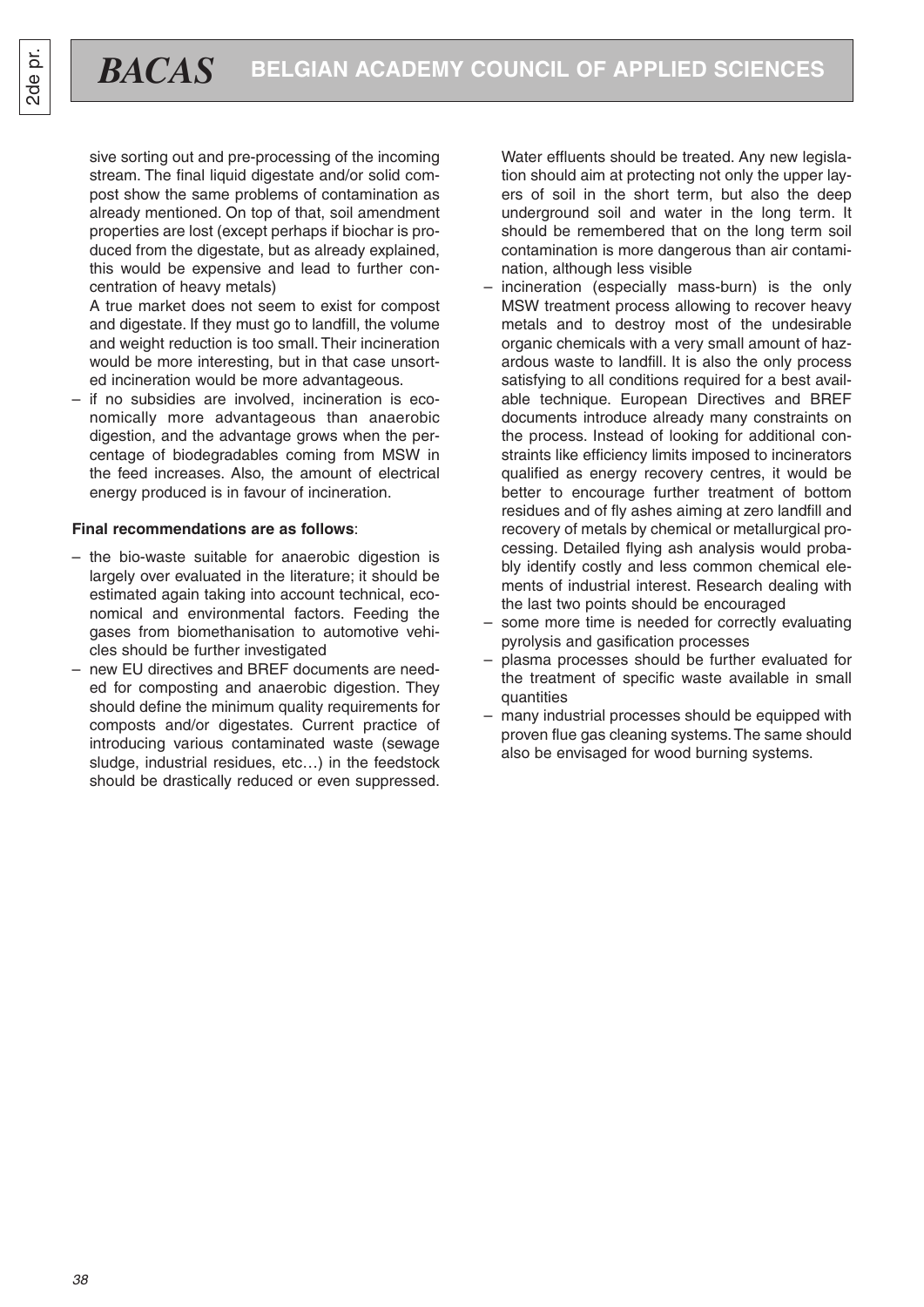sive sorting out and pre-processing of the incoming stream. The final liquid digestate and/or solid compost show the same problems of contamination as already mentioned. On top of that, soil amendment properties are lost (except perhaps if biochar is produced from the digestate, but as already explained, this would be expensive and lead to further concentration of heavy metals)

A true market does not seem to exist for compost and digestate. If they must go to landfill, the volume and weight reduction is too small. Their incineration would be more interesting, but in that case unsorted incineration would be more advantageous.

– if no subsidies are involved, incineration is economically more advantageous than anaerobic digestion, and the advantage grows when the percentage of biodegradables coming from MSW in the feed increases. Also, the amount of electrical energy produced is in favour of incineration.

**Final recommendations are as follows**:

– the bio-waste suitable for anaerobic digestion is largely over evaluated in the literature; it should be estimated again taking into account technical, economical and environmental factors. Feeding the gases from biomethanisation to automotive vehicles should be further investigated

– new EU directives and BREF documents are needed for composting and anaerobic digestion. They should define the minimum quality requirements for composts and/or digestates. Current practice of introducing various contaminated waste (sewage sludge, industrial residues, etc…) in the feedstock should be drastically reduced or even suppressed. Water effluents should be treated. Any new legislation should aim at protecting not only the upper layers of soil in the short term, but also the deep underground soil and water in the long term. It should be remembered that on the long term soil contamination is more dangerous than air contamination, although less visible

– incineration (especially mass-burn) is the only MSW treatment process allowing to recover heavy metals and to destroy most of the undesirable organic chemicals with a very small amount of hazardous waste to landfill. It is also the only process satisfying to all conditions required for a best available technique. European Directives and BREF documents introduce already many constraints on the process. Instead of looking for additional constraints like efficiency limits imposed to incinerators qualified as energy recovery centres, it would be better to encourage further treatment of bottom residues and of fly ashes aiming at zero landfill and recovery of metals by chemical or metallurgical processing. Detailed flying ash analysis would probably identify costly and less common chemical elements of industrial interest. Research dealing with the last two points should be encouraged

– some more time is needed for correctly evaluating pyrolysis and gasification processes

– plasma processes should be further evaluated for the treatment of specific waste available in small quantities

– many industrial processes should be equipped with proven flue gas cleaning systems. The same should also be envisaged for wood burning systems.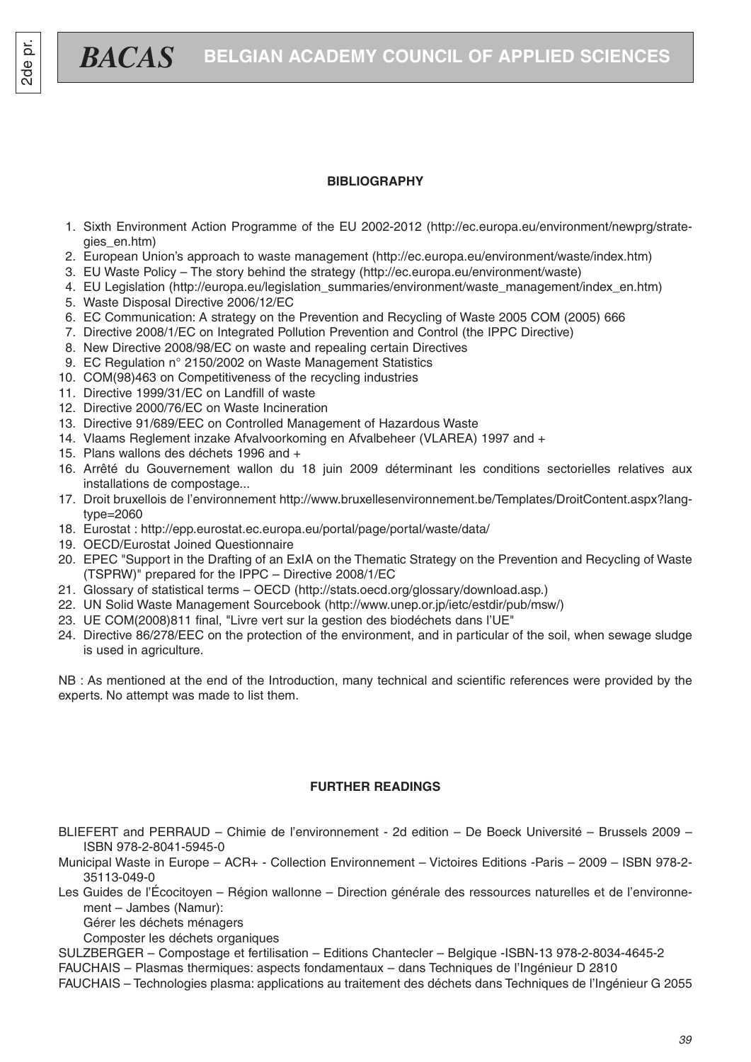## BIBLIOGRAPHY

1. Sixth Environment Action Programme of the EU 2002-2012 (http://ec.europa.eu/environment/newprg/strategies_en.htm)
2. European Union's approach to waste management (http://ec.europa.eu/environment/waste/index.htm)
3. EU Waste Policy – The story behind the strategy (http://ec.europa.eu/environment/waste)
4. EU Legislation (http://europa.eu/legislation_summaries/environment/waste_management/index_en.htm)
5. Waste Disposal Directive 2006/12/EC
6. EC Communication: A strategy on the Prevention and Recycling of Waste 2005 COM (2005) 666
7. Directive 2008/1/EC on Integrated Pollution Prevention and Control (the IPPC Directive)
8. New Directive 2008/98/EC on waste and repealing certain Directives
9. EC Regulation n° 2150/2002 on Waste Management Statistics
10. COM(98)463 on Competitiveness of the recycling industries
11. Directive 1999/31/EC on Landfill of waste
12. Directive 2000/76/EC on Waste Incineration
13. Directive 91/689/EEC on Controlled Management of Hazardous Waste
14. Vlaams Reglement inzake Afvalvoorkoming en Afvalbeheer (VLAREA) 1997 and +
15. Plans wallons des déchets 1996 and +
16. Arrêté du Gouvernement wallon du 18 juin 2009 déterminant les conditions sectorielles relatives aux installations de compostage...
17. Droit bruxellois de l'environnement http://www.bruxellesenvironnement.be/Templates/DroitContent.aspx?langtype=2060
18. Eurostat : http://epp.eurostat.ec.europa.eu/portal/page/portal/waste/data/
19. OECD/Eurostat Joined Questionnaire
20. EPEC "Support in the Drafting of an ExIA on the Thematic Strategy on the Prevention and Recycling of Waste (TSPRW)" prepared for the IPPC – Directive 2008/1/EC
21. Glossary of statistical terms – OECD (http://stats.oecd.org/glossary/download.asp.)
22. UN Solid Waste Management Sourcebook (http://www.unep.or.jp/ietc/estdir/pub/msw/)
23. UE COM(2008)811 final, "Livre vert sur la gestion des biodéchets dans l'UE"
24. Directive 86/278/EEC on the protection of the environment, and in particular of the soil, when sewage sludge is used in agriculture.

NB : As mentioned at the end of the Introduction, many technical and scientific references were provided by the experts. No attempt was made to list them.

## FURTHER READINGS

BLIEFERT and PERRAUD – Chimie de l'environnement - 2d edition – De Boeck Université – Brussels 2009 – ISBN 978-2-8041-5945-0

Municipal Waste in Europe – ACR+ - Collection Environnement – Victoires Editions -Paris – 2009 – ISBN 978-2-35113-049-0

Les Guides de l'Écocitoyen – Région wallonne – Direction générale des ressources naturelles et de l'environnement – Jambes (Namur):
Gérer les déchets ménagers
Composter les déchets organiques

SULZBERGER – Compostage et fertilisation – Editions Chantecler – Belgique -ISBN-13 978-2-8034-4645-2

FAUCHAIS – Plasmas thermiques: aspects fondamentaux – dans Techniques de l'Ingénieur D 2810

FAUCHAIS – Technologies plasma: applications au traitement des déchets dans Techniques de l'Ingénieur G 2055